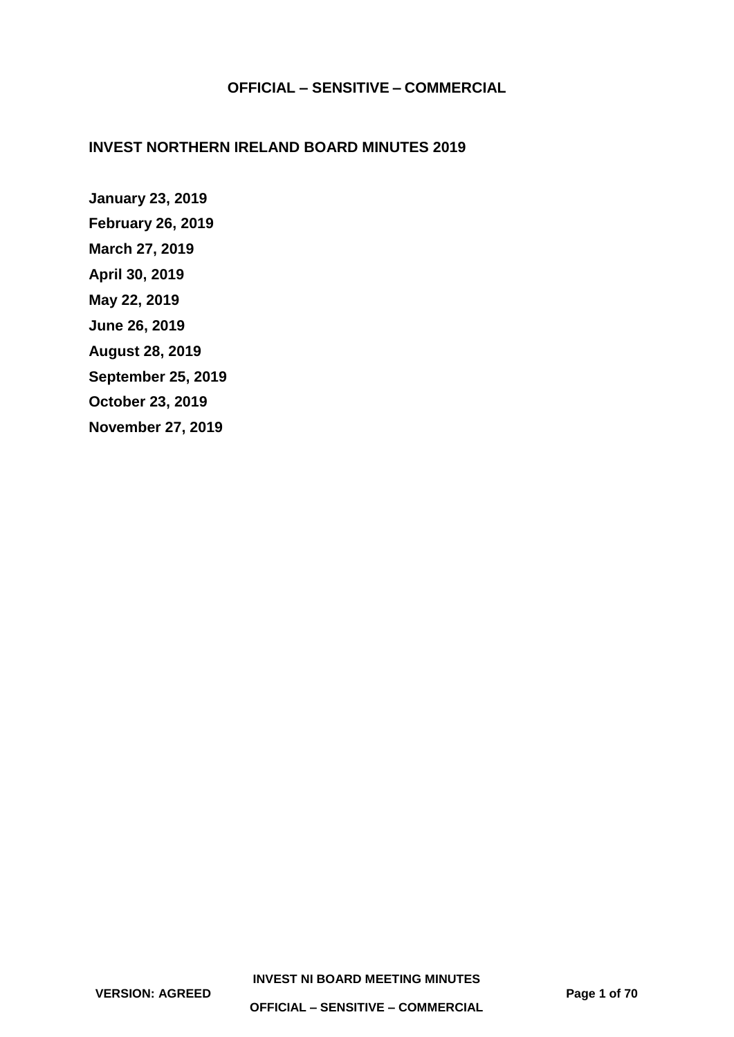**OFFICIAL – SENSITIVE – COMMERCIAL**

# INVEST NORTHERN IRELAND BOARD MINUTES 2019

**January 23, 2019**

**February 26, 2019**

**March 27, 2019**

**April 30, 2019**

**May 22, 2019**

**June 26, 2019**

**August 28, 2019**

**September 25, 2019**

**October 23, 2019**

**November 27, 2019**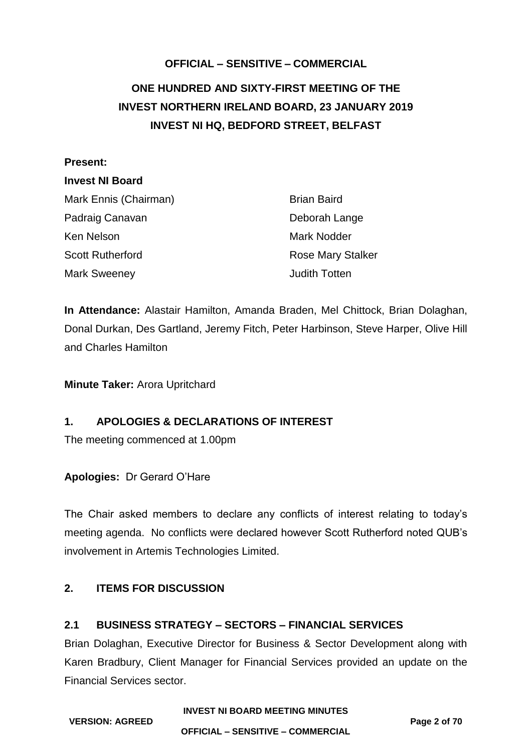**OFFICIAL – SENSITIVE – COMMERCIAL**

# ONE HUNDRED AND SIXTY-FIRST MEETING OF THE INVEST NORTHERN IRELAND BOARD, 23 JANUARY 2019 INVEST NI HQ, BEDFORD STREET, BELFAST

**Present:**

**Invest NI Board**

| | |
|---|---|
| Mark Ennis (Chairman) | Brian Baird |
| Padraig Canavan | Deborah Lange |
| Ken Nelson | Mark Nodder |
| Scott Rutherford | Rose Mary Stalker |
| Mark Sweeney | Judith Totten |

**In Attendance:** Alastair Hamilton, Amanda Braden, Mel Chittock, Brian Dolaghan, Donal Durkan, Des Gartland, Jeremy Fitch, Peter Harbinson, Steve Harper, Olive Hill and Charles Hamilton

**Minute Taker:** Arora Upritchard

## 1. APOLOGIES & DECLARATIONS OF INTEREST

The meeting commenced at 1.00pm

**Apologies:** Dr Gerard O'Hare

The Chair asked members to declare any conflicts of interest relating to today's meeting agenda. No conflicts were declared however Scott Rutherford noted QUB's involvement in Artemis Technologies Limited.

## 2. ITEMS FOR DISCUSSION

### 2.1 BUSINESS STRATEGY – SECTORS – FINANCIAL SERVICES

Brian Dolaghan, Executive Director for Business & Sector Development along with Karen Bradbury, Client Manager for Financial Services provided an update on the Financial Services sector.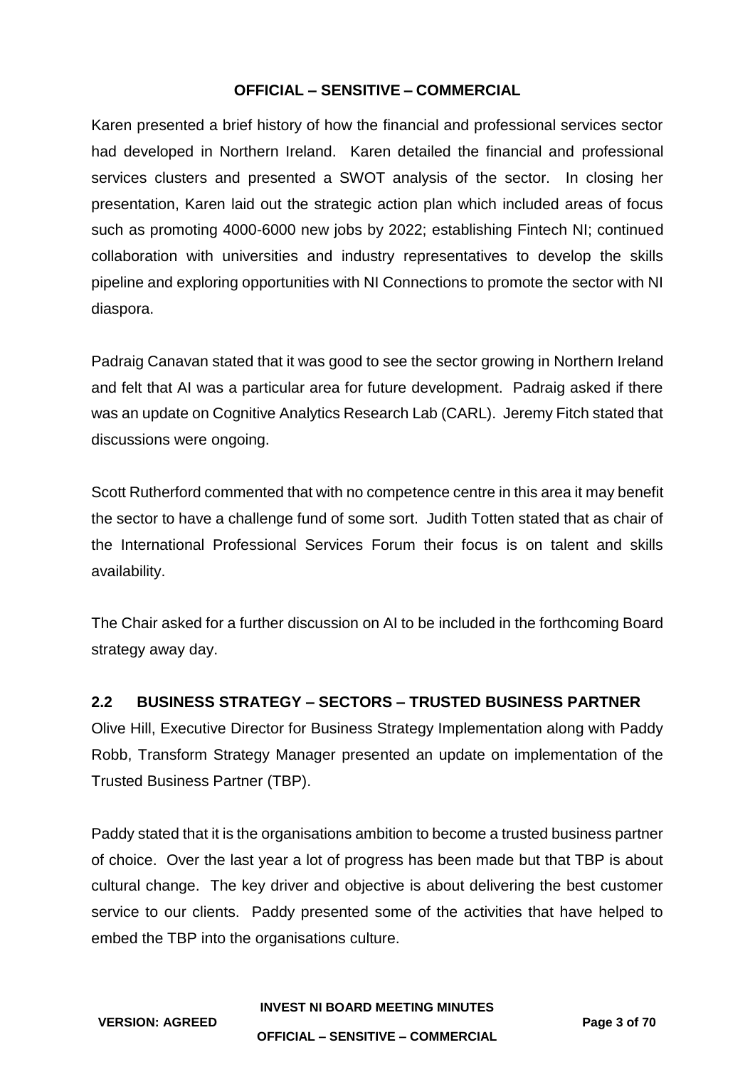Karen presented a brief history of how the financial and professional services sector had developed in Northern Ireland. Karen detailed the financial and professional services clusters and presented a SWOT analysis of the sector. In closing her presentation, Karen laid out the strategic action plan which included areas of focus such as promoting 4000-6000 new jobs by 2022; establishing Fintech NI; continued collaboration with universities and industry representatives to develop the skills pipeline and exploring opportunities with NI Connections to promote the sector with NI diaspora.

Padraig Canavan stated that it was good to see the sector growing in Northern Ireland and felt that AI was a particular area for future development. Padraig asked if there was an update on Cognitive Analytics Research Lab (CARL). Jeremy Fitch stated that discussions were ongoing.

Scott Rutherford commented that with no competence centre in this area it may benefit the sector to have a challenge fund of some sort. Judith Totten stated that as chair of the International Professional Services Forum their focus is on talent and skills availability.

The Chair asked for a further discussion on AI to be included in the forthcoming Board strategy away day.

## 2.2 BUSINESS STRATEGY – SECTORS – TRUSTED BUSINESS PARTNER

Olive Hill, Executive Director for Business Strategy Implementation along with Paddy Robb, Transform Strategy Manager presented an update on implementation of the Trusted Business Partner (TBP).

Paddy stated that it is the organisations ambition to become a trusted business partner of choice. Over the last year a lot of progress has been made but that TBP is about cultural change. The key driver and objective is about delivering the best customer service to our clients. Paddy presented some of the activities that have helped to embed the TBP into the organisations culture.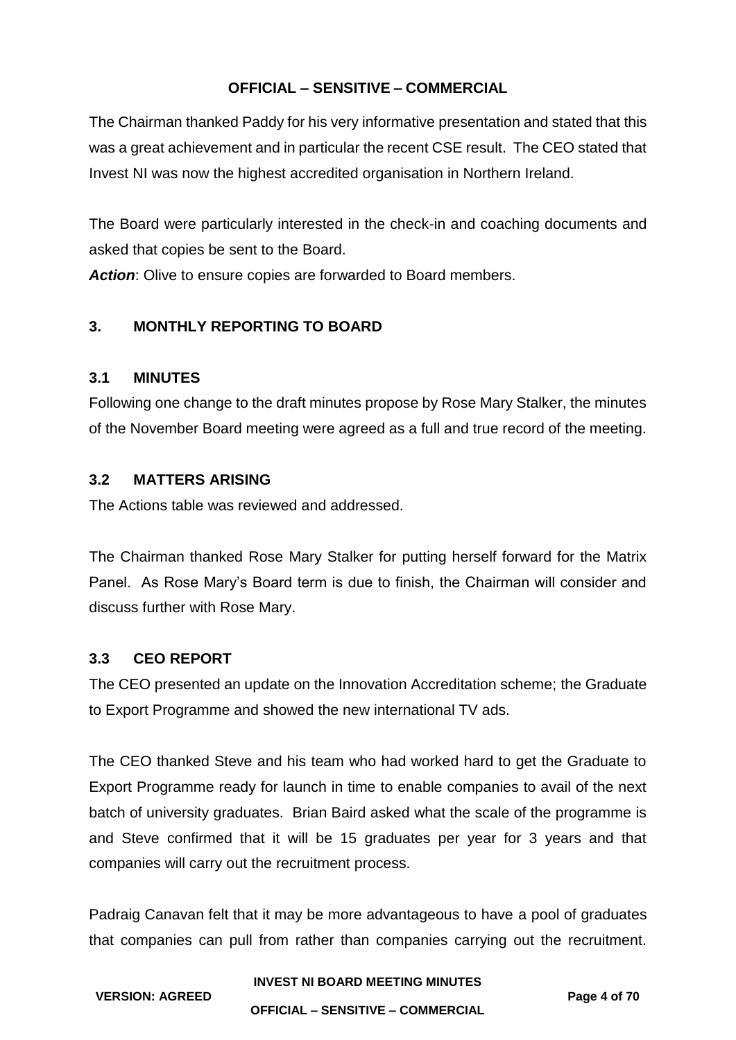The Chairman thanked Paddy for his very informative presentation and stated that this was a great achievement and in particular the recent CSE result. The CEO stated that Invest NI was now the highest accredited organisation in Northern Ireland.

The Board were particularly interested in the check-in and coaching documents and asked that copies be sent to the Board.

***Action***: Olive to ensure copies are forwarded to Board members.

## 3. MONTHLY REPORTING TO BOARD

### 3.1 MINUTES

Following one change to the draft minutes propose by Rose Mary Stalker, the minutes of the November Board meeting were agreed as a full and true record of the meeting.

### 3.2 MATTERS ARISING

The Actions table was reviewed and addressed.

The Chairman thanked Rose Mary Stalker for putting herself forward for the Matrix Panel. As Rose Mary's Board term is due to finish, the Chairman will consider and discuss further with Rose Mary.

### 3.3 CEO REPORT

The CEO presented an update on the Innovation Accreditation scheme; the Graduate to Export Programme and showed the new international TV ads.

The CEO thanked Steve and his team who had worked hard to get the Graduate to Export Programme ready for launch in time to enable companies to avail of the next batch of university graduates. Brian Baird asked what the scale of the programme is and Steve confirmed that it will be 15 graduates per year for 3 years and that companies will carry out the recruitment process.

Padraig Canavan felt that it may be more advantageous to have a pool of graduates that companies can pull from rather than companies carrying out the recruitment.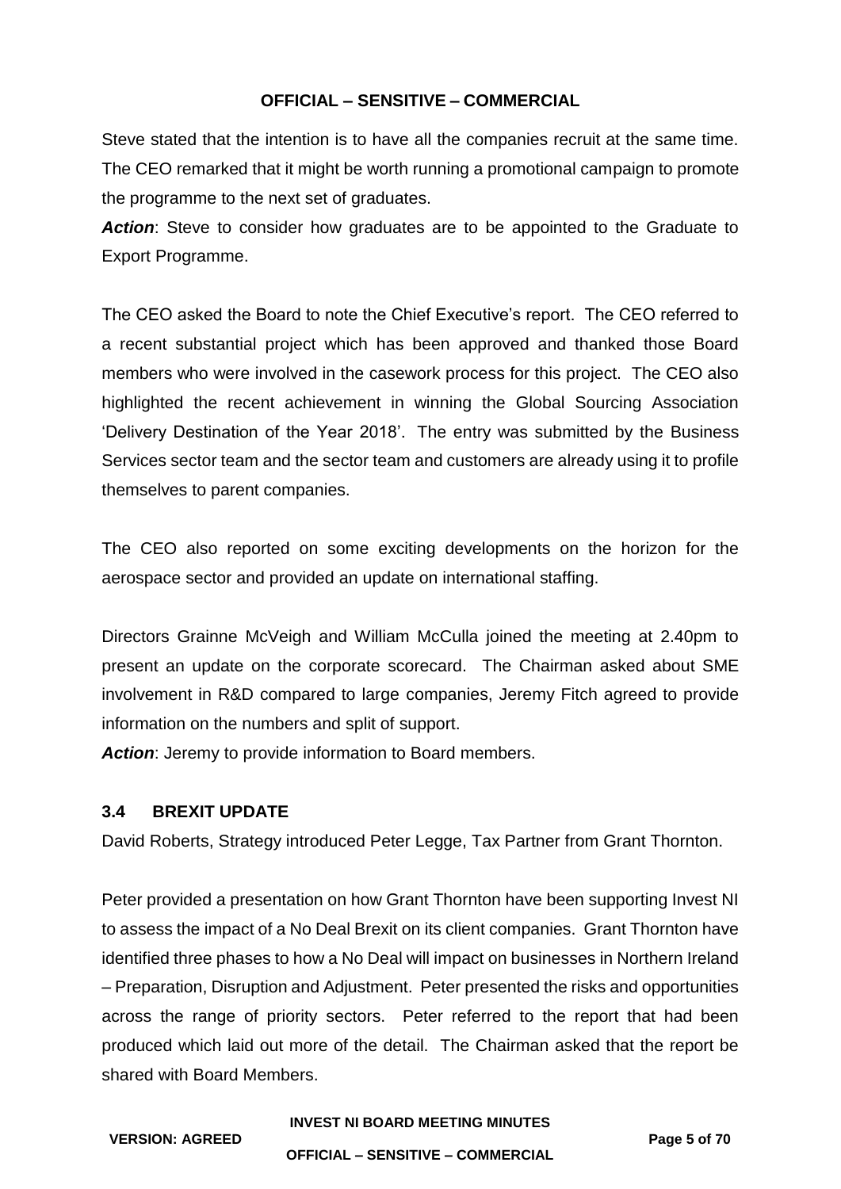Steve stated that the intention is to have all the companies recruit at the same time. The CEO remarked that it might be worth running a promotional campaign to promote the programme to the next set of graduates.

***Action***: Steve to consider how graduates are to be appointed to the Graduate to Export Programme.

The CEO asked the Board to note the Chief Executive's report. The CEO referred to a recent substantial project which has been approved and thanked those Board members who were involved in the casework process for this project. The CEO also highlighted the recent achievement in winning the Global Sourcing Association 'Delivery Destination of the Year 2018'. The entry was submitted by the Business Services sector team and the sector team and customers are already using it to profile themselves to parent companies.

The CEO also reported on some exciting developments on the horizon for the aerospace sector and provided an update on international staffing.

Directors Grainne McVeigh and William McCulla joined the meeting at 2.40pm to present an update on the corporate scorecard. The Chairman asked about SME involvement in R&D compared to large companies, Jeremy Fitch agreed to provide information on the numbers and split of support.

***Action***: Jeremy to provide information to Board members.

### 3.4 BREXIT UPDATE

David Roberts, Strategy introduced Peter Legge, Tax Partner from Grant Thornton.

Peter provided a presentation on how Grant Thornton have been supporting Invest NI to assess the impact of a No Deal Brexit on its client companies. Grant Thornton have identified three phases to how a No Deal will impact on businesses in Northern Ireland – Preparation, Disruption and Adjustment. Peter presented the risks and opportunities across the range of priority sectors. Peter referred to the report that had been produced which laid out more of the detail. The Chairman asked that the report be shared with Board Members.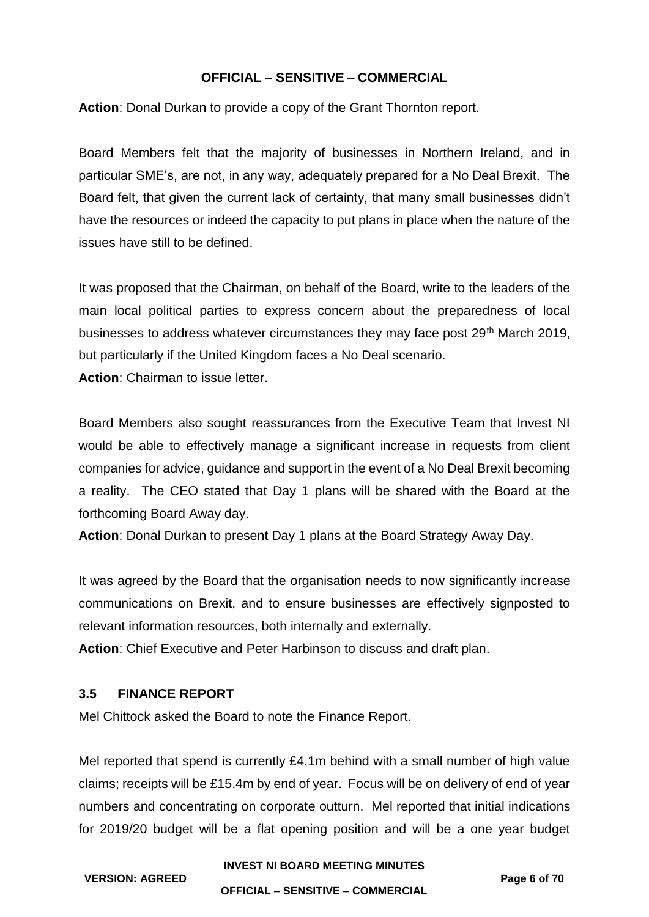**Action**: Donal Durkan to provide a copy of the Grant Thornton report.

Board Members felt that the majority of businesses in Northern Ireland, and in particular SME's, are not, in any way, adequately prepared for a No Deal Brexit. The Board felt, that given the current lack of certainty, that many small businesses didn't have the resources or indeed the capacity to put plans in place when the nature of the issues have still to be defined.

It was proposed that the Chairman, on behalf of the Board, write to the leaders of the main local political parties to express concern about the preparedness of local businesses to address whatever circumstances they may face post 29th March 2019, but particularly if the United Kingdom faces a No Deal scenario.

**Action**: Chairman to issue letter.

Board Members also sought reassurances from the Executive Team that Invest NI would be able to effectively manage a significant increase in requests from client companies for advice, guidance and support in the event of a No Deal Brexit becoming a reality. The CEO stated that Day 1 plans will be shared with the Board at the forthcoming Board Away day.

**Action**: Donal Durkan to present Day 1 plans at the Board Strategy Away Day.

It was agreed by the Board that the organisation needs to now significantly increase communications on Brexit, and to ensure businesses are effectively signposted to relevant information resources, both internally and externally.

**Action**: Chief Executive and Peter Harbinson to discuss and draft plan.

### 3.5 FINANCE REPORT

Mel Chittock asked the Board to note the Finance Report.

Mel reported that spend is currently £4.1m behind with a small number of high value claims; receipts will be £15.4m by end of year. Focus will be on delivery of end of year numbers and concentrating on corporate outturn. Mel reported that initial indications for 2019/20 budget will be a flat opening position and will be a one year budget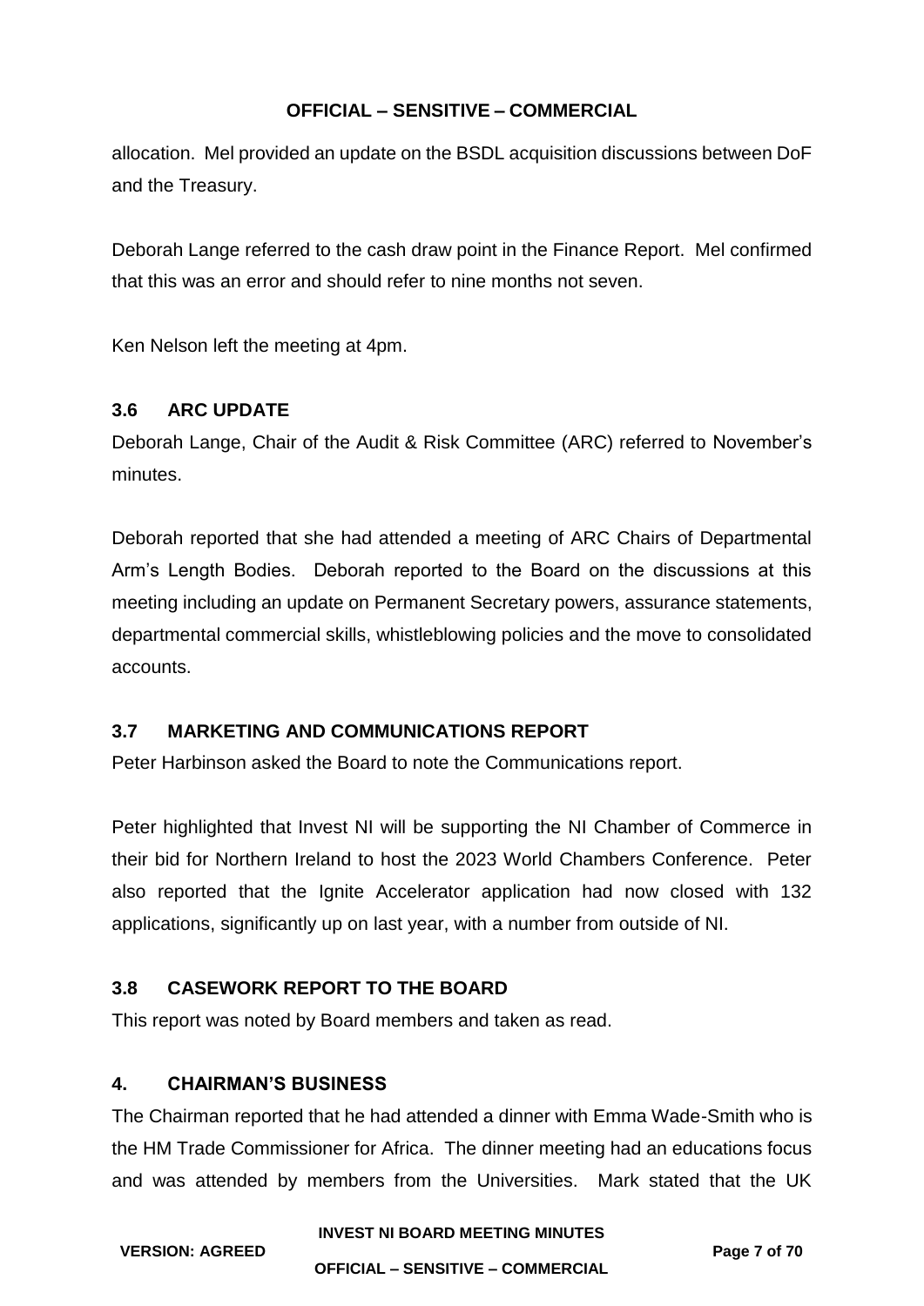allocation. Mel provided an update on the BSDL acquisition discussions between DoF and the Treasury.

Deborah Lange referred to the cash draw point in the Finance Report. Mel confirmed that this was an error and should refer to nine months not seven.

Ken Nelson left the meeting at 4pm.

### 3.6 ARC UPDATE

Deborah Lange, Chair of the Audit & Risk Committee (ARC) referred to November's minutes.

Deborah reported that she had attended a meeting of ARC Chairs of Departmental Arm's Length Bodies. Deborah reported to the Board on the discussions at this meeting including an update on Permanent Secretary powers, assurance statements, departmental commercial skills, whistleblowing policies and the move to consolidated accounts.

### 3.7 MARKETING AND COMMUNICATIONS REPORT

Peter Harbinson asked the Board to note the Communications report.

Peter highlighted that Invest NI will be supporting the NI Chamber of Commerce in their bid for Northern Ireland to host the 2023 World Chambers Conference. Peter also reported that the Ignite Accelerator application had now closed with 132 applications, significantly up on last year, with a number from outside of NI.

### 3.8 CASEWORK REPORT TO THE BOARD

This report was noted by Board members and taken as read.

## 4. CHAIRMAN'S BUSINESS

The Chairman reported that he had attended a dinner with Emma Wade-Smith who is the HM Trade Commissioner for Africa. The dinner meeting had an educations focus and was attended by members from the Universities. Mark stated that the UK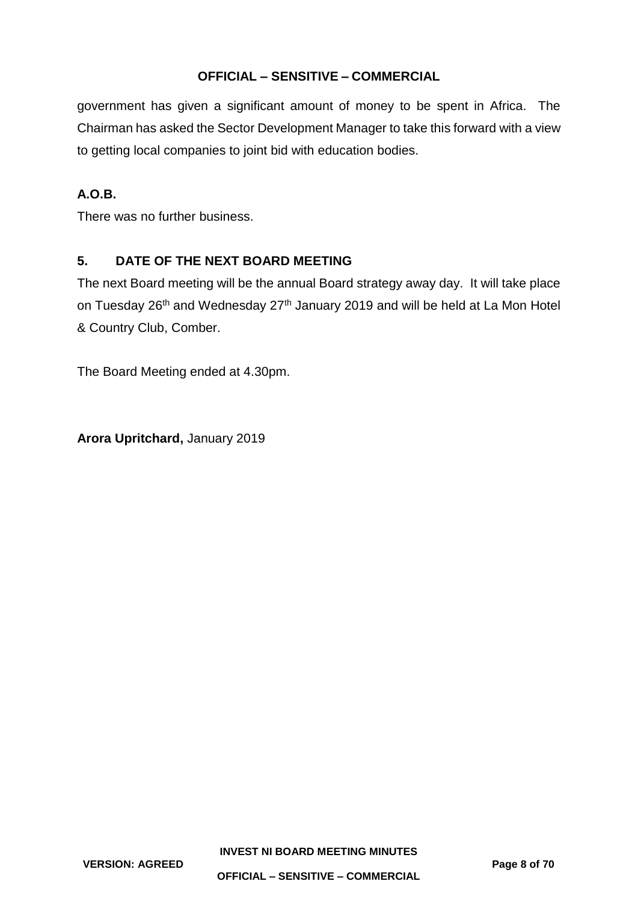government has given a significant amount of money to be spent in Africa. The Chairman has asked the Sector Development Manager to take this forward with a view to getting local companies to joint bid with education bodies.

**A.O.B.**

There was no further business.

## 5. DATE OF THE NEXT BOARD MEETING

The next Board meeting will be the annual Board strategy away day. It will take place on Tuesday 26th and Wednesday 27th January 2019 and will be held at La Mon Hotel & Country Club, Comber.

The Board Meeting ended at 4.30pm.

**Arora Upritchard,** January 2019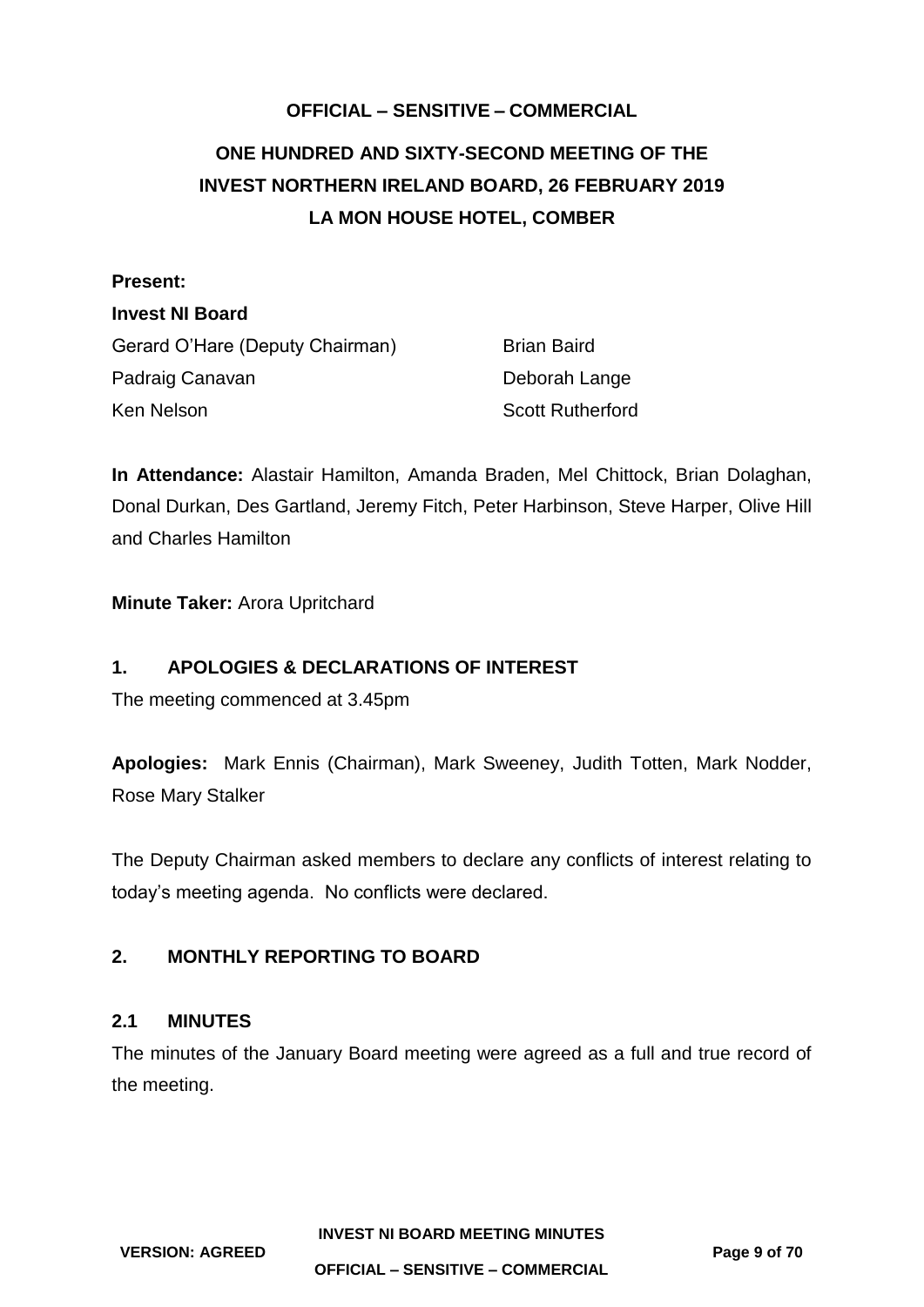**OFFICIAL – SENSITIVE – COMMERCIAL**

# ONE HUNDRED AND SIXTY-SECOND MEETING OF THE INVEST NORTHERN IRELAND BOARD, 26 FEBRUARY 2019 LA MON HOUSE HOTEL, COMBER

**Present:**

**Invest NI Board**

| | |
|---|---|
| Gerard O'Hare (Deputy Chairman) | Brian Baird |
| Padraig Canavan | Deborah Lange |
| Ken Nelson | Scott Rutherford |

**In Attendance:** Alastair Hamilton, Amanda Braden, Mel Chittock, Brian Dolaghan, Donal Durkan, Des Gartland, Jeremy Fitch, Peter Harbinson, Steve Harper, Olive Hill and Charles Hamilton

**Minute Taker:** Arora Upritchard

## 1. APOLOGIES & DECLARATIONS OF INTEREST

The meeting commenced at 3.45pm

**Apologies:** Mark Ennis (Chairman), Mark Sweeney, Judith Totten, Mark Nodder, Rose Mary Stalker

The Deputy Chairman asked members to declare any conflicts of interest relating to today's meeting agenda. No conflicts were declared.

## 2. MONTHLY REPORTING TO BOARD

### 2.1 MINUTES

The minutes of the January Board meeting were agreed as a full and true record of the meeting.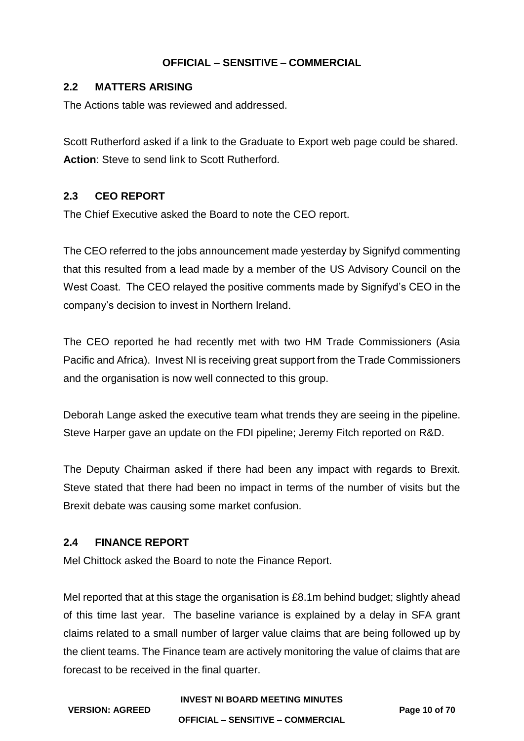## 2.2 MATTERS ARISING

The Actions table was reviewed and addressed.

Scott Rutherford asked if a link to the Graduate to Export web page could be shared.
**Action**: Steve to send link to Scott Rutherford.

## 2.3 CEO REPORT

The Chief Executive asked the Board to note the CEO report.

The CEO referred to the jobs announcement made yesterday by Signifyd commenting that this resulted from a lead made by a member of the US Advisory Council on the West Coast. The CEO relayed the positive comments made by Signifyd's CEO in the company's decision to invest in Northern Ireland.

The CEO reported he had recently met with two HM Trade Commissioners (Asia Pacific and Africa). Invest NI is receiving great support from the Trade Commissioners and the organisation is now well connected to this group.

Deborah Lange asked the executive team what trends they are seeing in the pipeline. Steve Harper gave an update on the FDI pipeline; Jeremy Fitch reported on R&D.

The Deputy Chairman asked if there had been any impact with regards to Brexit. Steve stated that there had been no impact in terms of the number of visits but the Brexit debate was causing some market confusion.

## 2.4 FINANCE REPORT

Mel Chittock asked the Board to note the Finance Report.

Mel reported that at this stage the organisation is £8.1m behind budget; slightly ahead of this time last year. The baseline variance is explained by a delay in SFA grant claims related to a small number of larger value claims that are being followed up by the client teams. The Finance team are actively monitoring the value of claims that are forecast to be received in the final quarter.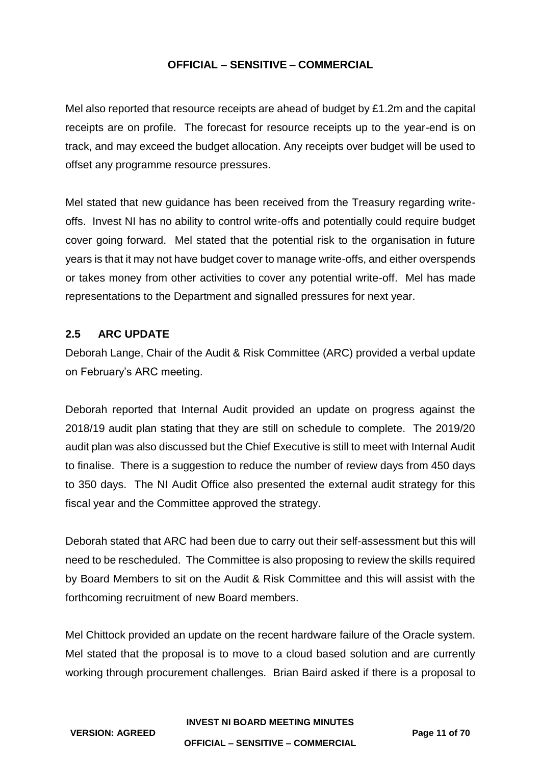Mel also reported that resource receipts are ahead of budget by £1.2m and the capital receipts are on profile. The forecast for resource receipts up to the year-end is on track, and may exceed the budget allocation. Any receipts over budget will be used to offset any programme resource pressures.

Mel stated that new guidance has been received from the Treasury regarding write-offs. Invest NI has no ability to control write-offs and potentially could require budget cover going forward. Mel stated that the potential risk to the organisation in future years is that it may not have budget cover to manage write-offs, and either overspends or takes money from other activities to cover any potential write-off. Mel has made representations to the Department and signalled pressures for next year.

## 2.5 ARC UPDATE

Deborah Lange, Chair of the Audit & Risk Committee (ARC) provided a verbal update on February's ARC meeting.

Deborah reported that Internal Audit provided an update on progress against the 2018/19 audit plan stating that they are still on schedule to complete. The 2019/20 audit plan was also discussed but the Chief Executive is still to meet with Internal Audit to finalise. There is a suggestion to reduce the number of review days from 450 days to 350 days. The NI Audit Office also presented the external audit strategy for this fiscal year and the Committee approved the strategy.

Deborah stated that ARC had been due to carry out their self-assessment but this will need to be rescheduled. The Committee is also proposing to review the skills required by Board Members to sit on the Audit & Risk Committee and this will assist with the forthcoming recruitment of new Board members.

Mel Chittock provided an update on the recent hardware failure of the Oracle system. Mel stated that the proposal is to move to a cloud based solution and are currently working through procurement challenges. Brian Baird asked if there is a proposal to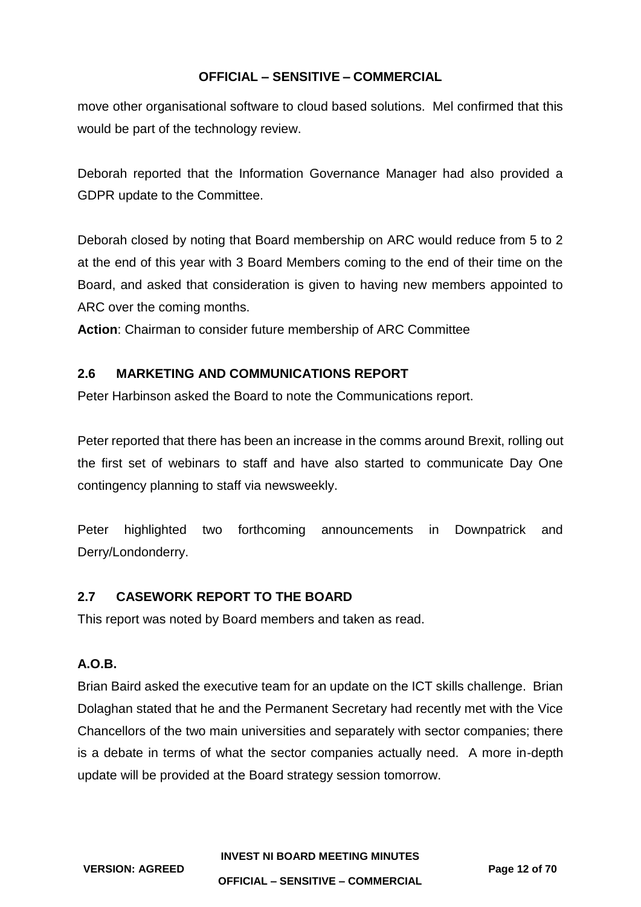move other organisational software to cloud based solutions. Mel confirmed that this would be part of the technology review.

Deborah reported that the Information Governance Manager had also provided a GDPR update to the Committee.

Deborah closed by noting that Board membership on ARC would reduce from 5 to 2 at the end of this year with 3 Board Members coming to the end of their time on the Board, and asked that consideration is given to having new members appointed to ARC over the coming months.

**Action**: Chairman to consider future membership of ARC Committee

### 2.6 MARKETING AND COMMUNICATIONS REPORT

Peter Harbinson asked the Board to note the Communications report.

Peter reported that there has been an increase in the comms around Brexit, rolling out the first set of webinars to staff and have also started to communicate Day One contingency planning to staff via newsweekly.

Peter highlighted two forthcoming announcements in Downpatrick and Derry/Londonderry.

### 2.7 CASEWORK REPORT TO THE BOARD

This report was noted by Board members and taken as read.

### A.O.B.

Brian Baird asked the executive team for an update on the ICT skills challenge. Brian Dolaghan stated that he and the Permanent Secretary had recently met with the Vice Chancellors of the two main universities and separately with sector companies; there is a debate in terms of what the sector companies actually need. A more in-depth update will be provided at the Board strategy session tomorrow.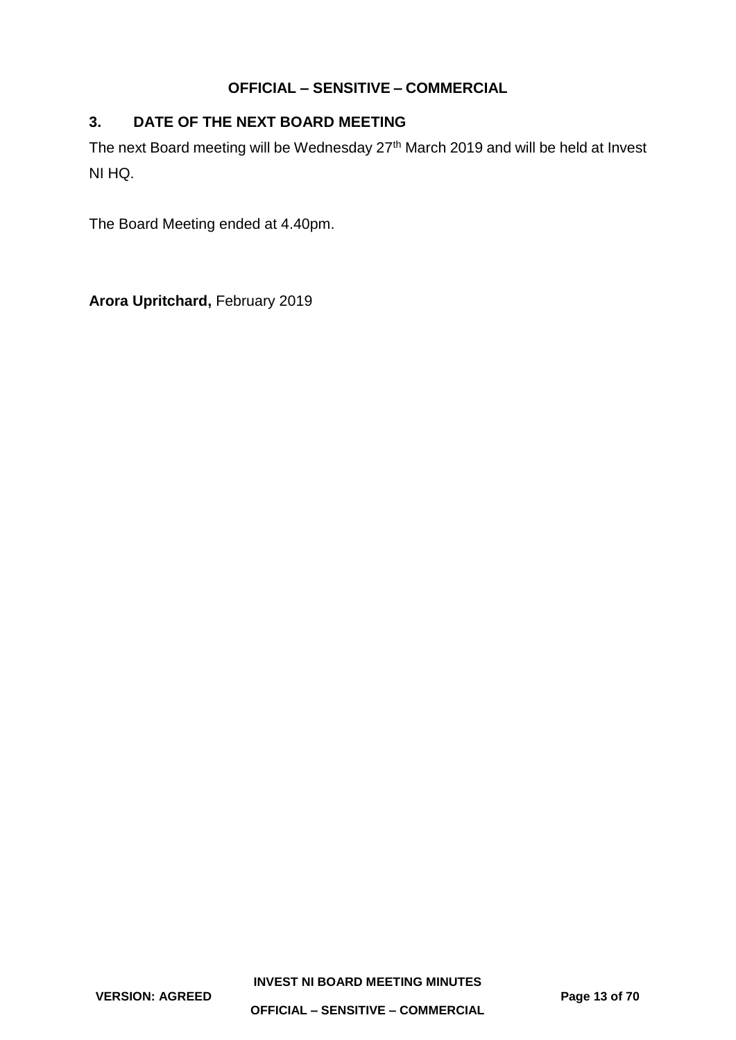## 3. DATE OF THE NEXT BOARD MEETING

The next Board meeting will be Wednesday 27th March 2019 and will be held at Invest NI HQ.

The Board Meeting ended at 4.40pm.

**Arora Upritchard,** February 2019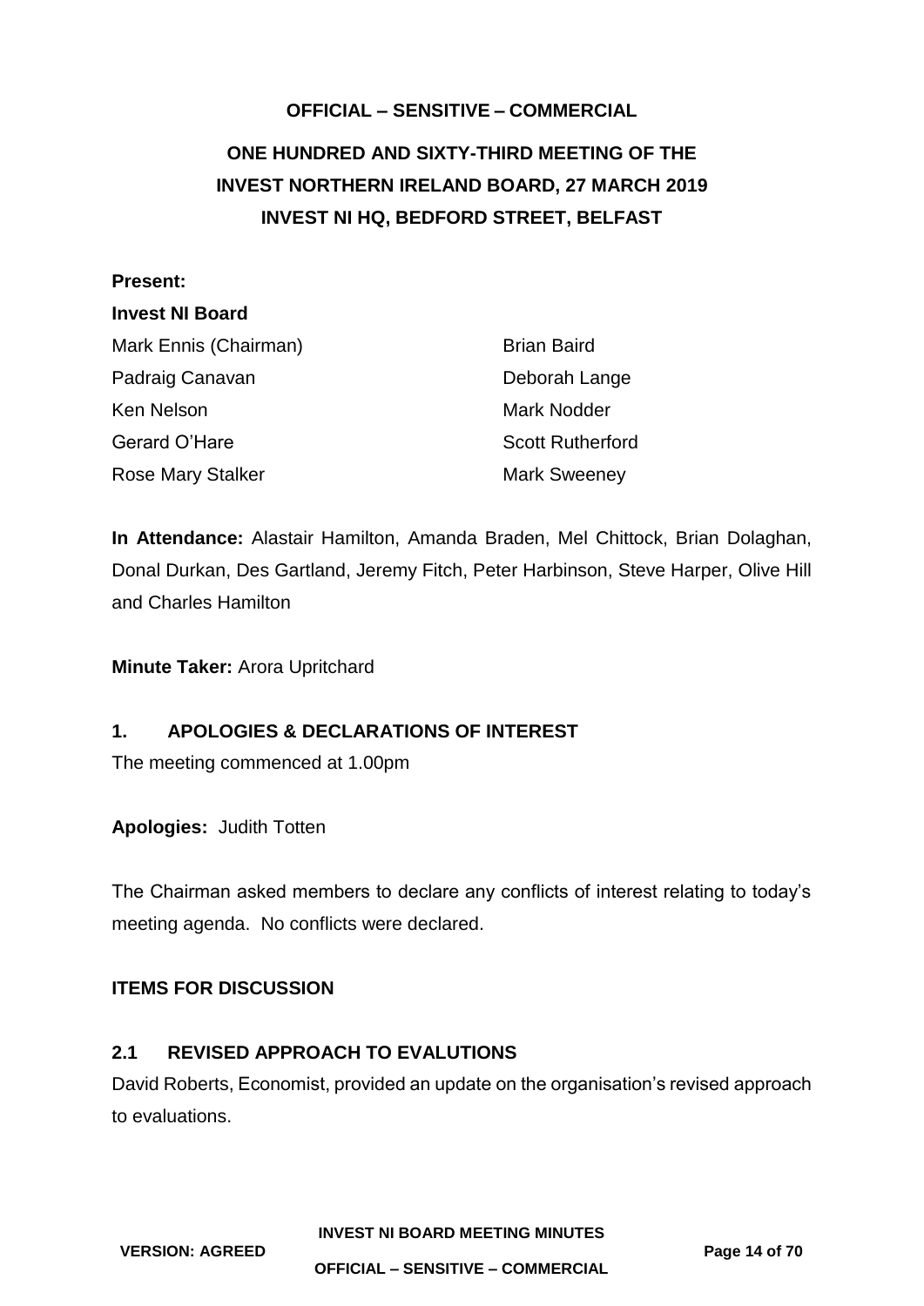**OFFICIAL – SENSITIVE – COMMERCIAL**

# ONE HUNDRED AND SIXTY-THIRD MEETING OF THE INVEST NORTHERN IRELAND BOARD, 27 MARCH 2019 INVEST NI HQ, BEDFORD STREET, BELFAST

**Present:**

**Invest NI Board**

| | |
|---|---|
| Mark Ennis (Chairman) | Brian Baird |
| Padraig Canavan | Deborah Lange |
| Ken Nelson | Mark Nodder |
| Gerard O'Hare | Scott Rutherford |
| Rose Mary Stalker | Mark Sweeney |

**In Attendance:** Alastair Hamilton, Amanda Braden, Mel Chittock, Brian Dolaghan, Donal Durkan, Des Gartland, Jeremy Fitch, Peter Harbinson, Steve Harper, Olive Hill and Charles Hamilton

**Minute Taker:** Arora Upritchard

## 1. APOLOGIES & DECLARATIONS OF INTEREST

The meeting commenced at 1.00pm

**Apologies:** Judith Totten

The Chairman asked members to declare any conflicts of interest relating to today's meeting agenda. No conflicts were declared.

## ITEMS FOR DISCUSSION

### 2.1 REVISED APPROACH TO EVALUTIONS

David Roberts, Economist, provided an update on the organisation's revised approach to evaluations.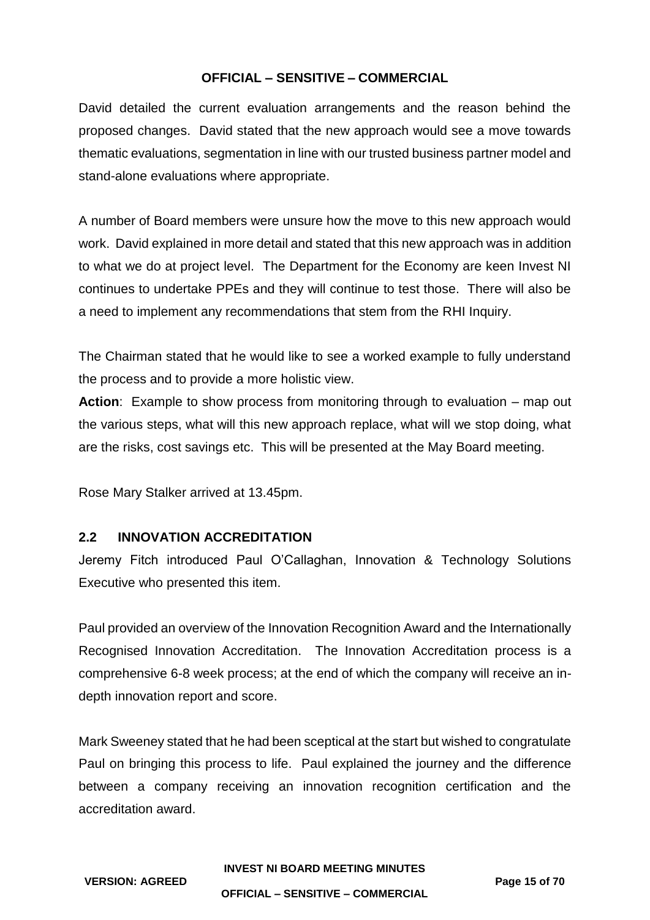David detailed the current evaluation arrangements and the reason behind the proposed changes. David stated that the new approach would see a move towards thematic evaluations, segmentation in line with our trusted business partner model and stand-alone evaluations where appropriate.

A number of Board members were unsure how the move to this new approach would work. David explained in more detail and stated that this new approach was in addition to what we do at project level. The Department for the Economy are keen Invest NI continues to undertake PPEs and they will continue to test those. There will also be a need to implement any recommendations that stem from the RHI Inquiry.

The Chairman stated that he would like to see a worked example to fully understand the process and to provide a more holistic view.

**Action**: Example to show process from monitoring through to evaluation – map out the various steps, what will this new approach replace, what will we stop doing, what are the risks, cost savings etc. This will be presented at the May Board meeting.

Rose Mary Stalker arrived at 13.45pm.

### 2.2 INNOVATION ACCREDITATION

Jeremy Fitch introduced Paul O'Callaghan, Innovation & Technology Solutions Executive who presented this item.

Paul provided an overview of the Innovation Recognition Award and the Internationally Recognised Innovation Accreditation. The Innovation Accreditation process is a comprehensive 6-8 week process; at the end of which the company will receive an in-depth innovation report and score.

Mark Sweeney stated that he had been sceptical at the start but wished to congratulate Paul on bringing this process to life. Paul explained the journey and the difference between a company receiving an innovation recognition certification and the accreditation award.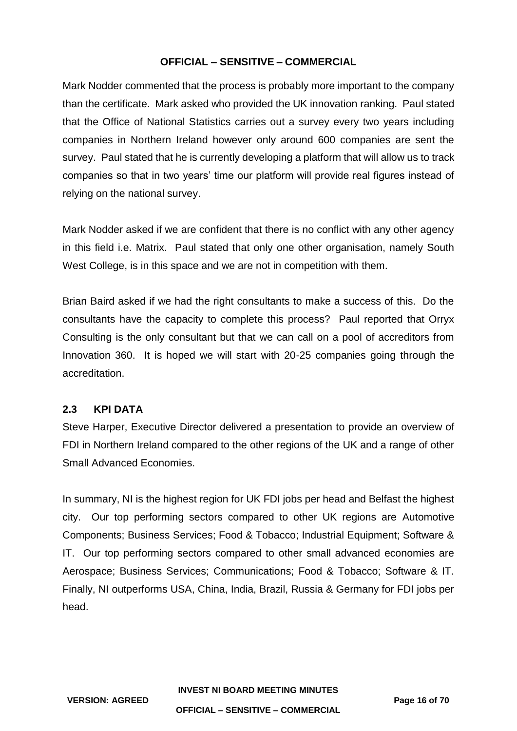Mark Nodder commented that the process is probably more important to the company than the certificate. Mark asked who provided the UK innovation ranking. Paul stated that the Office of National Statistics carries out a survey every two years including companies in Northern Ireland however only around 600 companies are sent the survey. Paul stated that he is currently developing a platform that will allow us to track companies so that in two years' time our platform will provide real figures instead of relying on the national survey.

Mark Nodder asked if we are confident that there is no conflict with any other agency in this field i.e. Matrix. Paul stated that only one other organisation, namely South West College, is in this space and we are not in competition with them.

Brian Baird asked if we had the right consultants to make a success of this. Do the consultants have the capacity to complete this process? Paul reported that Orryx Consulting is the only consultant but that we can call on a pool of accreditors from Innovation 360. It is hoped we will start with 20-25 companies going through the accreditation.

## 2.3 KPI DATA

Steve Harper, Executive Director delivered a presentation to provide an overview of FDI in Northern Ireland compared to the other regions of the UK and a range of other Small Advanced Economies.

In summary, NI is the highest region for UK FDI jobs per head and Belfast the highest city. Our top performing sectors compared to other UK regions are Automotive Components; Business Services; Food & Tobacco; Industrial Equipment; Software & IT. Our top performing sectors compared to other small advanced economies are Aerospace; Business Services; Communications; Food & Tobacco; Software & IT. Finally, NI outperforms USA, China, India, Brazil, Russia & Germany for FDI jobs per head.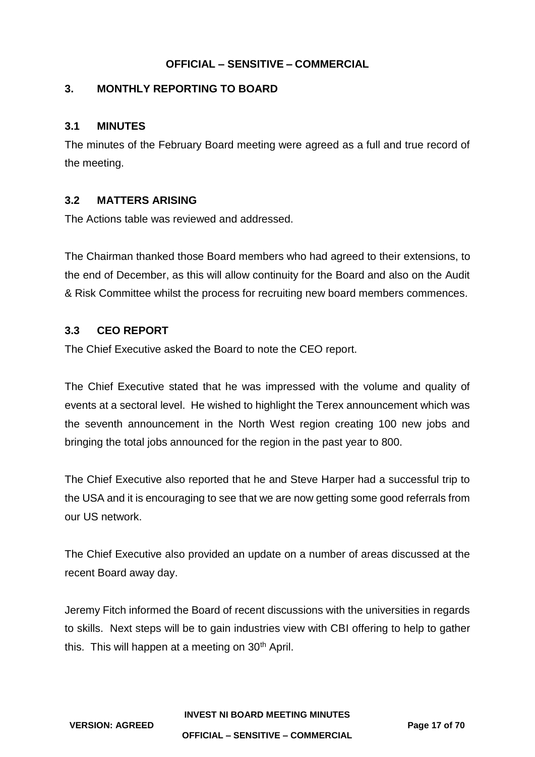## 3. MONTHLY REPORTING TO BOARD

### 3.1 MINUTES

The minutes of the February Board meeting were agreed as a full and true record of the meeting.

### 3.2 MATTERS ARISING

The Actions table was reviewed and addressed.

The Chairman thanked those Board members who had agreed to their extensions, to the end of December, as this will allow continuity for the Board and also on the Audit & Risk Committee whilst the process for recruiting new board members commences.

### 3.3 CEO REPORT

The Chief Executive asked the Board to note the CEO report.

The Chief Executive stated that he was impressed with the volume and quality of events at a sectoral level. He wished to highlight the Terex announcement which was the seventh announcement in the North West region creating 100 new jobs and bringing the total jobs announced for the region in the past year to 800.

The Chief Executive also reported that he and Steve Harper had a successful trip to the USA and it is encouraging to see that we are now getting some good referrals from our US network.

The Chief Executive also provided an update on a number of areas discussed at the recent Board away day.

Jeremy Fitch informed the Board of recent discussions with the universities in regards to skills. Next steps will be to gain industries view with CBI offering to help to gather this. This will happen at a meeting on 30th April.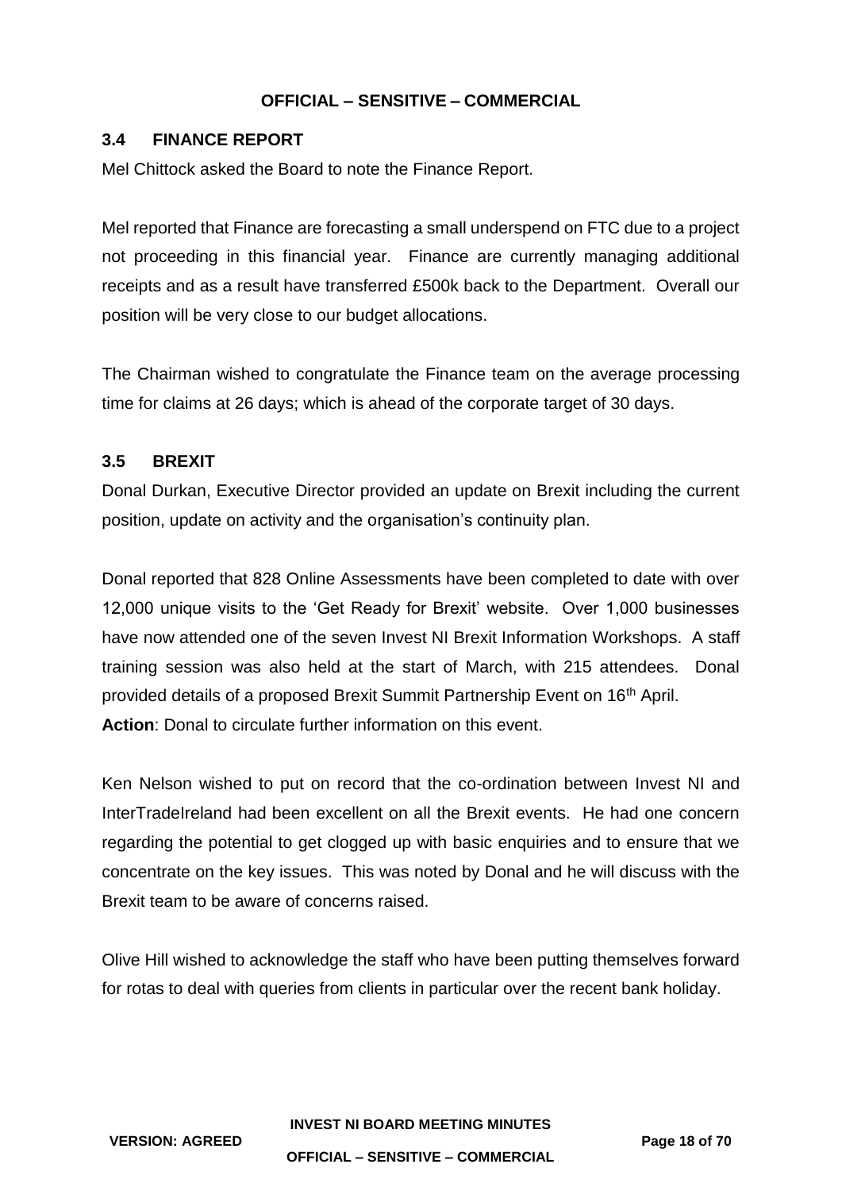### 3.4 FINANCE REPORT

Mel Chittock asked the Board to note the Finance Report.

Mel reported that Finance are forecasting a small underspend on FTC due to a project not proceeding in this financial year. Finance are currently managing additional receipts and as a result have transferred £500k back to the Department. Overall our position will be very close to our budget allocations.

The Chairman wished to congratulate the Finance team on the average processing time for claims at 26 days; which is ahead of the corporate target of 30 days.

### 3.5 BREXIT

Donal Durkan, Executive Director provided an update on Brexit including the current position, update on activity and the organisation's continuity plan.

Donal reported that 828 Online Assessments have been completed to date with over 12,000 unique visits to the 'Get Ready for Brexit' website. Over 1,000 businesses have now attended one of the seven Invest NI Brexit Information Workshops. A staff training session was also held at the start of March, with 215 attendees. Donal provided details of a proposed Brexit Summit Partnership Event on 16th April.
**Action**: Donal to circulate further information on this event.

Ken Nelson wished to put on record that the co-ordination between Invest NI and InterTradeIreland had been excellent on all the Brexit events. He had one concern regarding the potential to get clogged up with basic enquiries and to ensure that we concentrate on the key issues. This was noted by Donal and he will discuss with the Brexit team to be aware of concerns raised.

Olive Hill wished to acknowledge the staff who have been putting themselves forward for rotas to deal with queries from clients in particular over the recent bank holiday.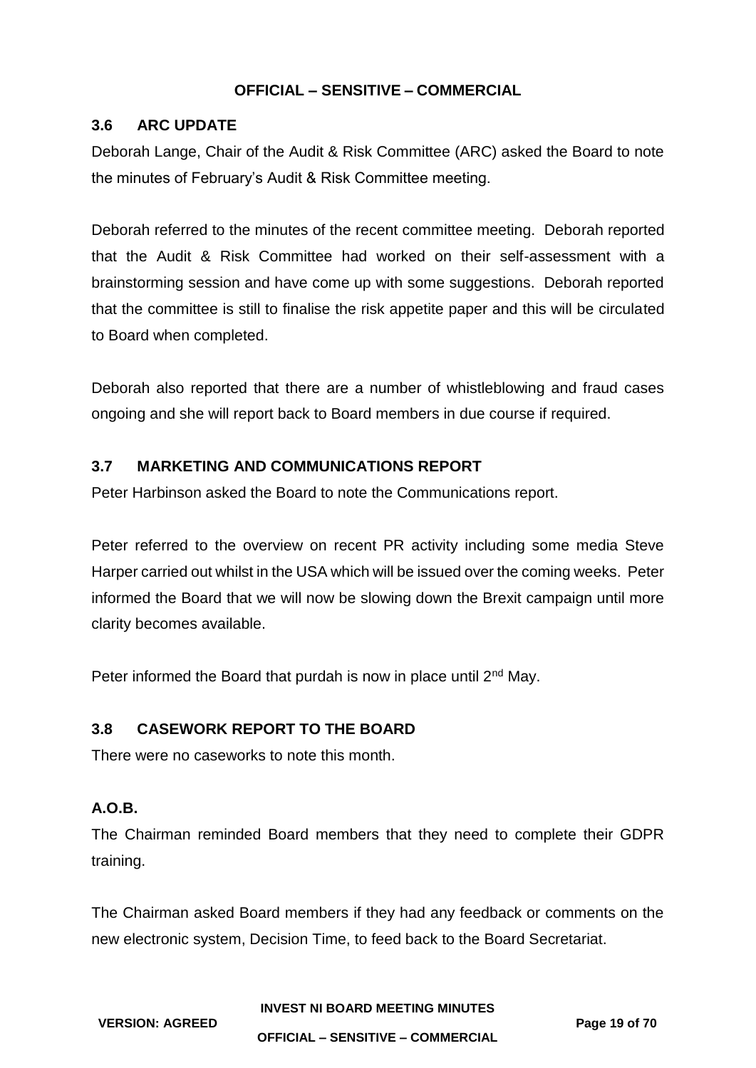### 3.6 ARC UPDATE

Deborah Lange, Chair of the Audit & Risk Committee (ARC) asked the Board to note the minutes of February's Audit & Risk Committee meeting.

Deborah referred to the minutes of the recent committee meeting. Deborah reported that the Audit & Risk Committee had worked on their self-assessment with a brainstorming session and have come up with some suggestions. Deborah reported that the committee is still to finalise the risk appetite paper and this will be circulated to Board when completed.

Deborah also reported that there are a number of whistleblowing and fraud cases ongoing and she will report back to Board members in due course if required.

### 3.7 MARKETING AND COMMUNICATIONS REPORT

Peter Harbinson asked the Board to note the Communications report.

Peter referred to the overview on recent PR activity including some media Steve Harper carried out whilst in the USA which will be issued over the coming weeks. Peter informed the Board that we will now be slowing down the Brexit campaign until more clarity becomes available.

Peter informed the Board that purdah is now in place until 2nd May.

### 3.8 CASEWORK REPORT TO THE BOARD

There were no caseworks to note this month.

### A.O.B.

The Chairman reminded Board members that they need to complete their GDPR training.

The Chairman asked Board members if they had any feedback or comments on the new electronic system, Decision Time, to feed back to the Board Secretariat.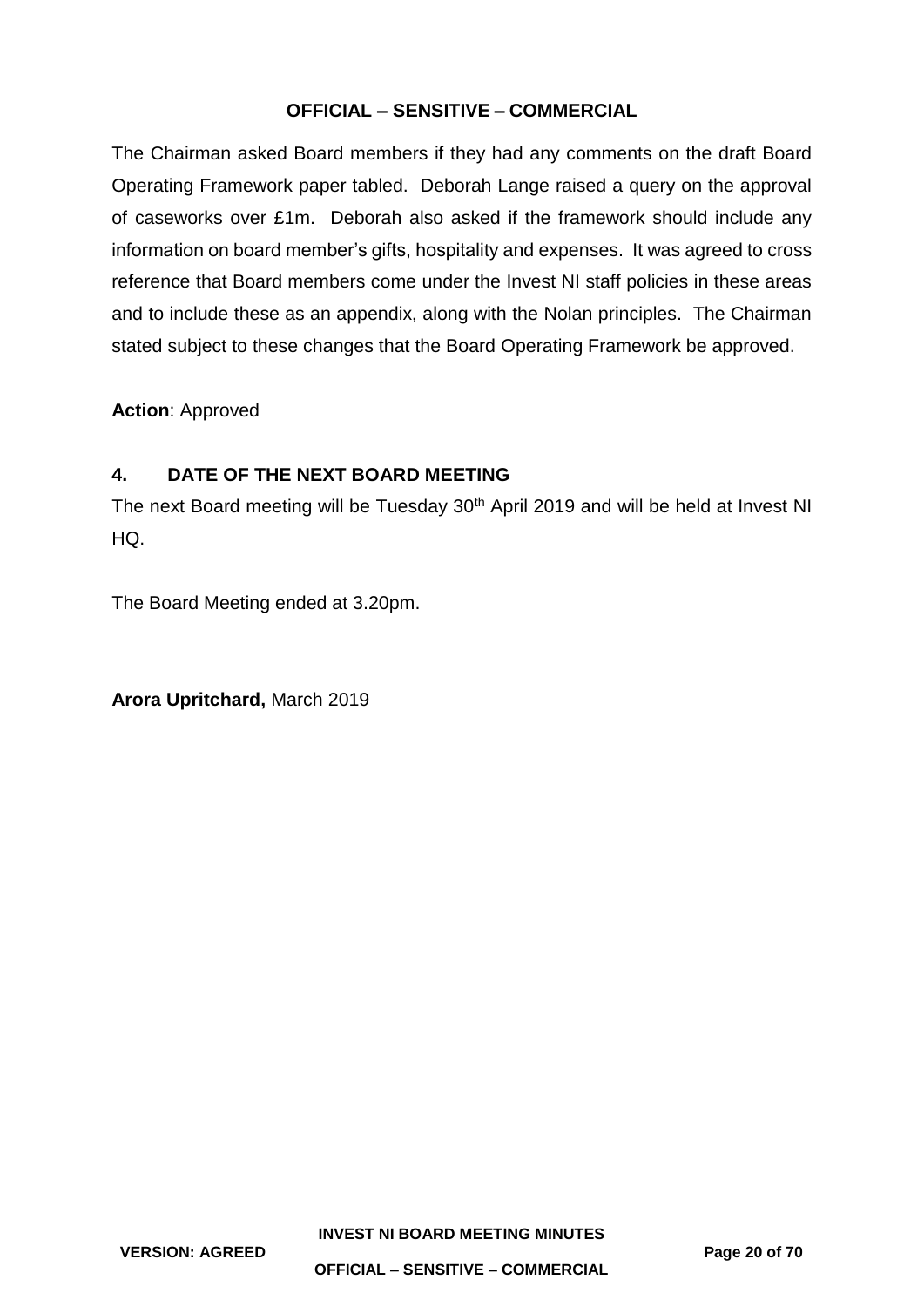The Chairman asked Board members if they had any comments on the draft Board Operating Framework paper tabled. Deborah Lange raised a query on the approval of caseworks over £1m. Deborah also asked if the framework should include any information on board member's gifts, hospitality and expenses. It was agreed to cross reference that Board members come under the Invest NI staff policies in these areas and to include these as an appendix, along with the Nolan principles. The Chairman stated subject to these changes that the Board Operating Framework be approved.

**Action**: Approved

## 4. DATE OF THE NEXT BOARD MEETING

The next Board meeting will be Tuesday 30th April 2019 and will be held at Invest NI HQ.

The Board Meeting ended at 3.20pm.

**Arora Upritchard,** March 2019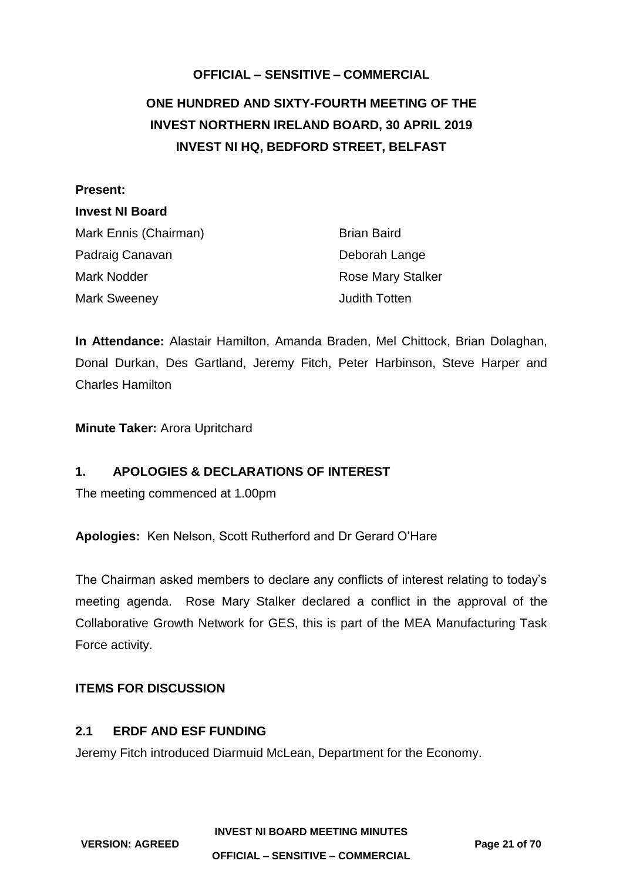**OFFICIAL – SENSITIVE – COMMERCIAL**

# ONE HUNDRED AND SIXTY-FOURTH MEETING OF THE INVEST NORTHERN IRELAND BOARD, 30 APRIL 2019 INVEST NI HQ, BEDFORD STREET, BELFAST

**Present:**

**Invest NI Board**

Mark Ennis (Chairman)
Padraig Canavan
Mark Nodder
Mark Sweeney
Brian Baird
Deborah Lange
Rose Mary Stalker
Judith Totten

**In Attendance:** Alastair Hamilton, Amanda Braden, Mel Chittock, Brian Dolaghan, Donal Durkan, Des Gartland, Jeremy Fitch, Peter Harbinson, Steve Harper and Charles Hamilton

**Minute Taker:** Arora Upritchard

## 1. APOLOGIES & DECLARATIONS OF INTEREST

The meeting commenced at 1.00pm

**Apologies:** Ken Nelson, Scott Rutherford and Dr Gerard O'Hare

The Chairman asked members to declare any conflicts of interest relating to today's meeting agenda. Rose Mary Stalker declared a conflict in the approval of the Collaborative Growth Network for GES, this is part of the MEA Manufacturing Task Force activity.

## ITEMS FOR DISCUSSION

## 2.1 ERDF AND ESF FUNDING

Jeremy Fitch introduced Diarmuid McLean, Department for the Economy.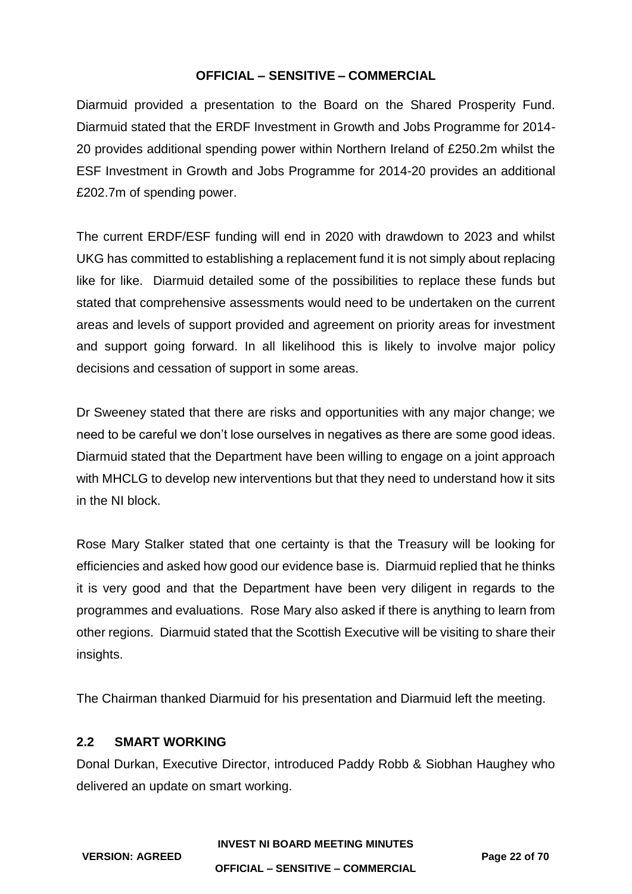Diarmuid provided a presentation to the Board on the Shared Prosperity Fund. Diarmuid stated that the ERDF Investment in Growth and Jobs Programme for 2014-20 provides additional spending power within Northern Ireland of £250.2m whilst the ESF Investment in Growth and Jobs Programme for 2014-20 provides an additional £202.7m of spending power.

The current ERDF/ESF funding will end in 2020 with drawdown to 2023 and whilst UKG has committed to establishing a replacement fund it is not simply about replacing like for like. Diarmuid detailed some of the possibilities to replace these funds but stated that comprehensive assessments would need to be undertaken on the current areas and levels of support provided and agreement on priority areas for investment and support going forward. In all likelihood this is likely to involve major policy decisions and cessation of support in some areas.

Dr Sweeney stated that there are risks and opportunities with any major change; we need to be careful we don't lose ourselves in negatives as there are some good ideas. Diarmuid stated that the Department have been willing to engage on a joint approach with MHCLG to develop new interventions but that they need to understand how it sits in the NI block.

Rose Mary Stalker stated that one certainty is that the Treasury will be looking for efficiencies and asked how good our evidence base is. Diarmuid replied that he thinks it is very good and that the Department have been very diligent in regards to the programmes and evaluations. Rose Mary also asked if there is anything to learn from other regions. Diarmuid stated that the Scottish Executive will be visiting to share their insights.

The Chairman thanked Diarmuid for his presentation and Diarmuid left the meeting.

## 2.2 SMART WORKING

Donal Durkan, Executive Director, introduced Paddy Robb & Siobhan Haughey who delivered an update on smart working.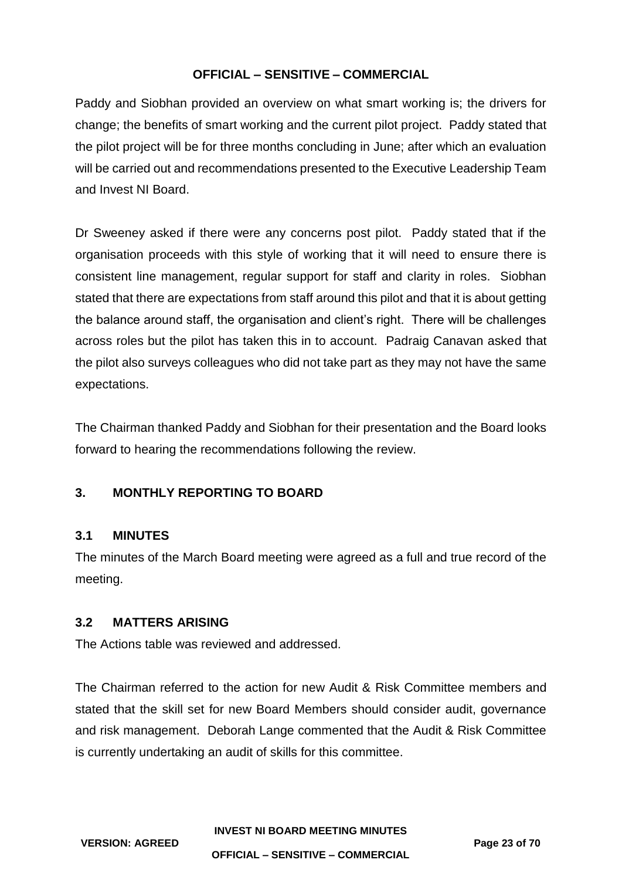Paddy and Siobhan provided an overview on what smart working is; the drivers for change; the benefits of smart working and the current pilot project. Paddy stated that the pilot project will be for three months concluding in June; after which an evaluation will be carried out and recommendations presented to the Executive Leadership Team and Invest NI Board.

Dr Sweeney asked if there were any concerns post pilot. Paddy stated that if the organisation proceeds with this style of working that it will need to ensure there is consistent line management, regular support for staff and clarity in roles. Siobhan stated that there are expectations from staff around this pilot and that it is about getting the balance around staff, the organisation and client's right. There will be challenges across roles but the pilot has taken this in to account. Padraig Canavan asked that the pilot also surveys colleagues who did not take part as they may not have the same expectations.

The Chairman thanked Paddy and Siobhan for their presentation and the Board looks forward to hearing the recommendations following the review.

## 3. MONTHLY REPORTING TO BOARD

### 3.1 MINUTES

The minutes of the March Board meeting were agreed as a full and true record of the meeting.

### 3.2 MATTERS ARISING

The Actions table was reviewed and addressed.

The Chairman referred to the action for new Audit & Risk Committee members and stated that the skill set for new Board Members should consider audit, governance and risk management. Deborah Lange commented that the Audit & Risk Committee is currently undertaking an audit of skills for this committee.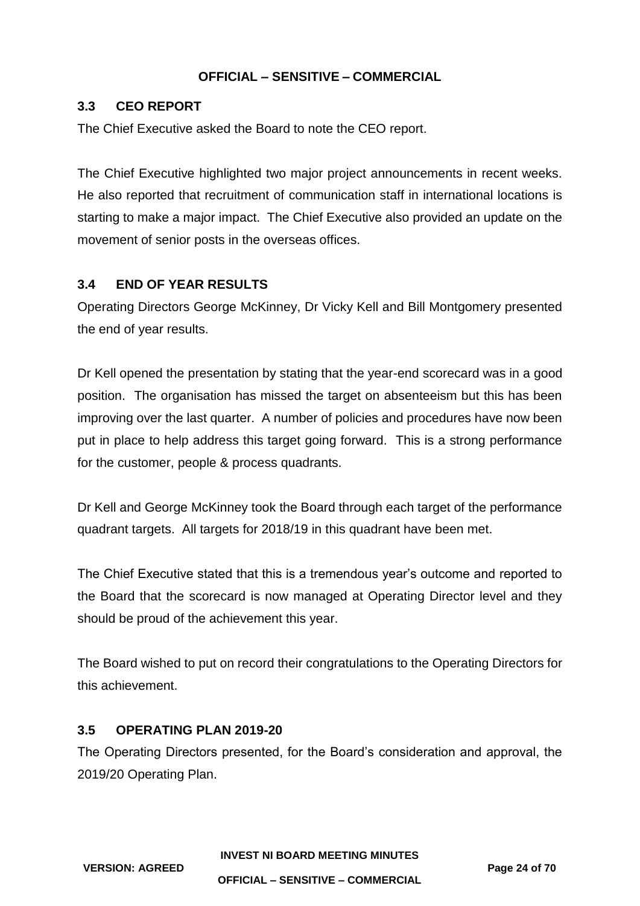### 3.3 CEO REPORT

The Chief Executive asked the Board to note the CEO report.

The Chief Executive highlighted two major project announcements in recent weeks. He also reported that recruitment of communication staff in international locations is starting to make a major impact. The Chief Executive also provided an update on the movement of senior posts in the overseas offices.

### 3.4 END OF YEAR RESULTS

Operating Directors George McKinney, Dr Vicky Kell and Bill Montgomery presented the end of year results.

Dr Kell opened the presentation by stating that the year-end scorecard was in a good position. The organisation has missed the target on absenteeism but this has been improving over the last quarter. A number of policies and procedures have now been put in place to help address this target going forward. This is a strong performance for the customer, people & process quadrants.

Dr Kell and George McKinney took the Board through each target of the performance quadrant targets. All targets for 2018/19 in this quadrant have been met.

The Chief Executive stated that this is a tremendous year's outcome and reported to the Board that the scorecard is now managed at Operating Director level and they should be proud of the achievement this year.

The Board wished to put on record their congratulations to the Operating Directors for this achievement.

### 3.5 OPERATING PLAN 2019-20

The Operating Directors presented, for the Board's consideration and approval, the 2019/20 Operating Plan.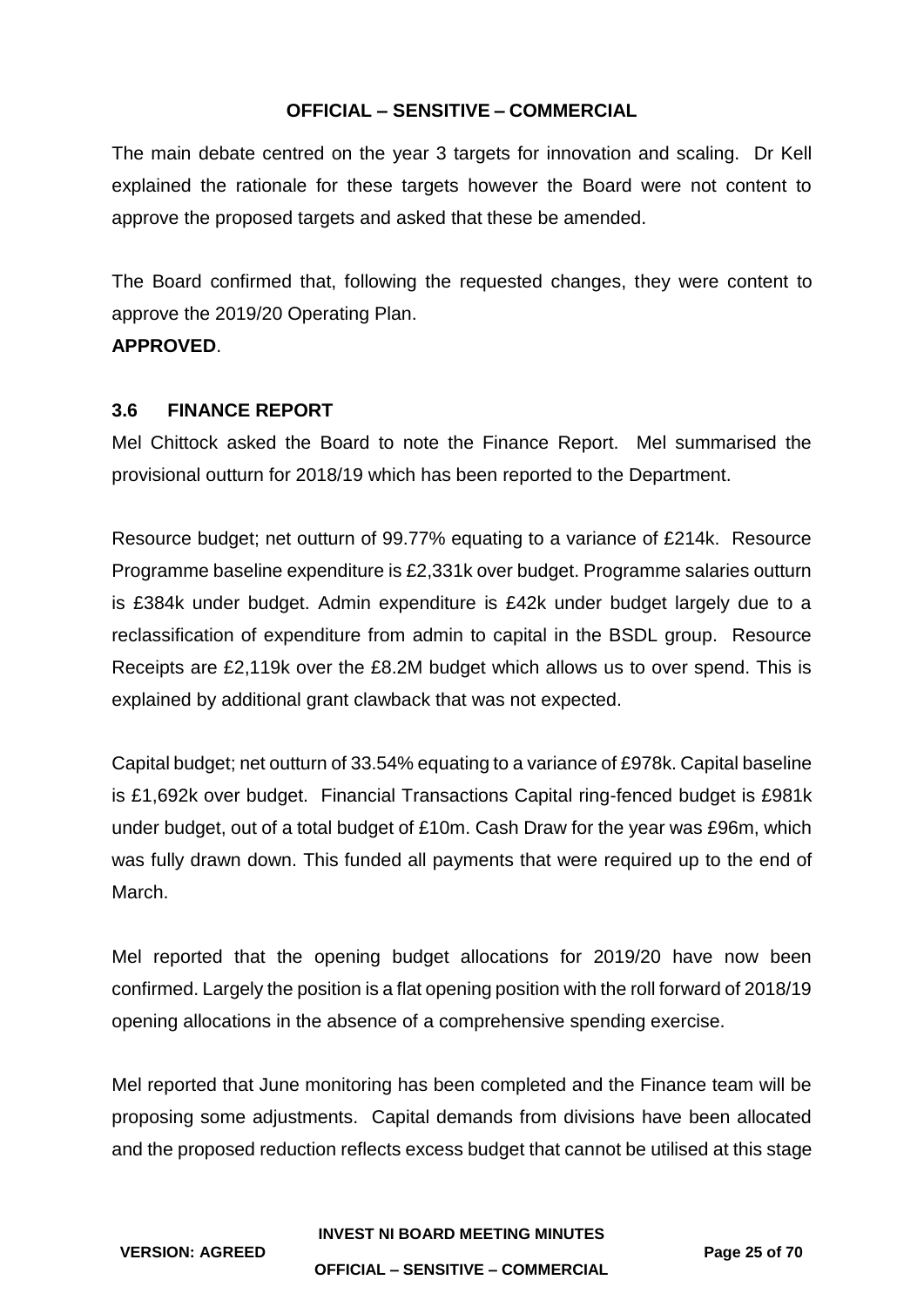The main debate centred on the year 3 targets for innovation and scaling. Dr Kell explained the rationale for these targets however the Board were not content to approve the proposed targets and asked that these be amended.

The Board confirmed that, following the requested changes, they were content to approve the 2019/20 Operating Plan.

**APPROVED**.

### 3.6 FINANCE REPORT

Mel Chittock asked the Board to note the Finance Report. Mel summarised the provisional outturn for 2018/19 which has been reported to the Department.

Resource budget; net outturn of 99.77% equating to a variance of £214k. Resource Programme baseline expenditure is £2,331k over budget. Programme salaries outturn is £384k under budget. Admin expenditure is £42k under budget largely due to a reclassification of expenditure from admin to capital in the BSDL group. Resource Receipts are £2,119k over the £8.2M budget which allows us to over spend. This is explained by additional grant clawback that was not expected.

Capital budget; net outturn of 33.54% equating to a variance of £978k. Capital baseline is £1,692k over budget. Financial Transactions Capital ring-fenced budget is £981k under budget, out of a total budget of £10m. Cash Draw for the year was £96m, which was fully drawn down. This funded all payments that were required up to the end of March.

Mel reported that the opening budget allocations for 2019/20 have now been confirmed. Largely the position is a flat opening position with the roll forward of 2018/19 opening allocations in the absence of a comprehensive spending exercise.

Mel reported that June monitoring has been completed and the Finance team will be proposing some adjustments. Capital demands from divisions have been allocated and the proposed reduction reflects excess budget that cannot be utilised at this stage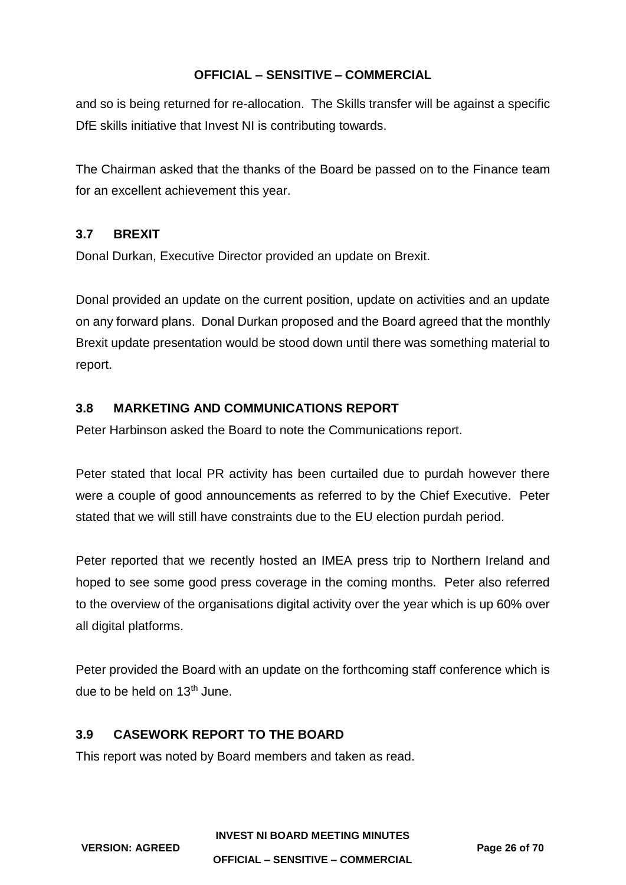and so is being returned for re-allocation. The Skills transfer will be against a specific DfE skills initiative that Invest NI is contributing towards.

The Chairman asked that the thanks of the Board be passed on to the Finance team for an excellent achievement this year.

### 3.7 BREXIT

Donal Durkan, Executive Director provided an update on Brexit.

Donal provided an update on the current position, update on activities and an update on any forward plans. Donal Durkan proposed and the Board agreed that the monthly Brexit update presentation would be stood down until there was something material to report.

### 3.8 MARKETING AND COMMUNICATIONS REPORT

Peter Harbinson asked the Board to note the Communications report.

Peter stated that local PR activity has been curtailed due to purdah however there were a couple of good announcements as referred to by the Chief Executive. Peter stated that we will still have constraints due to the EU election purdah period.

Peter reported that we recently hosted an IMEA press trip to Northern Ireland and hoped to see some good press coverage in the coming months. Peter also referred to the overview of the organisations digital activity over the year which is up 60% over all digital platforms.

Peter provided the Board with an update on the forthcoming staff conference which is due to be held on 13th June.

### 3.9 CASEWORK REPORT TO THE BOARD

This report was noted by Board members and taken as read.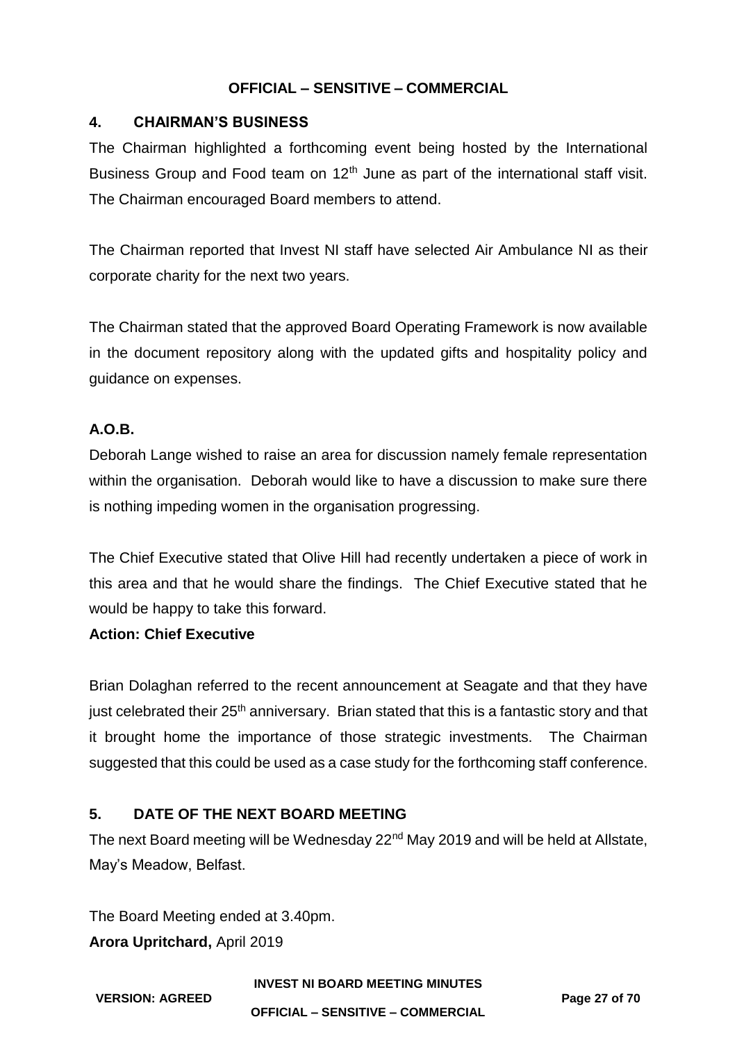## 4. CHAIRMAN'S BUSINESS

The Chairman highlighted a forthcoming event being hosted by the International Business Group and Food team on 12th June as part of the international staff visit. The Chairman encouraged Board members to attend.

The Chairman reported that Invest NI staff have selected Air Ambulance NI as their corporate charity for the next two years.

The Chairman stated that the approved Board Operating Framework is now available in the document repository along with the updated gifts and hospitality policy and guidance on expenses.

**A.O.B.**

Deborah Lange wished to raise an area for discussion namely female representation within the organisation. Deborah would like to have a discussion to make sure there is nothing impeding women in the organisation progressing.

The Chief Executive stated that Olive Hill had recently undertaken a piece of work in this area and that he would share the findings. The Chief Executive stated that he would be happy to take this forward.

**Action: Chief Executive**

Brian Dolaghan referred to the recent announcement at Seagate and that they have just celebrated their 25th anniversary. Brian stated that this is a fantastic story and that it brought home the importance of those strategic investments. The Chairman suggested that this could be used as a case study for the forthcoming staff conference.

## 5. DATE OF THE NEXT BOARD MEETING

The next Board meeting will be Wednesday 22nd May 2019 and will be held at Allstate, May's Meadow, Belfast.

The Board Meeting ended at 3.40pm.

**Arora Upritchard,** April 2019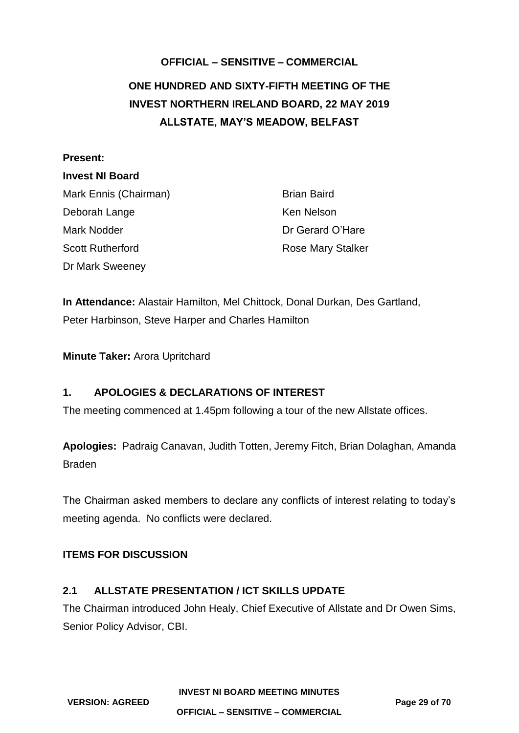**OFFICIAL – SENSITIVE – COMMERCIAL**

# ONE HUNDRED AND SIXTY-FIFTH MEETING OF THE INVEST NORTHERN IRELAND BOARD, 22 MAY 2019 ALLSTATE, MAY'S MEADOW, BELFAST

**Present:**

**Invest NI Board**

Mark Ennis (Chairman)
Deborah Lange
Mark Nodder
Scott Rutherford
Dr Mark Sweeney
Brian Baird
Ken Nelson
Dr Gerard O'Hare
Rose Mary Stalker

**In Attendance:** Alastair Hamilton, Mel Chittock, Donal Durkan, Des Gartland, Peter Harbinson, Steve Harper and Charles Hamilton

**Minute Taker:** Arora Upritchard

## 1. APOLOGIES & DECLARATIONS OF INTEREST

The meeting commenced at 1.45pm following a tour of the new Allstate offices.

**Apologies:** Padraig Canavan, Judith Totten, Jeremy Fitch, Brian Dolaghan, Amanda Braden

The Chairman asked members to declare any conflicts of interest relating to today's meeting agenda. No conflicts were declared.

## ITEMS FOR DISCUSSION

### 2.1 ALLSTATE PRESENTATION / ICT SKILLS UPDATE

The Chairman introduced John Healy, Chief Executive of Allstate and Dr Owen Sims, Senior Policy Advisor, CBI.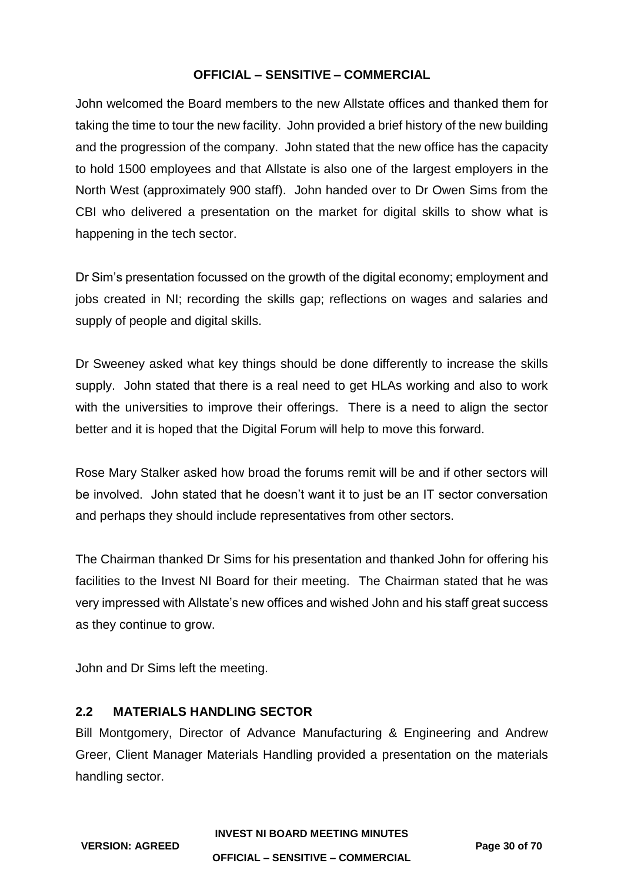John welcomed the Board members to the new Allstate offices and thanked them for taking the time to tour the new facility. John provided a brief history of the new building and the progression of the company. John stated that the new office has the capacity to hold 1500 employees and that Allstate is also one of the largest employers in the North West (approximately 900 staff). John handed over to Dr Owen Sims from the CBI who delivered a presentation on the market for digital skills to show what is happening in the tech sector.

Dr Sim's presentation focussed on the growth of the digital economy; employment and jobs created in NI; recording the skills gap; reflections on wages and salaries and supply of people and digital skills.

Dr Sweeney asked what key things should be done differently to increase the skills supply. John stated that there is a real need to get HLAs working and also to work with the universities to improve their offerings. There is a need to align the sector better and it is hoped that the Digital Forum will help to move this forward.

Rose Mary Stalker asked how broad the forums remit will be and if other sectors will be involved. John stated that he doesn't want it to just be an IT sector conversation and perhaps they should include representatives from other sectors.

The Chairman thanked Dr Sims for his presentation and thanked John for offering his facilities to the Invest NI Board for their meeting. The Chairman stated that he was very impressed with Allstate's new offices and wished John and his staff great success as they continue to grow.

John and Dr Sims left the meeting.

## 2.2 MATERIALS HANDLING SECTOR

Bill Montgomery, Director of Advance Manufacturing & Engineering and Andrew Greer, Client Manager Materials Handling provided a presentation on the materials handling sector.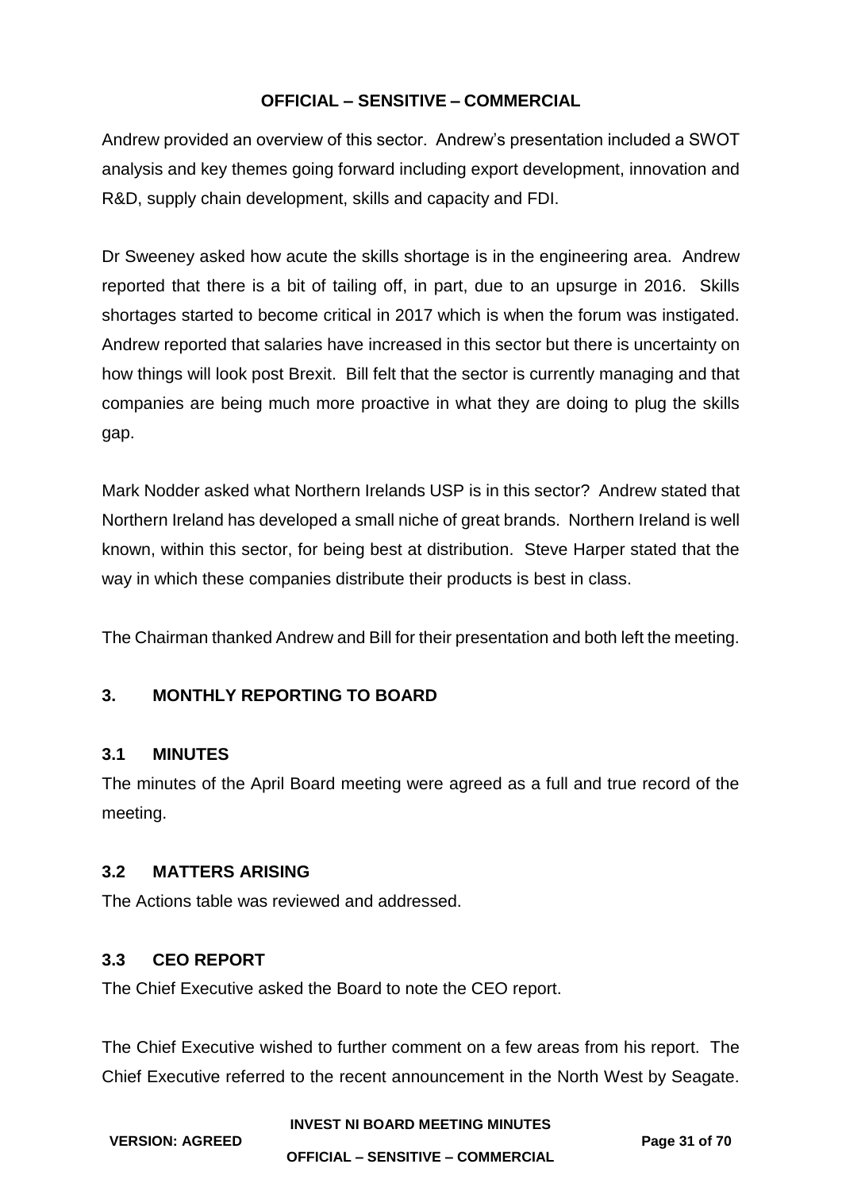Andrew provided an overview of this sector. Andrew's presentation included a SWOT analysis and key themes going forward including export development, innovation and R&D, supply chain development, skills and capacity and FDI.

Dr Sweeney asked how acute the skills shortage is in the engineering area. Andrew reported that there is a bit of tailing off, in part, due to an upsurge in 2016. Skills shortages started to become critical in 2017 which is when the forum was instigated. Andrew reported that salaries have increased in this sector but there is uncertainty on how things will look post Brexit. Bill felt that the sector is currently managing and that companies are being much more proactive in what they are doing to plug the skills gap.

Mark Nodder asked what Northern Irelands USP is in this sector? Andrew stated that Northern Ireland has developed a small niche of great brands. Northern Ireland is well known, within this sector, for being best at distribution. Steve Harper stated that the way in which these companies distribute their products is best in class.

The Chairman thanked Andrew and Bill for their presentation and both left the meeting.

## 3. MONTHLY REPORTING TO BOARD

### 3.1 MINUTES

The minutes of the April Board meeting were agreed as a full and true record of the meeting.

### 3.2 MATTERS ARISING

The Actions table was reviewed and addressed.

### 3.3 CEO REPORT

The Chief Executive asked the Board to note the CEO report.

The Chief Executive wished to further comment on a few areas from his report. The Chief Executive referred to the recent announcement in the North West by Seagate.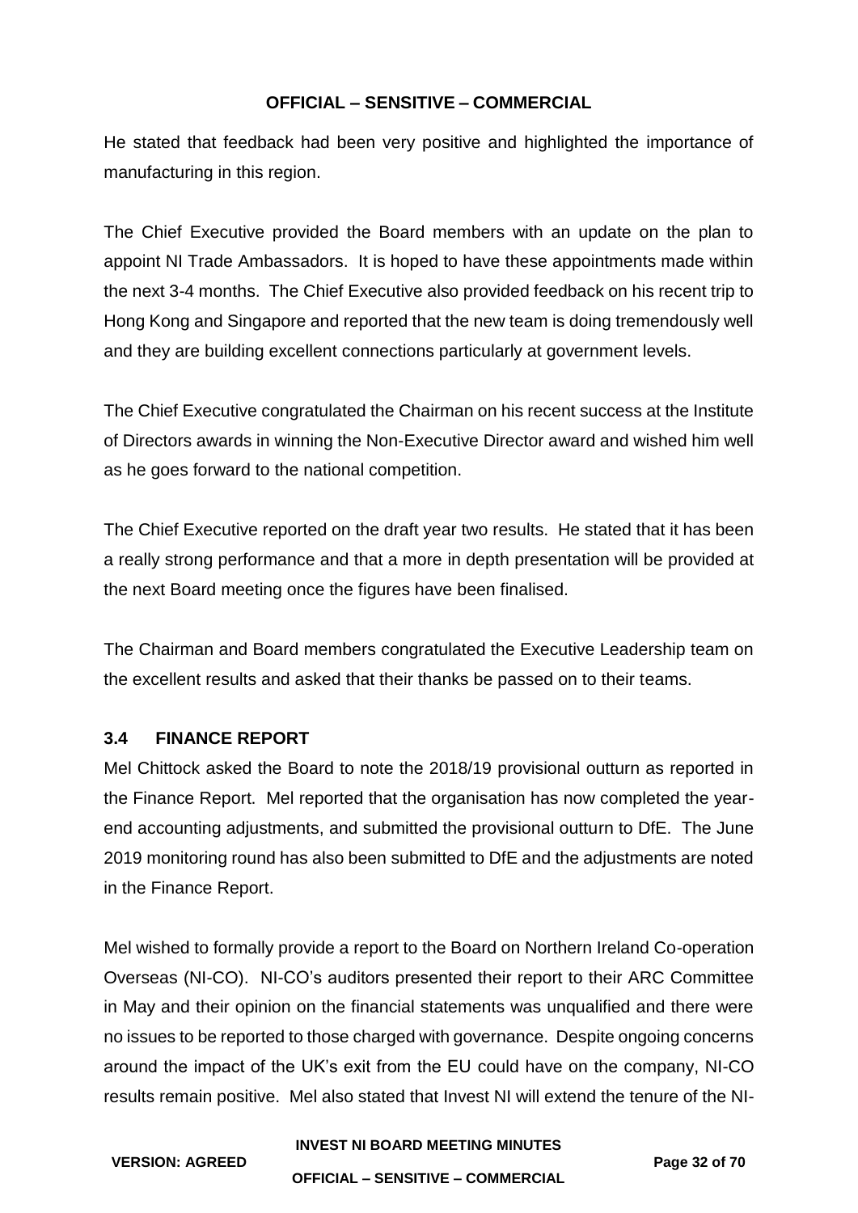He stated that feedback had been very positive and highlighted the importance of manufacturing in this region.

The Chief Executive provided the Board members with an update on the plan to appoint NI Trade Ambassadors. It is hoped to have these appointments made within the next 3-4 months. The Chief Executive also provided feedback on his recent trip to Hong Kong and Singapore and reported that the new team is doing tremendously well and they are building excellent connections particularly at government levels.

The Chief Executive congratulated the Chairman on his recent success at the Institute of Directors awards in winning the Non-Executive Director award and wished him well as he goes forward to the national competition.

The Chief Executive reported on the draft year two results. He stated that it has been a really strong performance and that a more in depth presentation will be provided at the next Board meeting once the figures have been finalised.

The Chairman and Board members congratulated the Executive Leadership team on the excellent results and asked that their thanks be passed on to their teams.

### 3.4 FINANCE REPORT

Mel Chittock asked the Board to note the 2018/19 provisional outturn as reported in the Finance Report. Mel reported that the organisation has now completed the year-end accounting adjustments, and submitted the provisional outturn to DfE. The June 2019 monitoring round has also been submitted to DfE and the adjustments are noted in the Finance Report.

Mel wished to formally provide a report to the Board on Northern Ireland Co-operation Overseas (NI-CO). NI-CO's auditors presented their report to their ARC Committee in May and their opinion on the financial statements was unqualified and there were no issues to be reported to those charged with governance. Despite ongoing concerns around the impact of the UK's exit from the EU could have on the company, NI-CO results remain positive. Mel also stated that Invest NI will extend the tenure of the NI-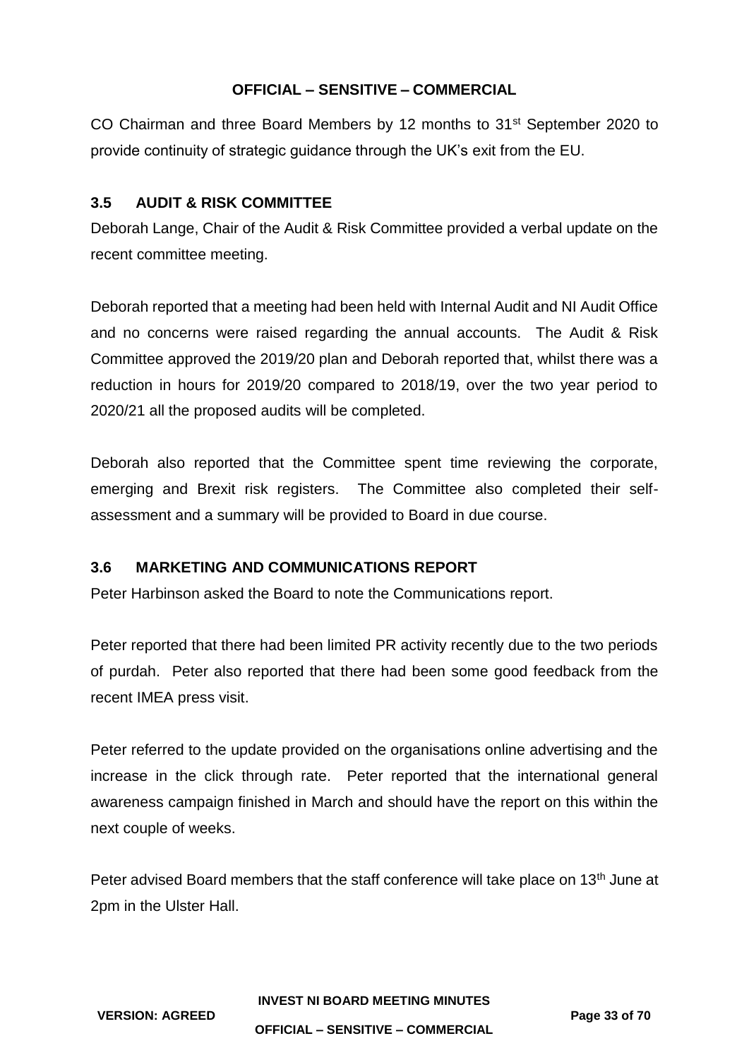CO Chairman and three Board Members by 12 months to 31st September 2020 to provide continuity of strategic guidance through the UK's exit from the EU.

### 3.5 AUDIT & RISK COMMITTEE

Deborah Lange, Chair of the Audit & Risk Committee provided a verbal update on the recent committee meeting.

Deborah reported that a meeting had been held with Internal Audit and NI Audit Office and no concerns were raised regarding the annual accounts. The Audit & Risk Committee approved the 2019/20 plan and Deborah reported that, whilst there was a reduction in hours for 2019/20 compared to 2018/19, over the two year period to 2020/21 all the proposed audits will be completed.

Deborah also reported that the Committee spent time reviewing the corporate, emerging and Brexit risk registers. The Committee also completed their self-assessment and a summary will be provided to Board in due course.

### 3.6 MARKETING AND COMMUNICATIONS REPORT

Peter Harbinson asked the Board to note the Communications report.

Peter reported that there had been limited PR activity recently due to the two periods of purdah. Peter also reported that there had been some good feedback from the recent IMEA press visit.

Peter referred to the update provided on the organisations online advertising and the increase in the click through rate. Peter reported that the international general awareness campaign finished in March and should have the report on this within the next couple of weeks.

Peter advised Board members that the staff conference will take place on 13th June at 2pm in the Ulster Hall.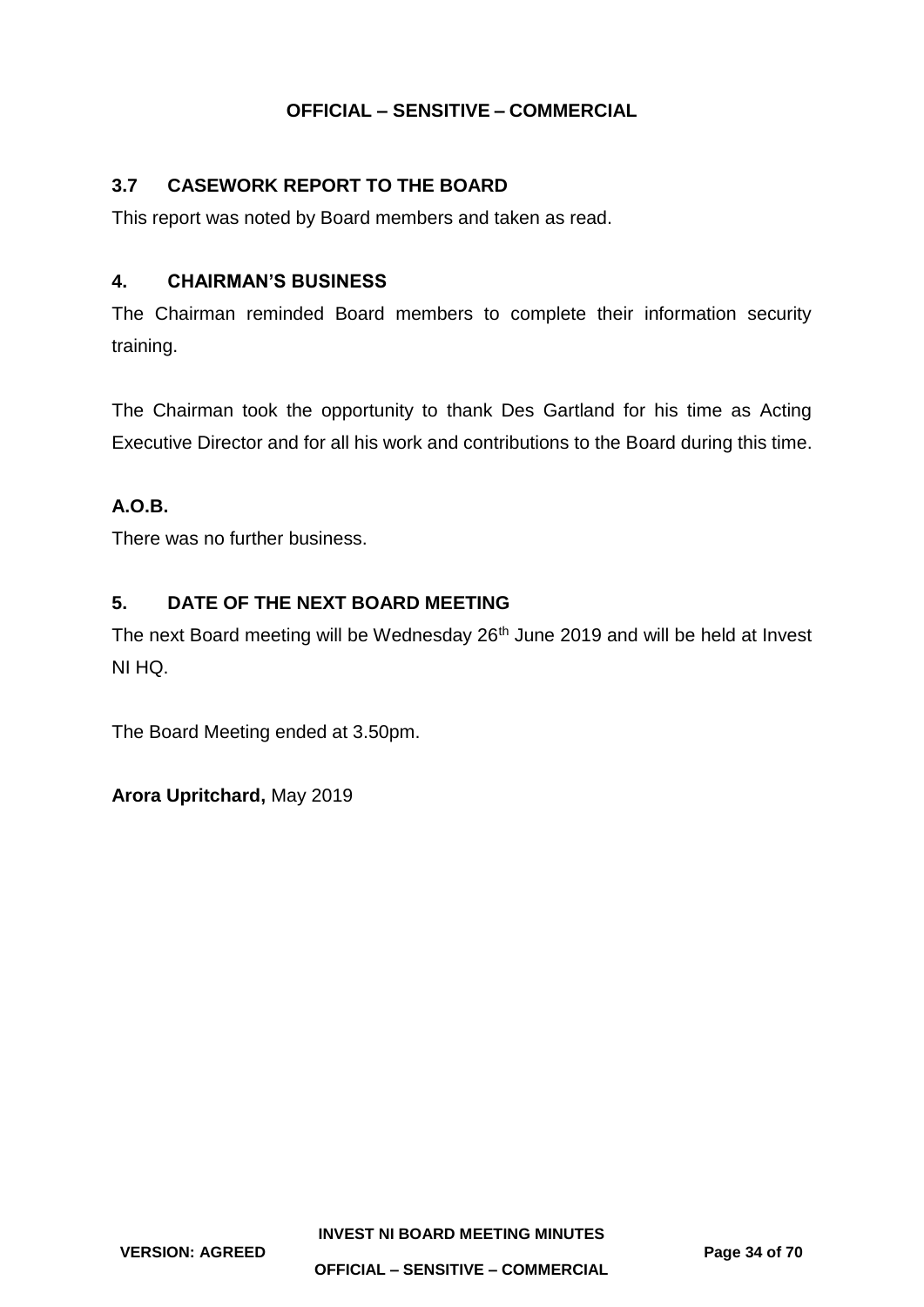### 3.7 CASEWORK REPORT TO THE BOARD

This report was noted by Board members and taken as read.

### 4. CHAIRMAN'S BUSINESS

The Chairman reminded Board members to complete their information security training.

The Chairman took the opportunity to thank Des Gartland for his time as Acting Executive Director and for all his work and contributions to the Board during this time.

### A.O.B.

There was no further business.

### 5. DATE OF THE NEXT BOARD MEETING

The next Board meeting will be Wednesday 26th June 2019 and will be held at Invest NI HQ.

The Board Meeting ended at 3.50pm.

**Arora Upritchard,** May 2019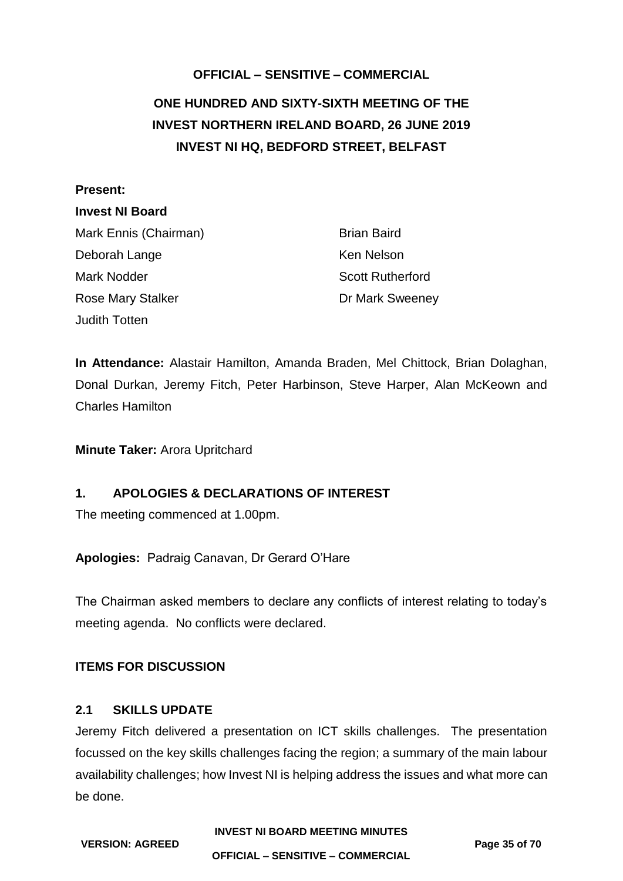**OFFICIAL – SENSITIVE – COMMERCIAL**

# ONE HUNDRED AND SIXTY-SIXTH MEETING OF THE INVEST NORTHERN IRELAND BOARD, 26 JUNE 2019 INVEST NI HQ, BEDFORD STREET, BELFAST

**Present:**

**Invest NI Board**

Mark Ennis (Chairman)
Brian Baird
Deborah Lange
Ken Nelson
Mark Nodder
Scott Rutherford
Rose Mary Stalker
Dr Mark Sweeney
Judith Totten

**In Attendance:** Alastair Hamilton, Amanda Braden, Mel Chittock, Brian Dolaghan, Donal Durkan, Jeremy Fitch, Peter Harbinson, Steve Harper, Alan McKeown and Charles Hamilton

**Minute Taker:** Arora Upritchard

## 1. APOLOGIES & DECLARATIONS OF INTEREST

The meeting commenced at 1.00pm.

**Apologies:** Padraig Canavan, Dr Gerard O'Hare

The Chairman asked members to declare any conflicts of interest relating to today's meeting agenda. No conflicts were declared.

## ITEMS FOR DISCUSSION

### 2.1 SKILLS UPDATE

Jeremy Fitch delivered a presentation on ICT skills challenges. The presentation focussed on the key skills challenges facing the region; a summary of the main labour availability challenges; how Invest NI is helping address the issues and what more can be done.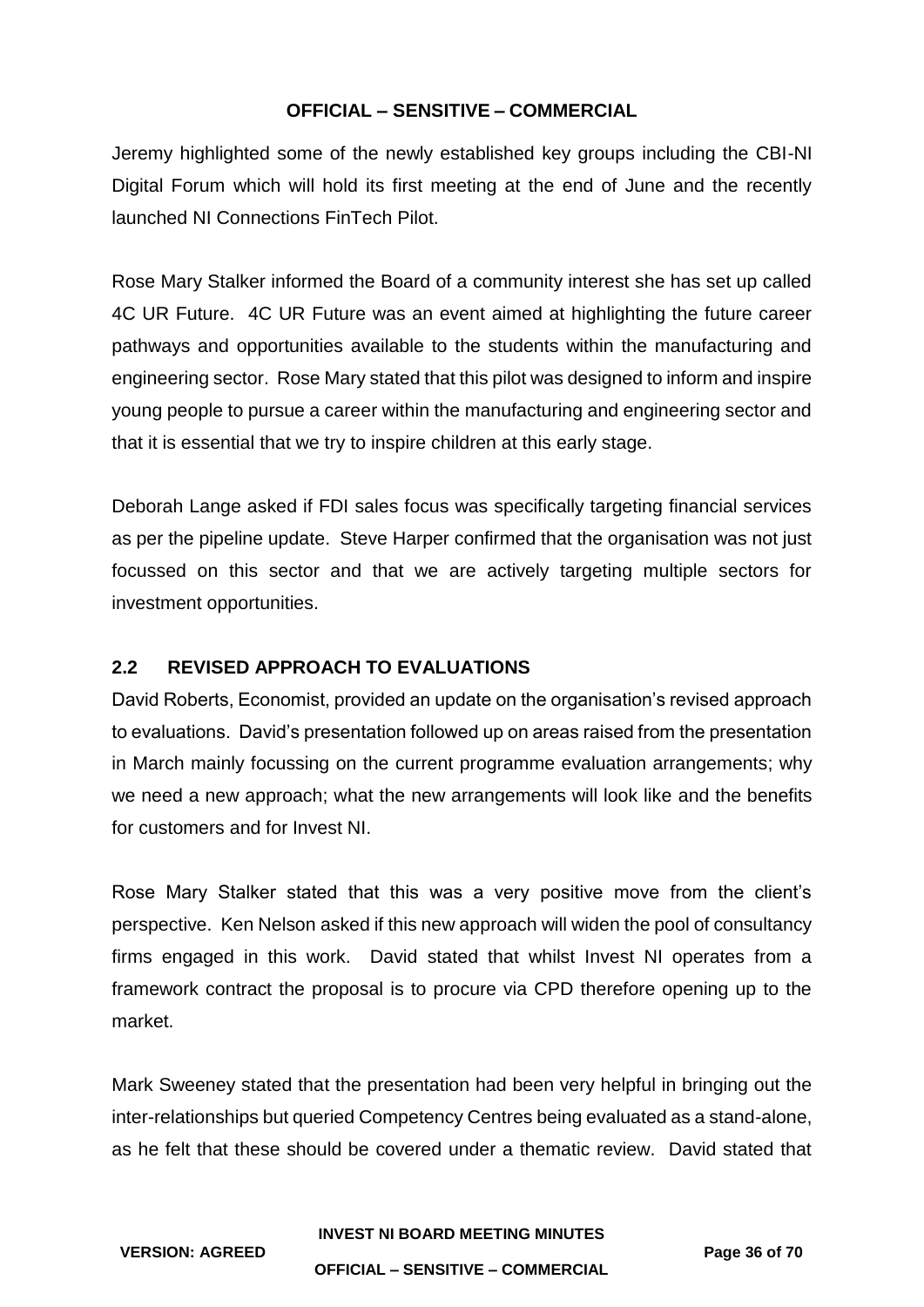Jeremy highlighted some of the newly established key groups including the CBI-NI Digital Forum which will hold its first meeting at the end of June and the recently launched NI Connections FinTech Pilot.

Rose Mary Stalker informed the Board of a community interest she has set up called 4C UR Future. 4C UR Future was an event aimed at highlighting the future career pathways and opportunities available to the students within the manufacturing and engineering sector. Rose Mary stated that this pilot was designed to inform and inspire young people to pursue a career within the manufacturing and engineering sector and that it is essential that we try to inspire children at this early stage.

Deborah Lange asked if FDI sales focus was specifically targeting financial services as per the pipeline update. Steve Harper confirmed that the organisation was not just focussed on this sector and that we are actively targeting multiple sectors for investment opportunities.

## 2.2 REVISED APPROACH TO EVALUATIONS

David Roberts, Economist, provided an update on the organisation's revised approach to evaluations. David's presentation followed up on areas raised from the presentation in March mainly focussing on the current programme evaluation arrangements; why we need a new approach; what the new arrangements will look like and the benefits for customers and for Invest NI.

Rose Mary Stalker stated that this was a very positive move from the client's perspective. Ken Nelson asked if this new approach will widen the pool of consultancy firms engaged in this work. David stated that whilst Invest NI operates from a framework contract the proposal is to procure via CPD therefore opening up to the market.

Mark Sweeney stated that the presentation had been very helpful in bringing out the inter-relationships but queried Competency Centres being evaluated as a stand-alone, as he felt that these should be covered under a thematic review. David stated that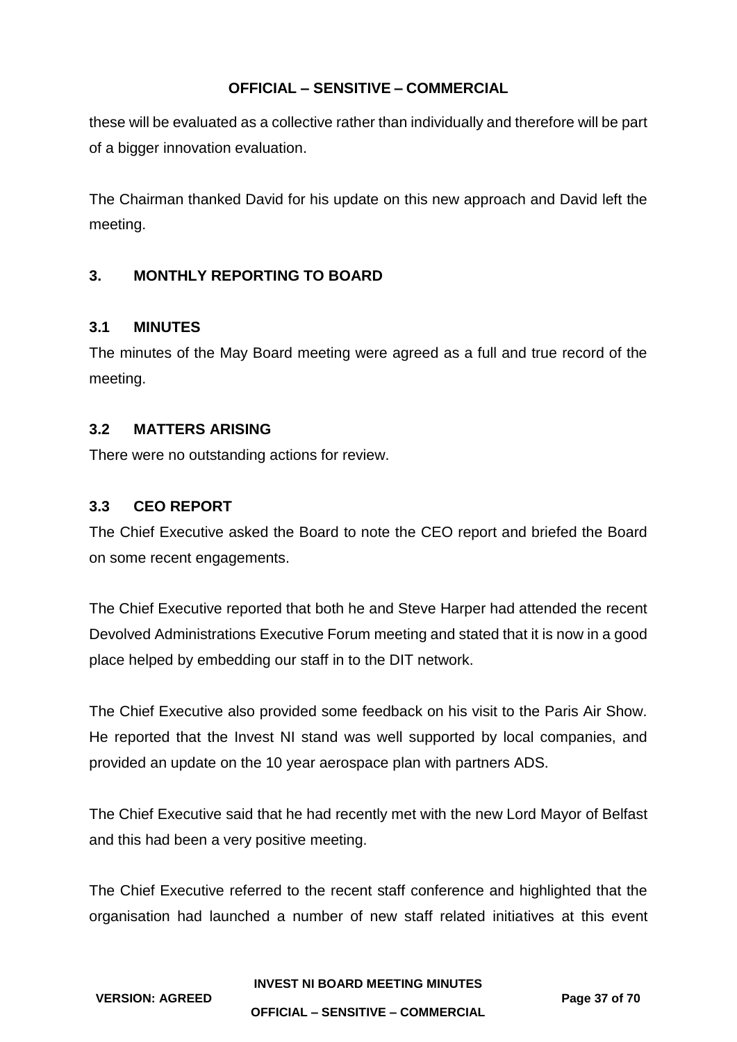these will be evaluated as a collective rather than individually and therefore will be part of a bigger innovation evaluation.

The Chairman thanked David for his update on this new approach and David left the meeting.

## 3. MONTHLY REPORTING TO BOARD

### 3.1 MINUTES

The minutes of the May Board meeting were agreed as a full and true record of the meeting.

### 3.2 MATTERS ARISING

There were no outstanding actions for review.

### 3.3 CEO REPORT

The Chief Executive asked the Board to note the CEO report and briefed the Board on some recent engagements.

The Chief Executive reported that both he and Steve Harper had attended the recent Devolved Administrations Executive Forum meeting and stated that it is now in a good place helped by embedding our staff in to the DIT network.

The Chief Executive also provided some feedback on his visit to the Paris Air Show. He reported that the Invest NI stand was well supported by local companies, and provided an update on the 10 year aerospace plan with partners ADS.

The Chief Executive said that he had recently met with the new Lord Mayor of Belfast and this had been a very positive meeting.

The Chief Executive referred to the recent staff conference and highlighted that the organisation had launched a number of new staff related initiatives at this event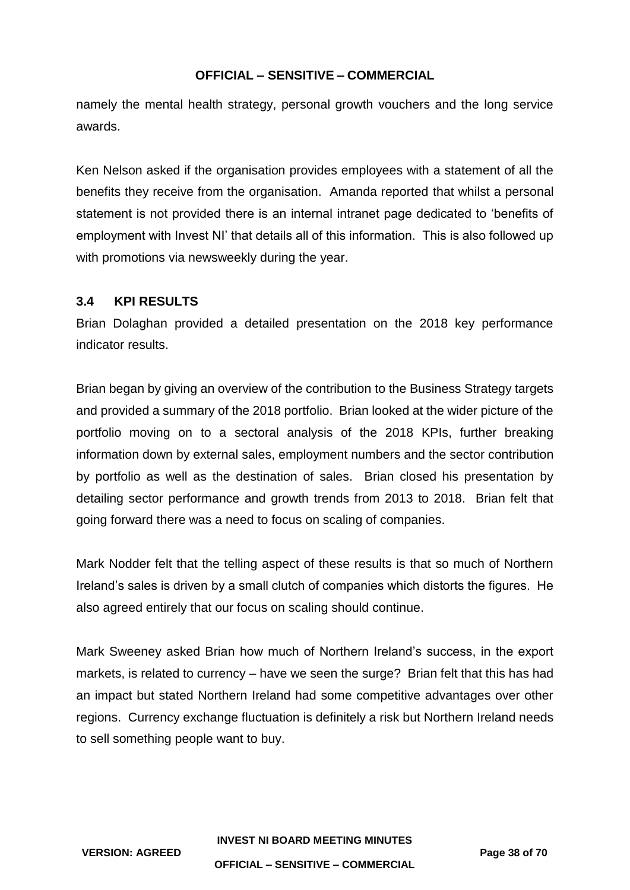namely the mental health strategy, personal growth vouchers and the long service awards.

Ken Nelson asked if the organisation provides employees with a statement of all the benefits they receive from the organisation. Amanda reported that whilst a personal statement is not provided there is an internal intranet page dedicated to 'benefits of employment with Invest NI' that details all of this information. This is also followed up with promotions via newsweekly during the year.

### 3.4 KPI RESULTS

Brian Dolaghan provided a detailed presentation on the 2018 key performance indicator results.

Brian began by giving an overview of the contribution to the Business Strategy targets and provided a summary of the 2018 portfolio. Brian looked at the wider picture of the portfolio moving on to a sectoral analysis of the 2018 KPIs, further breaking information down by external sales, employment numbers and the sector contribution by portfolio as well as the destination of sales. Brian closed his presentation by detailing sector performance and growth trends from 2013 to 2018. Brian felt that going forward there was a need to focus on scaling of companies.

Mark Nodder felt that the telling aspect of these results is that so much of Northern Ireland's sales is driven by a small clutch of companies which distorts the figures. He also agreed entirely that our focus on scaling should continue.

Mark Sweeney asked Brian how much of Northern Ireland's success, in the export markets, is related to currency – have we seen the surge? Brian felt that this has had an impact but stated Northern Ireland had some competitive advantages over other regions. Currency exchange fluctuation is definitely a risk but Northern Ireland needs to sell something people want to buy.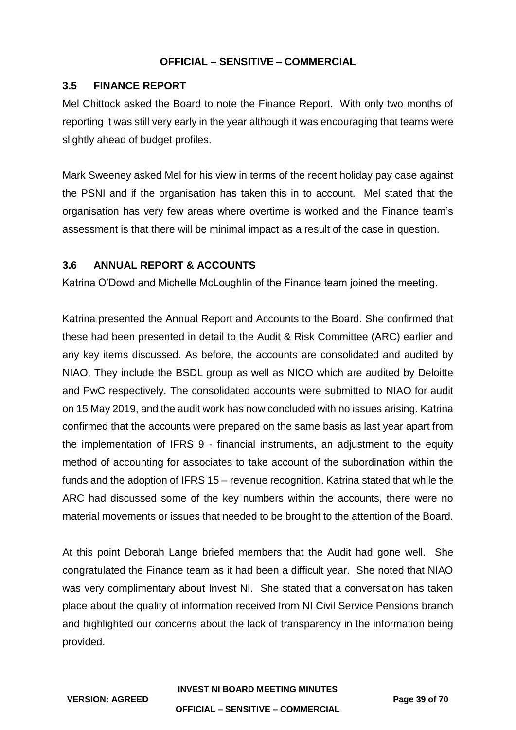### 3.5 FINANCE REPORT

Mel Chittock asked the Board to note the Finance Report. With only two months of reporting it was still very early in the year although it was encouraging that teams were slightly ahead of budget profiles.

Mark Sweeney asked Mel for his view in terms of the recent holiday pay case against the PSNI and if the organisation has taken this in to account. Mel stated that the organisation has very few areas where overtime is worked and the Finance team's assessment is that there will be minimal impact as a result of the case in question.

### 3.6 ANNUAL REPORT & ACCOUNTS

Katrina O'Dowd and Michelle McLoughlin of the Finance team joined the meeting.

Katrina presented the Annual Report and Accounts to the Board. She confirmed that these had been presented in detail to the Audit & Risk Committee (ARC) earlier and any key items discussed. As before, the accounts are consolidated and audited by NIAO. They include the BSDL group as well as NICO which are audited by Deloitte and PwC respectively. The consolidated accounts were submitted to NIAO for audit on 15 May 2019, and the audit work has now concluded with no issues arising. Katrina confirmed that the accounts were prepared on the same basis as last year apart from the implementation of IFRS 9 - financial instruments, an adjustment to the equity method of accounting for associates to take account of the subordination within the funds and the adoption of IFRS 15 – revenue recognition. Katrina stated that while the ARC had discussed some of the key numbers within the accounts, there were no material movements or issues that needed to be brought to the attention of the Board.

At this point Deborah Lange briefed members that the Audit had gone well. She congratulated the Finance team as it had been a difficult year. She noted that NIAO was very complimentary about Invest NI. She stated that a conversation has taken place about the quality of information received from NI Civil Service Pensions branch and highlighted our concerns about the lack of transparency in the information being provided.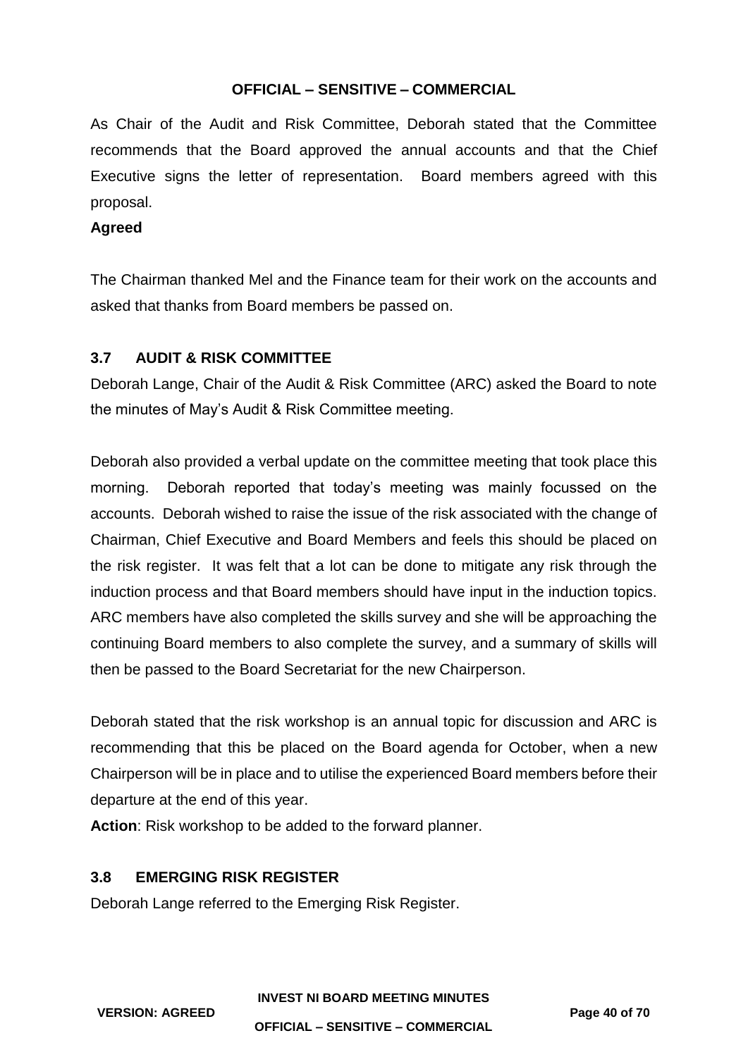As Chair of the Audit and Risk Committee, Deborah stated that the Committee recommends that the Board approved the annual accounts and that the Chief Executive signs the letter of representation. Board members agreed with this proposal.

**Agreed**

The Chairman thanked Mel and the Finance team for their work on the accounts and asked that thanks from Board members be passed on.

### 3.7 AUDIT & RISK COMMITTEE

Deborah Lange, Chair of the Audit & Risk Committee (ARC) asked the Board to note the minutes of May's Audit & Risk Committee meeting.

Deborah also provided a verbal update on the committee meeting that took place this morning. Deborah reported that today's meeting was mainly focussed on the accounts. Deborah wished to raise the issue of the risk associated with the change of Chairman, Chief Executive and Board Members and feels this should be placed on the risk register. It was felt that a lot can be done to mitigate any risk through the induction process and that Board members should have input in the induction topics. ARC members have also completed the skills survey and she will be approaching the continuing Board members to also complete the survey, and a summary of skills will then be passed to the Board Secretariat for the new Chairperson.

Deborah stated that the risk workshop is an annual topic for discussion and ARC is recommending that this be placed on the Board agenda for October, when a new Chairperson will be in place and to utilise the experienced Board members before their departure at the end of this year.

**Action**: Risk workshop to be added to the forward planner.

### 3.8 EMERGING RISK REGISTER

Deborah Lange referred to the Emerging Risk Register.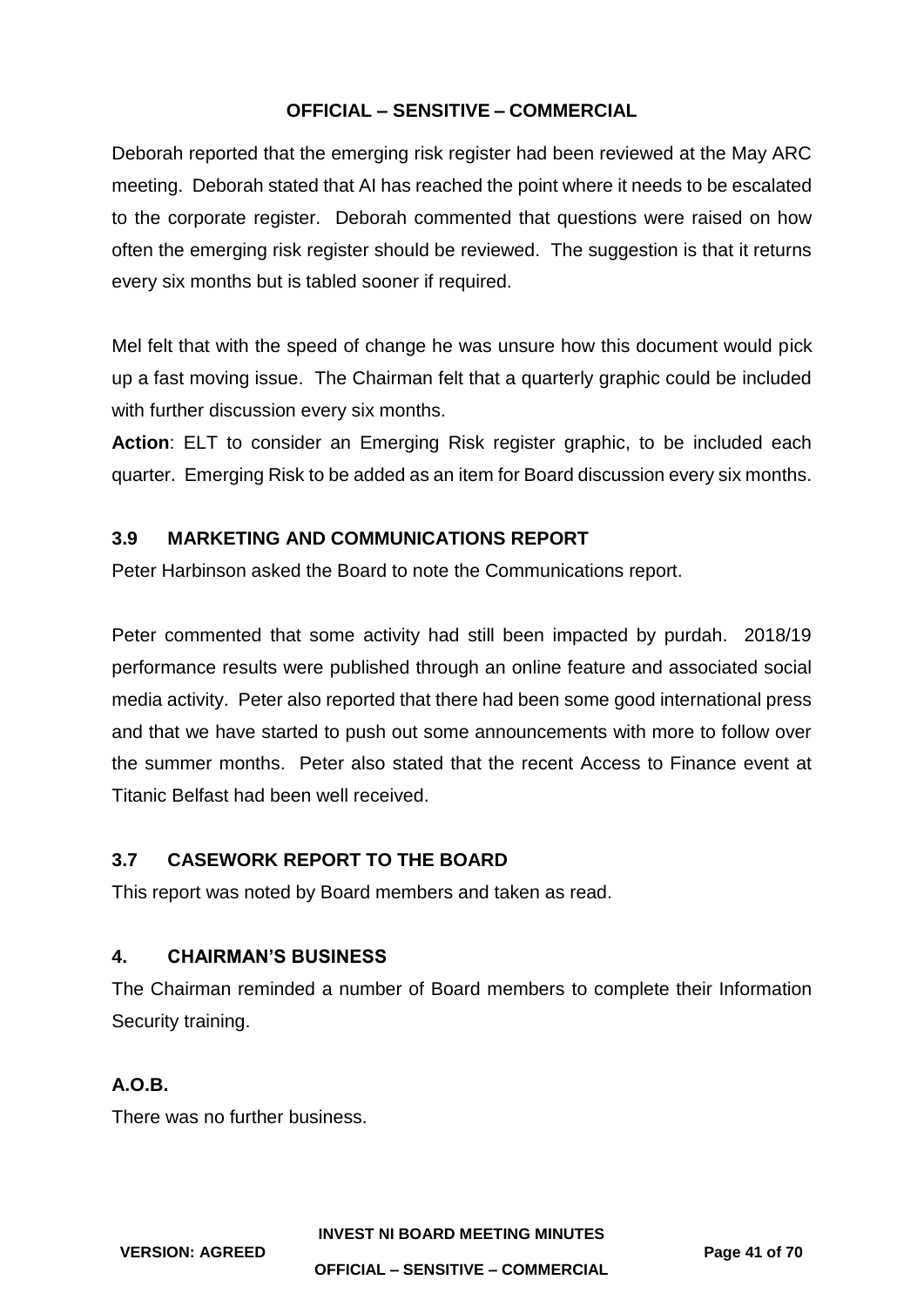Deborah reported that the emerging risk register had been reviewed at the May ARC meeting. Deborah stated that AI has reached the point where it needs to be escalated to the corporate register. Deborah commented that questions were raised on how often the emerging risk register should be reviewed. The suggestion is that it returns every six months but is tabled sooner if required.

Mel felt that with the speed of change he was unsure how this document would pick up a fast moving issue. The Chairman felt that a quarterly graphic could be included with further discussion every six months.

**Action**: ELT to consider an Emerging Risk register graphic, to be included each quarter. Emerging Risk to be added as an item for Board discussion every six months.

### 3.9 MARKETING AND COMMUNICATIONS REPORT

Peter Harbinson asked the Board to note the Communications report.

Peter commented that some activity had still been impacted by purdah. 2018/19 performance results were published through an online feature and associated social media activity. Peter also reported that there had been some good international press and that we have started to push out some announcements with more to follow over the summer months. Peter also stated that the recent Access to Finance event at Titanic Belfast had been well received.

### 3.7 CASEWORK REPORT TO THE BOARD

This report was noted by Board members and taken as read.

### 4. CHAIRMAN'S BUSINESS

The Chairman reminded a number of Board members to complete their Information Security training.

### A.O.B.

There was no further business.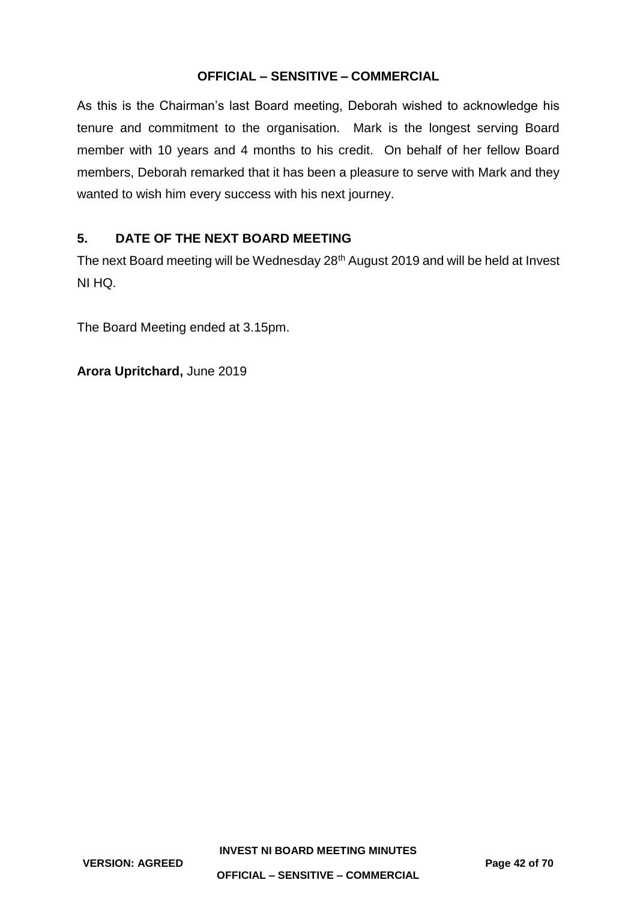As this is the Chairman's last Board meeting, Deborah wished to acknowledge his tenure and commitment to the organisation. Mark is the longest serving Board member with 10 years and 4 months to his credit. On behalf of her fellow Board members, Deborah remarked that it has been a pleasure to serve with Mark and they wanted to wish him every success with his next journey.

## 5. DATE OF THE NEXT BOARD MEETING

The next Board meeting will be Wednesday 28th August 2019 and will be held at Invest NI HQ.

The Board Meeting ended at 3.15pm.

**Arora Upritchard,** June 2019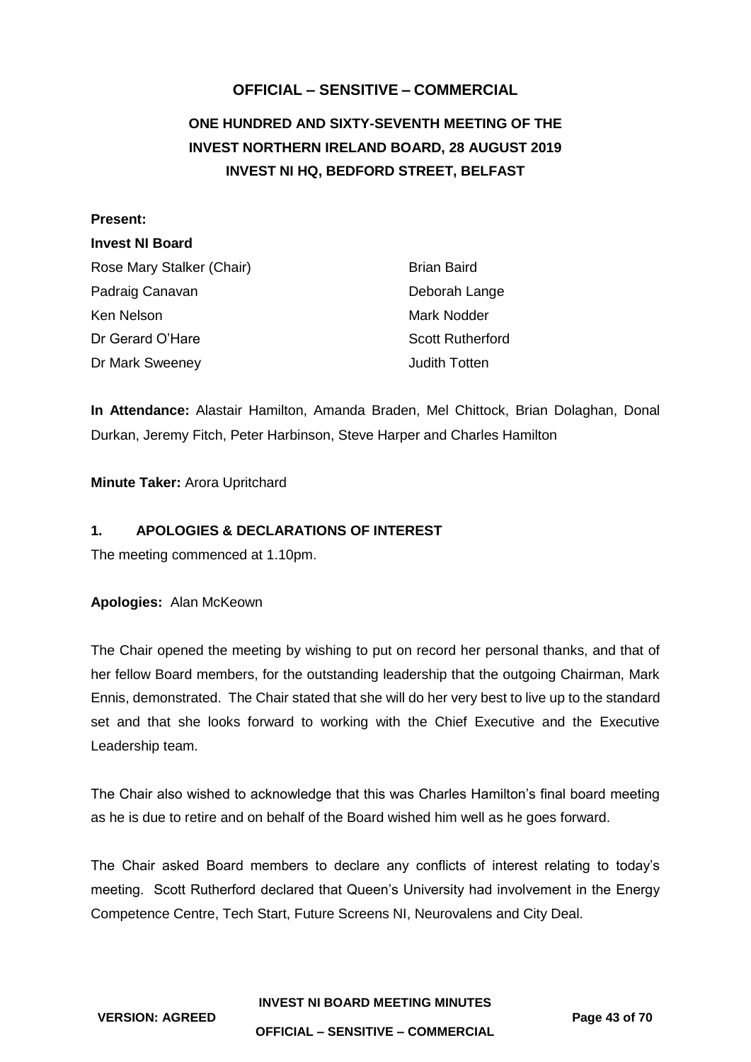**OFFICIAL – SENSITIVE – COMMERCIAL**

# ONE HUNDRED AND SIXTY-SEVENTH MEETING OF THE INVEST NORTHERN IRELAND BOARD, 28 AUGUST 2019 INVEST NI HQ, BEDFORD STREET, BELFAST

**Present:**

**Invest NI Board**

| | |
|---|---|
| Rose Mary Stalker (Chair) | Brian Baird |
| Padraig Canavan | Deborah Lange |
| Ken Nelson | Mark Nodder |
| Dr Gerard O'Hare | Scott Rutherford |
| Dr Mark Sweeney | Judith Totten |

**In Attendance:** Alastair Hamilton, Amanda Braden, Mel Chittock, Brian Dolaghan, Donal Durkan, Jeremy Fitch, Peter Harbinson, Steve Harper and Charles Hamilton

**Minute Taker:** Arora Upritchard

## 1. APOLOGIES & DECLARATIONS OF INTEREST

The meeting commenced at 1.10pm.

**Apologies:** Alan McKeown

The Chair opened the meeting by wishing to put on record her personal thanks, and that of her fellow Board members, for the outstanding leadership that the outgoing Chairman, Mark Ennis, demonstrated. The Chair stated that she will do her very best to live up to the standard set and that she looks forward to working with the Chief Executive and the Executive Leadership team.

The Chair also wished to acknowledge that this was Charles Hamilton's final board meeting as he is due to retire and on behalf of the Board wished him well as he goes forward.

The Chair asked Board members to declare any conflicts of interest relating to today's meeting. Scott Rutherford declared that Queen's University had involvement in the Energy Competence Centre, Tech Start, Future Screens NI, Neurovalens and City Deal.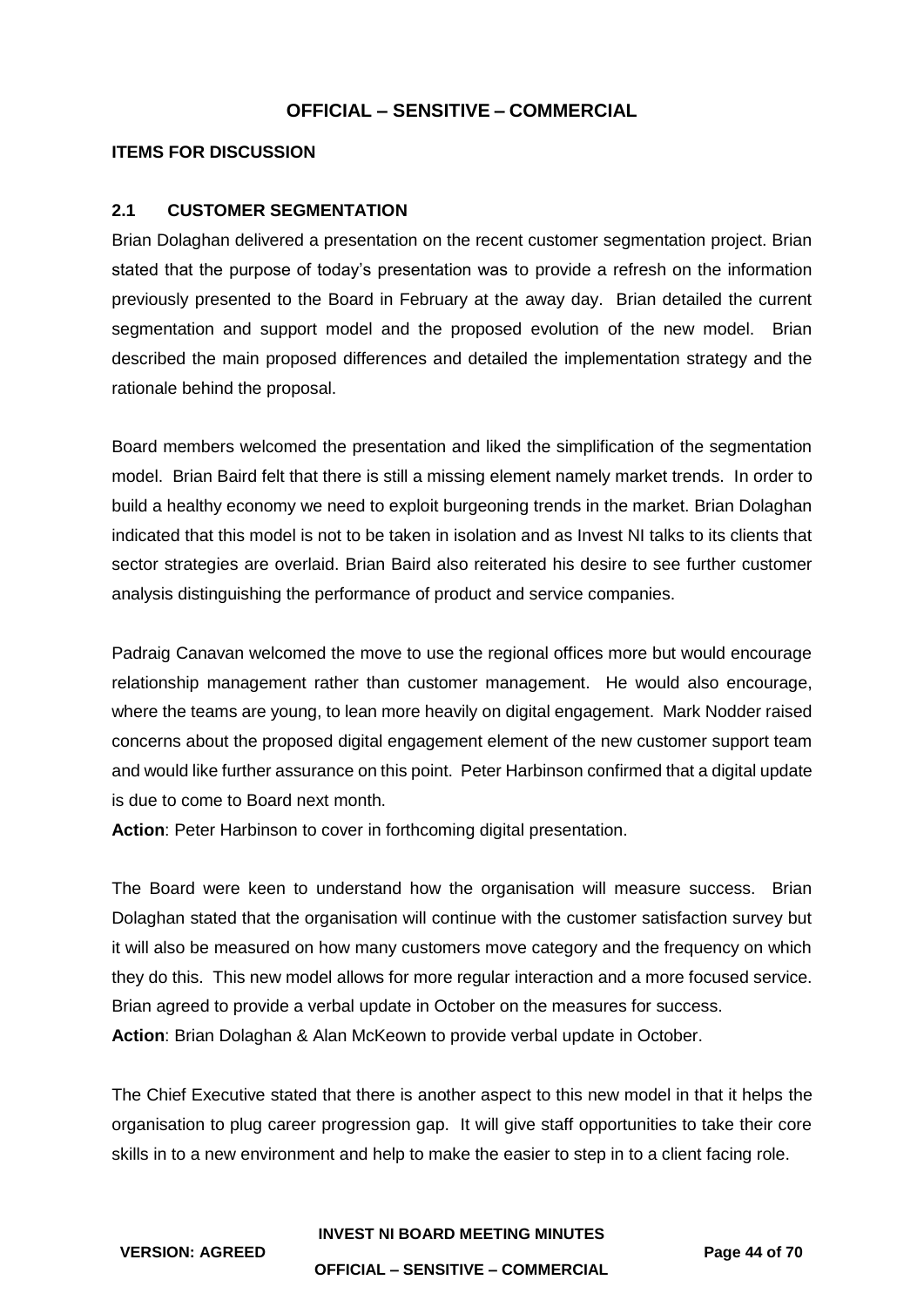**ITEMS FOR DISCUSSION**

### 2.1 CUSTOMER SEGMENTATION

Brian Dolaghan delivered a presentation on the recent customer segmentation project. Brian stated that the purpose of today's presentation was to provide a refresh on the information previously presented to the Board in February at the away day. Brian detailed the current segmentation and support model and the proposed evolution of the new model. Brian described the main proposed differences and detailed the implementation strategy and the rationale behind the proposal.

Board members welcomed the presentation and liked the simplification of the segmentation model. Brian Baird felt that there is still a missing element namely market trends. In order to build a healthy economy we need to exploit burgeoning trends in the market. Brian Dolaghan indicated that this model is not to be taken in isolation and as Invest NI talks to its clients that sector strategies are overlaid. Brian Baird also reiterated his desire to see further customer analysis distinguishing the performance of product and service companies.

Padraig Canavan welcomed the move to use the regional offices more but would encourage relationship management rather than customer management. He would also encourage, where the teams are young, to lean more heavily on digital engagement. Mark Nodder raised concerns about the proposed digital engagement element of the new customer support team and would like further assurance on this point. Peter Harbinson confirmed that a digital update is due to come to Board next month.

**Action**: Peter Harbinson to cover in forthcoming digital presentation.

The Board were keen to understand how the organisation will measure success. Brian Dolaghan stated that the organisation will continue with the customer satisfaction survey but it will also be measured on how many customers move category and the frequency on which they do this. This new model allows for more regular interaction and a more focused service. Brian agreed to provide a verbal update in October on the measures for success.

**Action**: Brian Dolaghan & Alan McKeown to provide verbal update in October.

The Chief Executive stated that there is another aspect to this new model in that it helps the organisation to plug career progression gap. It will give staff opportunities to take their core skills in to a new environment and help to make the easier to step in to a client facing role.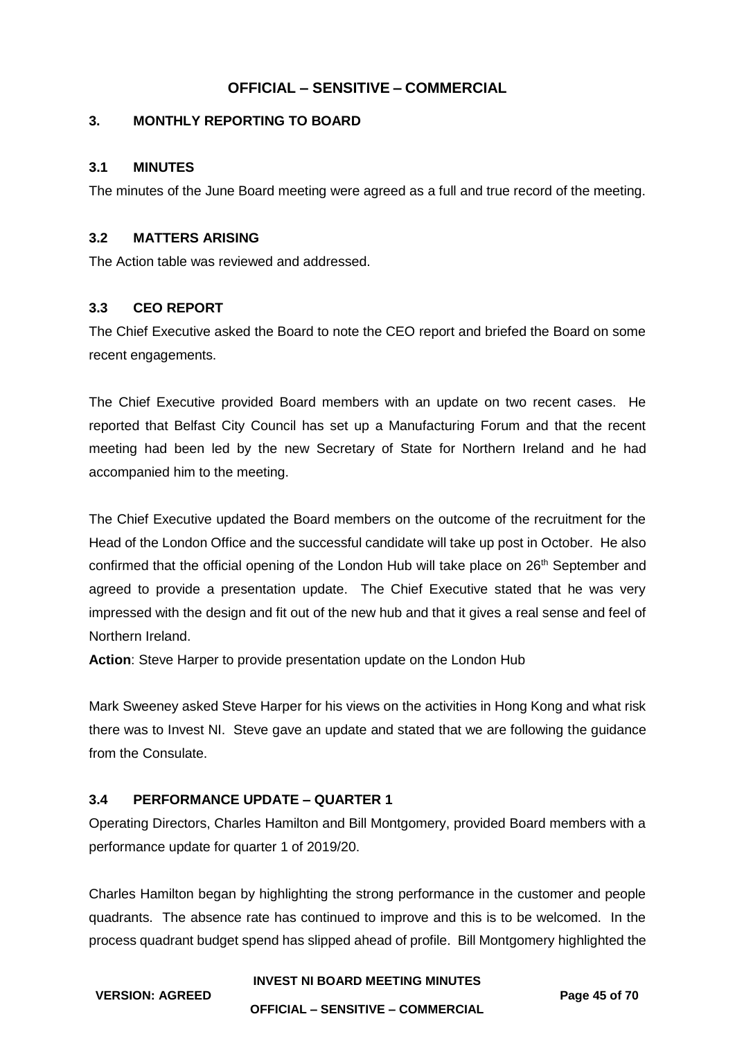## 3. MONTHLY REPORTING TO BOARD

### 3.1 MINUTES

The minutes of the June Board meeting were agreed as a full and true record of the meeting.

### 3.2 MATTERS ARISING

The Action table was reviewed and addressed.

### 3.3 CEO REPORT

The Chief Executive asked the Board to note the CEO report and briefed the Board on some recent engagements.

The Chief Executive provided Board members with an update on two recent cases. He reported that Belfast City Council has set up a Manufacturing Forum and that the recent meeting had been led by the new Secretary of State for Northern Ireland and he had accompanied him to the meeting.

The Chief Executive updated the Board members on the outcome of the recruitment for the Head of the London Office and the successful candidate will take up post in October. He also confirmed that the official opening of the London Hub will take place on 26th September and agreed to provide a presentation update. The Chief Executive stated that he was very impressed with the design and fit out of the new hub and that it gives a real sense and feel of Northern Ireland.

**Action**: Steve Harper to provide presentation update on the London Hub

Mark Sweeney asked Steve Harper for his views on the activities in Hong Kong and what risk there was to Invest NI. Steve gave an update and stated that we are following the guidance from the Consulate.

### 3.4 PERFORMANCE UPDATE – QUARTER 1

Operating Directors, Charles Hamilton and Bill Montgomery, provided Board members with a performance update for quarter 1 of 2019/20.

Charles Hamilton began by highlighting the strong performance in the customer and people quadrants. The absence rate has continued to improve and this is to be welcomed. In the process quadrant budget spend has slipped ahead of profile. Bill Montgomery highlighted the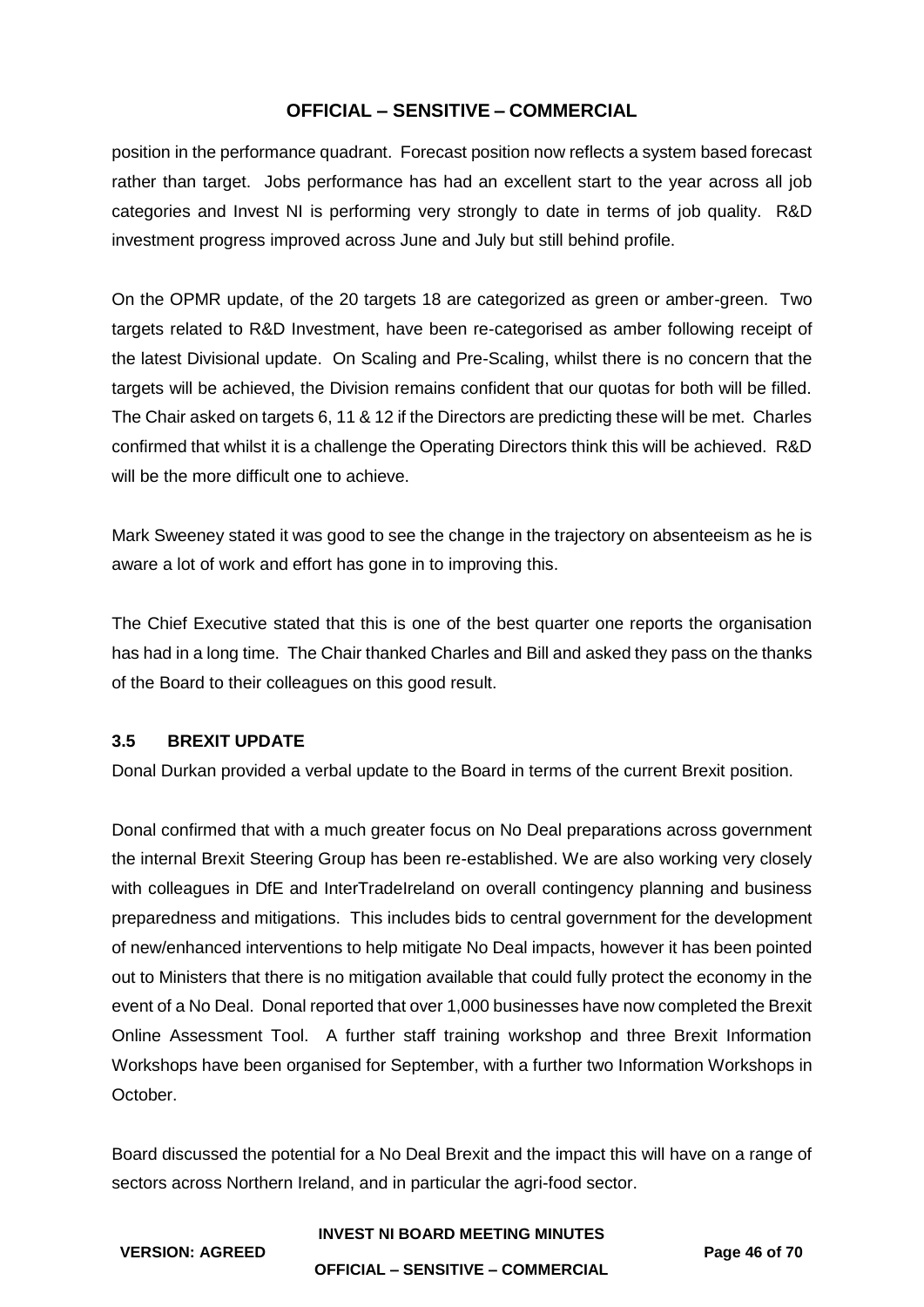position in the performance quadrant. Forecast position now reflects a system based forecast rather than target. Jobs performance has had an excellent start to the year across all job categories and Invest NI is performing very strongly to date in terms of job quality. R&D investment progress improved across June and July but still behind profile.

On the OPMR update, of the 20 targets 18 are categorized as green or amber-green. Two targets related to R&D Investment, have been re-categorised as amber following receipt of the latest Divisional update. On Scaling and Pre-Scaling, whilst there is no concern that the targets will be achieved, the Division remains confident that our quotas for both will be filled. The Chair asked on targets 6, 11 & 12 if the Directors are predicting these will be met. Charles confirmed that whilst it is a challenge the Operating Directors think this will be achieved. R&D will be the more difficult one to achieve.

Mark Sweeney stated it was good to see the change in the trajectory on absenteeism as he is aware a lot of work and effort has gone in to improving this.

The Chief Executive stated that this is one of the best quarter one reports the organisation has had in a long time. The Chair thanked Charles and Bill and asked they pass on the thanks of the Board to their colleagues on this good result.

### 3.5 BREXIT UPDATE

Donal Durkan provided a verbal update to the Board in terms of the current Brexit position.

Donal confirmed that with a much greater focus on No Deal preparations across government the internal Brexit Steering Group has been re-established. We are also working very closely with colleagues in DfE and InterTradeIreland on overall contingency planning and business preparedness and mitigations. This includes bids to central government for the development of new/enhanced interventions to help mitigate No Deal impacts, however it has been pointed out to Ministers that there is no mitigation available that could fully protect the economy in the event of a No Deal. Donal reported that over 1,000 businesses have now completed the Brexit Online Assessment Tool. A further staff training workshop and three Brexit Information Workshops have been organised for September, with a further two Information Workshops in October.

Board discussed the potential for a No Deal Brexit and the impact this will have on a range of sectors across Northern Ireland, and in particular the agri-food sector.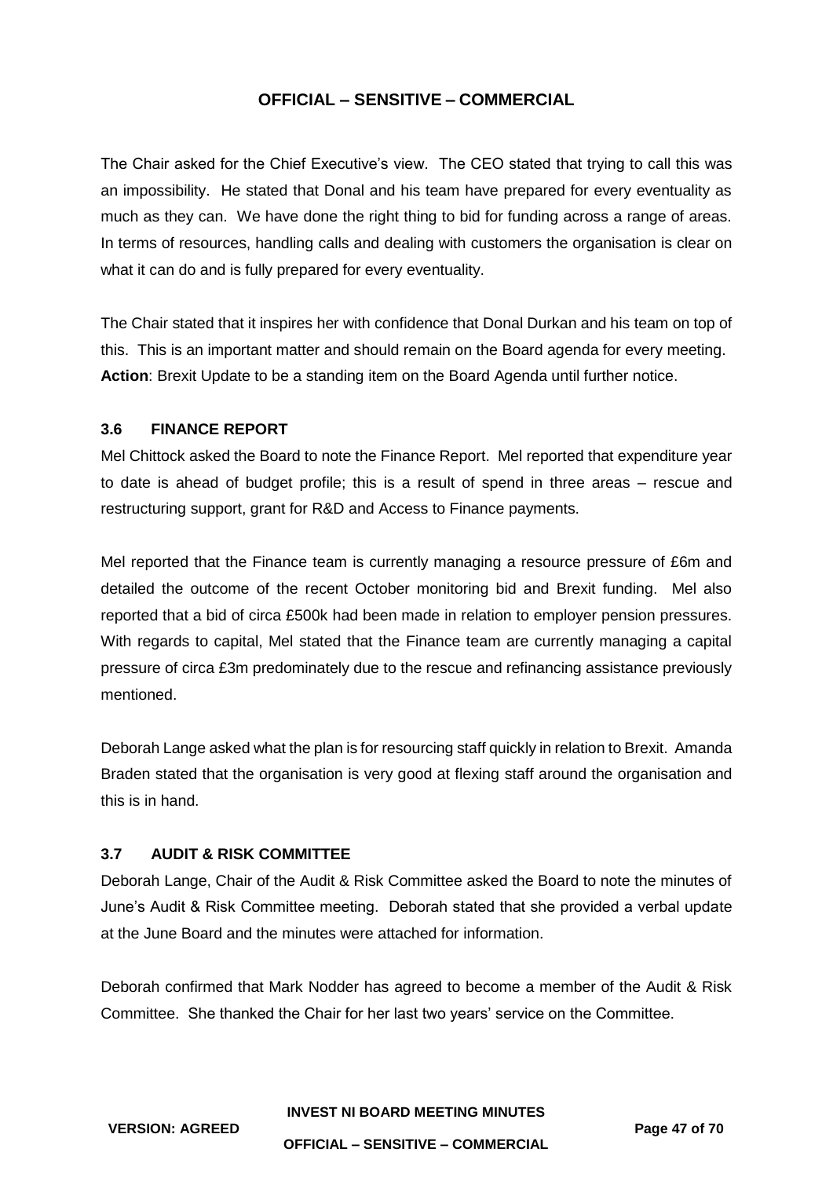The Chair asked for the Chief Executive's view. The CEO stated that trying to call this was an impossibility. He stated that Donal and his team have prepared for every eventuality as much as they can. We have done the right thing to bid for funding across a range of areas. In terms of resources, handling calls and dealing with customers the organisation is clear on what it can do and is fully prepared for every eventuality.

The Chair stated that it inspires her with confidence that Donal Durkan and his team on top of this. This is an important matter and should remain on the Board agenda for every meeting. **Action**: Brexit Update to be a standing item on the Board Agenda until further notice.

### 3.6 FINANCE REPORT

Mel Chittock asked the Board to note the Finance Report. Mel reported that expenditure year to date is ahead of budget profile; this is a result of spend in three areas – rescue and restructuring support, grant for R&D and Access to Finance payments.

Mel reported that the Finance team is currently managing a resource pressure of £6m and detailed the outcome of the recent October monitoring bid and Brexit funding. Mel also reported that a bid of circa £500k had been made in relation to employer pension pressures. With regards to capital, Mel stated that the Finance team are currently managing a capital pressure of circa £3m predominately due to the rescue and refinancing assistance previously mentioned.

Deborah Lange asked what the plan is for resourcing staff quickly in relation to Brexit. Amanda Braden stated that the organisation is very good at flexing staff around the organisation and this is in hand.

### 3.7 AUDIT & RISK COMMITTEE

Deborah Lange, Chair of the Audit & Risk Committee asked the Board to note the minutes of June's Audit & Risk Committee meeting. Deborah stated that she provided a verbal update at the June Board and the minutes were attached for information.

Deborah confirmed that Mark Nodder has agreed to become a member of the Audit & Risk Committee. She thanked the Chair for her last two years' service on the Committee.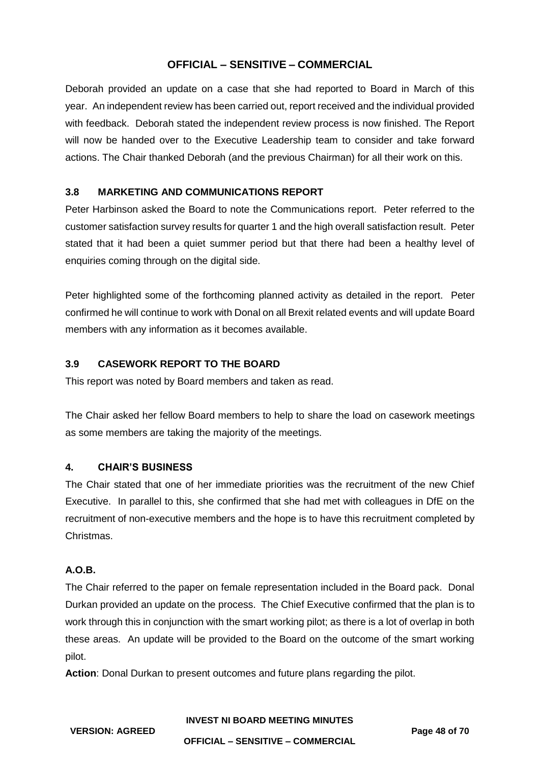Deborah provided an update on a case that she had reported to Board in March of this year. An independent review has been carried out, report received and the individual provided with feedback. Deborah stated the independent review process is now finished. The Report will now be handed over to the Executive Leadership team to consider and take forward actions. The Chair thanked Deborah (and the previous Chairman) for all their work on this.

### 3.8 MARKETING AND COMMUNICATIONS REPORT

Peter Harbinson asked the Board to note the Communications report. Peter referred to the customer satisfaction survey results for quarter 1 and the high overall satisfaction result. Peter stated that it had been a quiet summer period but that there had been a healthy level of enquiries coming through on the digital side.

Peter highlighted some of the forthcoming planned activity as detailed in the report. Peter confirmed he will continue to work with Donal on all Brexit related events and will update Board members with any information as it becomes available.

### 3.9 CASEWORK REPORT TO THE BOARD

This report was noted by Board members and taken as read.

The Chair asked her fellow Board members to help to share the load on casework meetings as some members are taking the majority of the meetings.

## 4. CHAIR'S BUSINESS

The Chair stated that one of her immediate priorities was the recruitment of the new Chief Executive. In parallel to this, she confirmed that she had met with colleagues in DfE on the recruitment of non-executive members and the hope is to have this recruitment completed by Christmas.

### A.O.B.

The Chair referred to the paper on female representation included in the Board pack. Donal Durkan provided an update on the process. The Chief Executive confirmed that the plan is to work through this in conjunction with the smart working pilot; as there is a lot of overlap in both these areas. An update will be provided to the Board on the outcome of the smart working pilot.

**Action**: Donal Durkan to present outcomes and future plans regarding the pilot.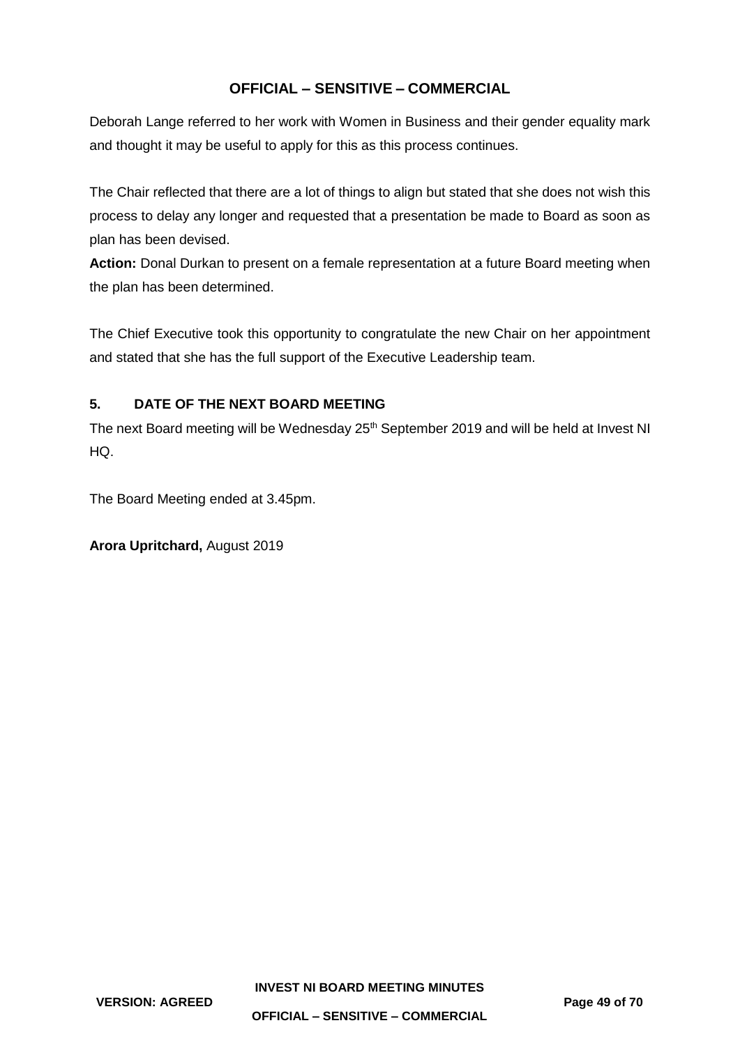Deborah Lange referred to her work with Women in Business and their gender equality mark and thought it may be useful to apply for this as this process continues.

The Chair reflected that there are a lot of things to align but stated that she does not wish this process to delay any longer and requested that a presentation be made to Board as soon as plan has been devised.

**Action:** Donal Durkan to present on a female representation at a future Board meeting when the plan has been determined.

The Chief Executive took this opportunity to congratulate the new Chair on her appointment and stated that she has the full support of the Executive Leadership team.

## 5. DATE OF THE NEXT BOARD MEETING

The next Board meeting will be Wednesday 25th September 2019 and will be held at Invest NI HQ.

The Board Meeting ended at 3.45pm.

**Arora Upritchard,** August 2019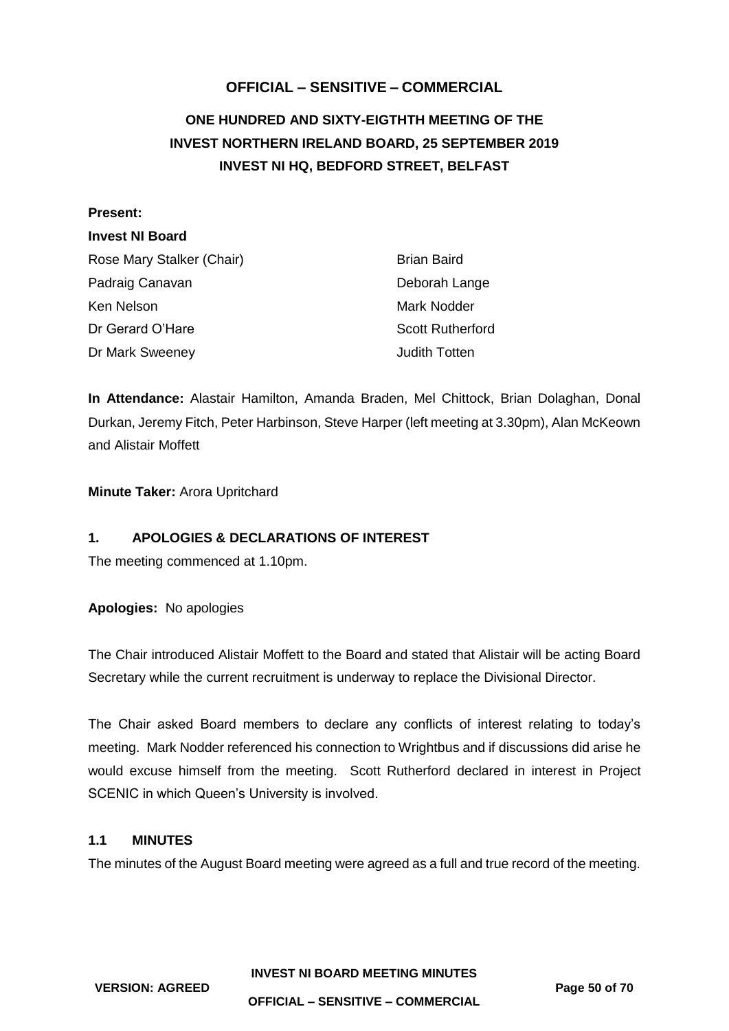**OFFICIAL – SENSITIVE – COMMERCIAL**

# ONE HUNDRED AND SIXTY-EIGTHTH MEETING OF THE INVEST NORTHERN IRELAND BOARD, 25 SEPTEMBER 2019 INVEST NI HQ, BEDFORD STREET, BELFAST

**Present:**

**Invest NI Board**

Rose Mary Stalker (Chair)
Padraig Canavan
Ken Nelson
Dr Gerard O'Hare
Dr Mark Sweeney
Brian Baird
Deborah Lange
Mark Nodder
Scott Rutherford
Judith Totten

**In Attendance:** Alastair Hamilton, Amanda Braden, Mel Chittock, Brian Dolaghan, Donal Durkan, Jeremy Fitch, Peter Harbinson, Steve Harper (left meeting at 3.30pm), Alan McKeown and Alistair Moffett

**Minute Taker:** Arora Upritchard

## 1. APOLOGIES & DECLARATIONS OF INTEREST

The meeting commenced at 1.10pm.

**Apologies:** No apologies

The Chair introduced Alistair Moffett to the Board and stated that Alistair will be acting Board Secretary while the current recruitment is underway to replace the Divisional Director.

The Chair asked Board members to declare any conflicts of interest relating to today's meeting. Mark Nodder referenced his connection to Wrightbus and if discussions did arise he would excuse himself from the meeting. Scott Rutherford declared in interest in Project SCENIC in which Queen's University is involved.

## 1.1 MINUTES

The minutes of the August Board meeting were agreed as a full and true record of the meeting.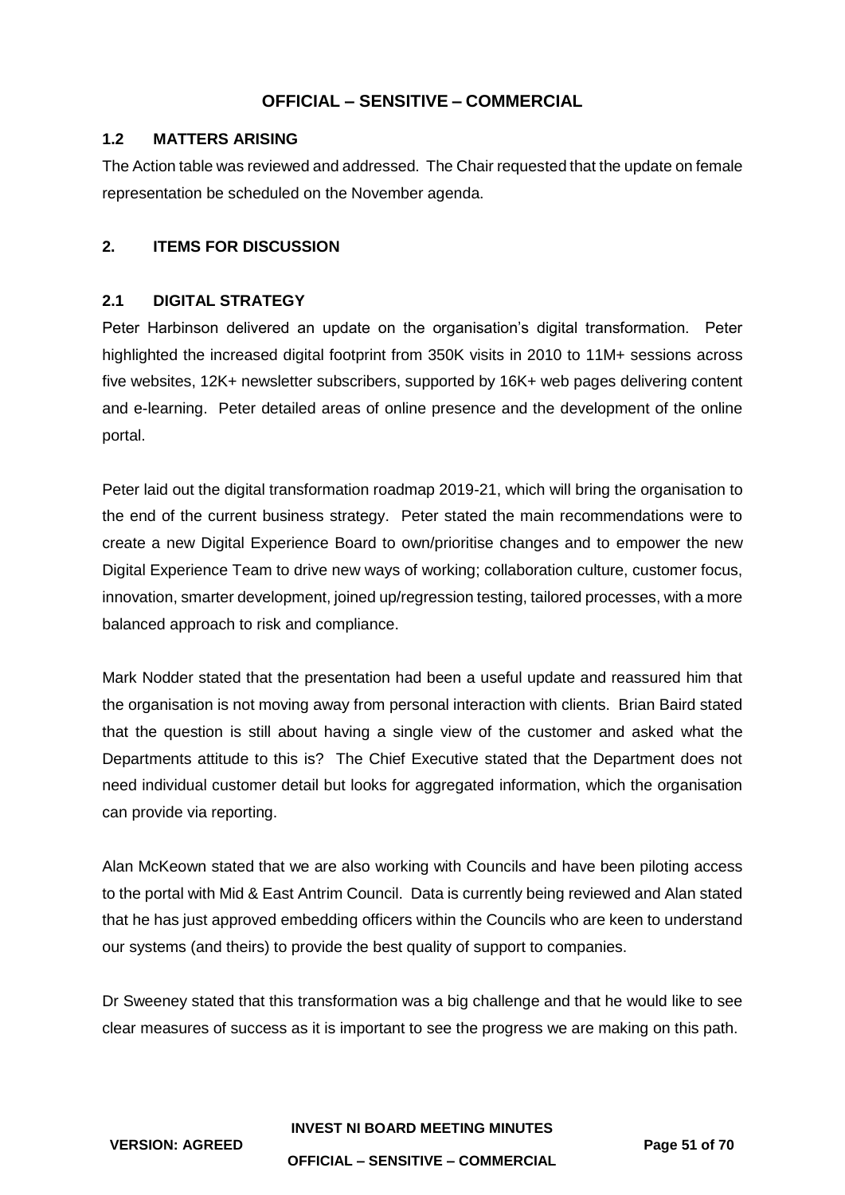### 1.2 MATTERS ARISING

The Action table was reviewed and addressed. The Chair requested that the update on female representation be scheduled on the November agenda.

## 2. ITEMS FOR DISCUSSION

### 2.1 DIGITAL STRATEGY

Peter Harbinson delivered an update on the organisation's digital transformation. Peter highlighted the increased digital footprint from 350K visits in 2010 to 11M+ sessions across five websites, 12K+ newsletter subscribers, supported by 16K+ web pages delivering content and e-learning. Peter detailed areas of online presence and the development of the online portal.

Peter laid out the digital transformation roadmap 2019-21, which will bring the organisation to the end of the current business strategy. Peter stated the main recommendations were to create a new Digital Experience Board to own/prioritise changes and to empower the new Digital Experience Team to drive new ways of working; collaboration culture, customer focus, innovation, smarter development, joined up/regression testing, tailored processes, with a more balanced approach to risk and compliance.

Mark Nodder stated that the presentation had been a useful update and reassured him that the organisation is not moving away from personal interaction with clients. Brian Baird stated that the question is still about having a single view of the customer and asked what the Departments attitude to this is? The Chief Executive stated that the Department does not need individual customer detail but looks for aggregated information, which the organisation can provide via reporting.

Alan McKeown stated that we are also working with Councils and have been piloting access to the portal with Mid & East Antrim Council. Data is currently being reviewed and Alan stated that he has just approved embedding officers within the Councils who are keen to understand our systems (and theirs) to provide the best quality of support to companies.

Dr Sweeney stated that this transformation was a big challenge and that he would like to see clear measures of success as it is important to see the progress we are making on this path.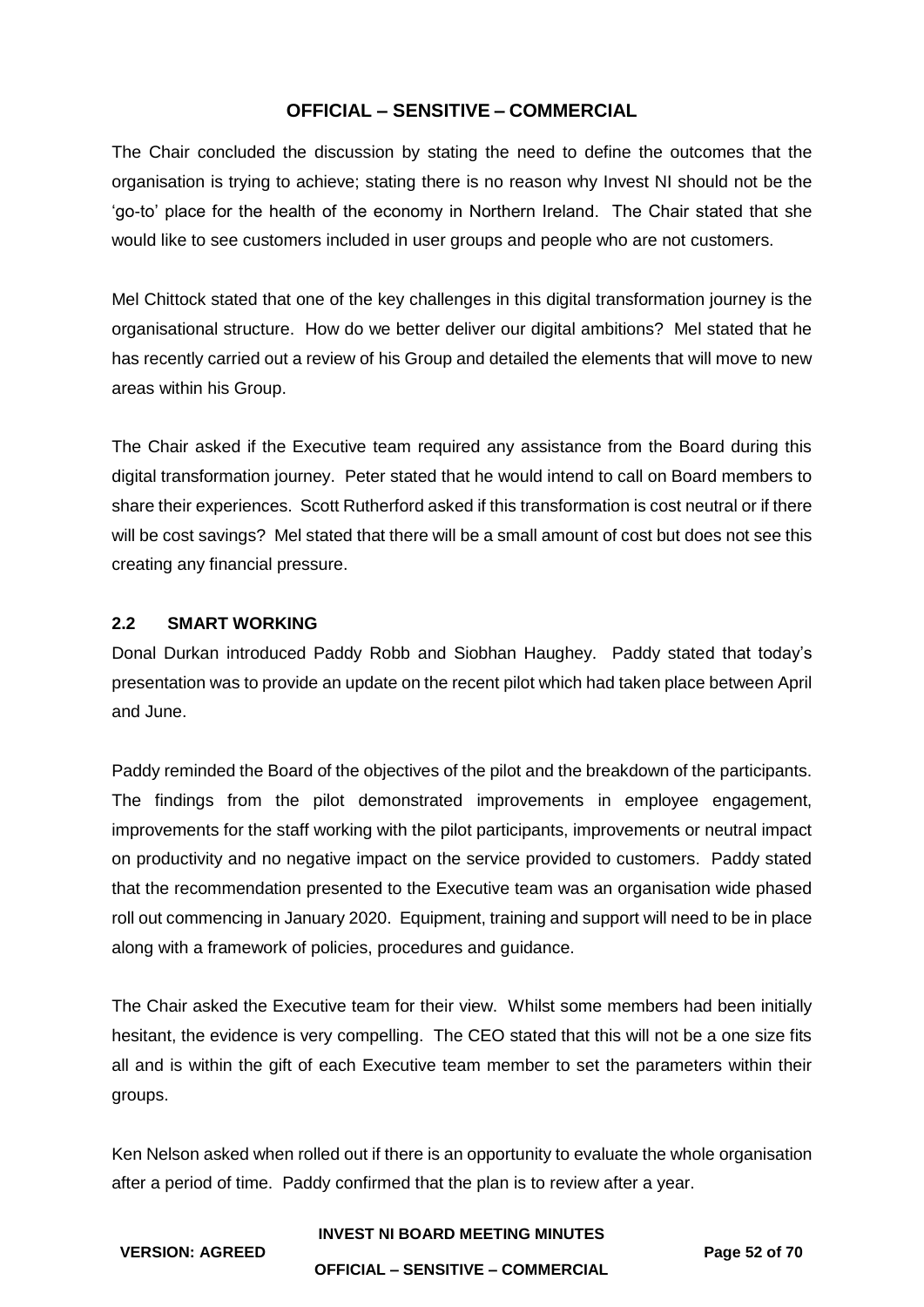The Chair concluded the discussion by stating the need to define the outcomes that the organisation is trying to achieve; stating there is no reason why Invest NI should not be the 'go-to' place for the health of the economy in Northern Ireland. The Chair stated that she would like to see customers included in user groups and people who are not customers.

Mel Chittock stated that one of the key challenges in this digital transformation journey is the organisational structure. How do we better deliver our digital ambitions? Mel stated that he has recently carried out a review of his Group and detailed the elements that will move to new areas within his Group.

The Chair asked if the Executive team required any assistance from the Board during this digital transformation journey. Peter stated that he would intend to call on Board members to share their experiences. Scott Rutherford asked if this transformation is cost neutral or if there will be cost savings? Mel stated that there will be a small amount of cost but does not see this creating any financial pressure.

## 2.2 SMART WORKING

Donal Durkan introduced Paddy Robb and Siobhan Haughey. Paddy stated that today's presentation was to provide an update on the recent pilot which had taken place between April and June.

Paddy reminded the Board of the objectives of the pilot and the breakdown of the participants. The findings from the pilot demonstrated improvements in employee engagement, improvements for the staff working with the pilot participants, improvements or neutral impact on productivity and no negative impact on the service provided to customers. Paddy stated that the recommendation presented to the Executive team was an organisation wide phased roll out commencing in January 2020. Equipment, training and support will need to be in place along with a framework of policies, procedures and guidance.

The Chair asked the Executive team for their view. Whilst some members had been initially hesitant, the evidence is very compelling. The CEO stated that this will not be a one size fits all and is within the gift of each Executive team member to set the parameters within their groups.

Ken Nelson asked when rolled out if there is an opportunity to evaluate the whole organisation after a period of time. Paddy confirmed that the plan is to review after a year.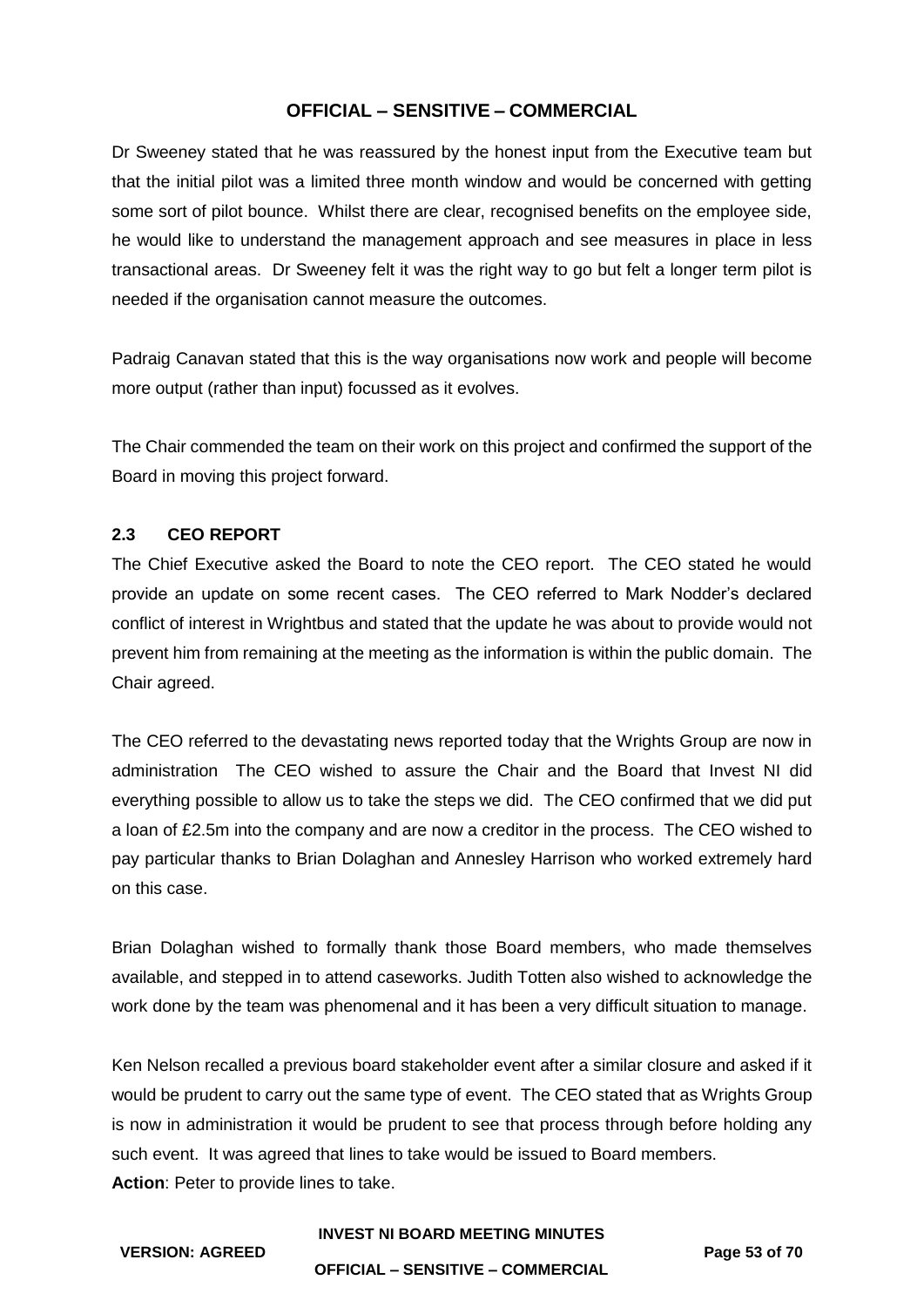Dr Sweeney stated that he was reassured by the honest input from the Executive team but that the initial pilot was a limited three month window and would be concerned with getting some sort of pilot bounce. Whilst there are clear, recognised benefits on the employee side, he would like to understand the management approach and see measures in place in less transactional areas. Dr Sweeney felt it was the right way to go but felt a longer term pilot is needed if the organisation cannot measure the outcomes.

Padraig Canavan stated that this is the way organisations now work and people will become more output (rather than input) focussed as it evolves.

The Chair commended the team on their work on this project and confirmed the support of the Board in moving this project forward.

### 2.3 CEO REPORT

The Chief Executive asked the Board to note the CEO report. The CEO stated he would provide an update on some recent cases. The CEO referred to Mark Nodder's declared conflict of interest in Wrightbus and stated that the update he was about to provide would not prevent him from remaining at the meeting as the information is within the public domain. The Chair agreed.

The CEO referred to the devastating news reported today that the Wrights Group are now in administration The CEO wished to assure the Chair and the Board that Invest NI did everything possible to allow us to take the steps we did. The CEO confirmed that we did put a loan of £2.5m into the company and are now a creditor in the process. The CEO wished to pay particular thanks to Brian Dolaghan and Annesley Harrison who worked extremely hard on this case.

Brian Dolaghan wished to formally thank those Board members, who made themselves available, and stepped in to attend caseworks. Judith Totten also wished to acknowledge the work done by the team was phenomenal and it has been a very difficult situation to manage.

Ken Nelson recalled a previous board stakeholder event after a similar closure and asked if it would be prudent to carry out the same type of event. The CEO stated that as Wrights Group is now in administration it would be prudent to see that process through before holding any such event. It was agreed that lines to take would be issued to Board members.

**Action**: Peter to provide lines to take.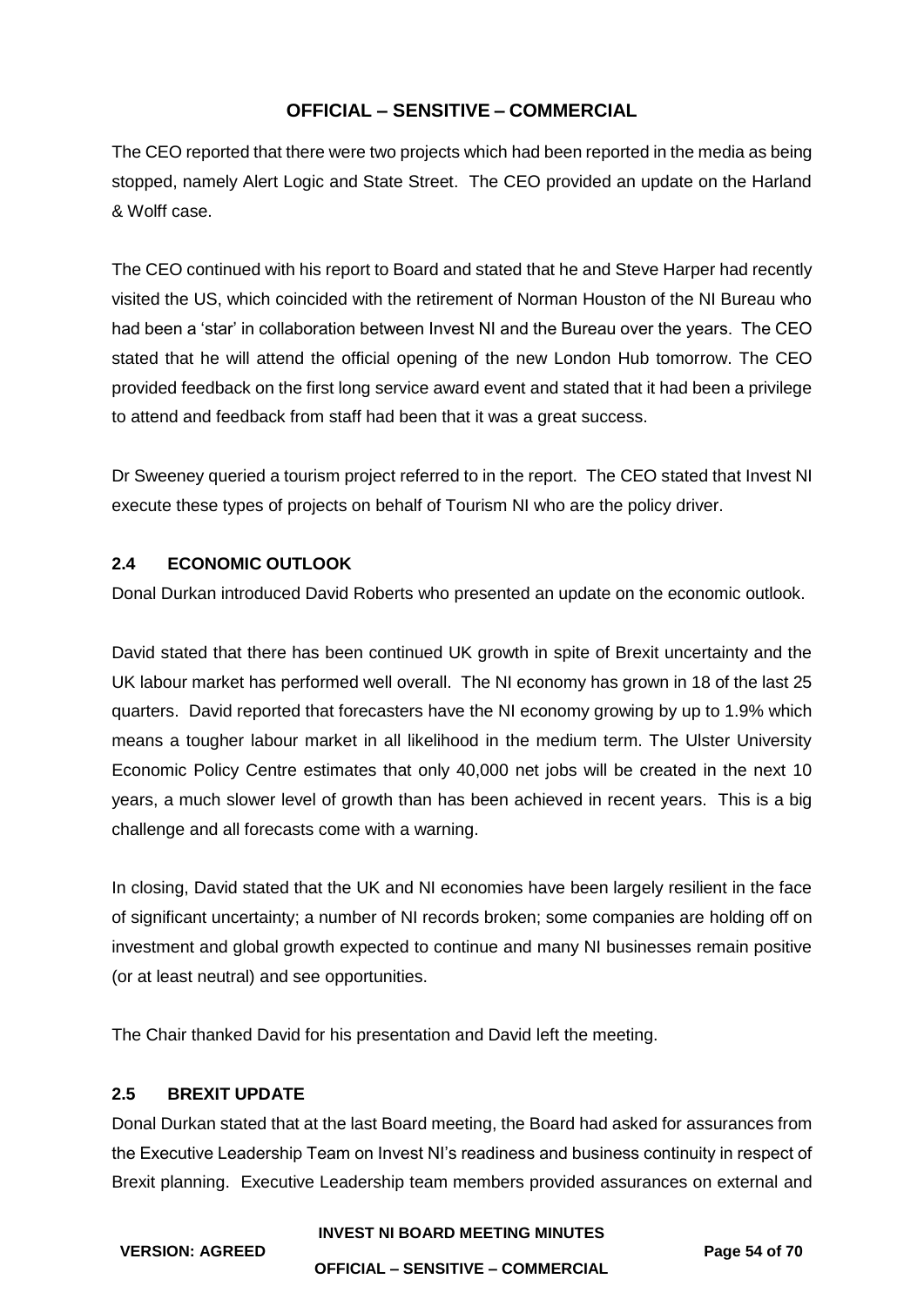The CEO reported that there were two projects which had been reported in the media as being stopped, namely Alert Logic and State Street. The CEO provided an update on the Harland & Wolff case.

The CEO continued with his report to Board and stated that he and Steve Harper had recently visited the US, which coincided with the retirement of Norman Houston of the NI Bureau who had been a 'star' in collaboration between Invest NI and the Bureau over the years. The CEO stated that he will attend the official opening of the new London Hub tomorrow. The CEO provided feedback on the first long service award event and stated that it had been a privilege to attend and feedback from staff had been that it was a great success.

Dr Sweeney queried a tourism project referred to in the report. The CEO stated that Invest NI execute these types of projects on behalf of Tourism NI who are the policy driver.

### 2.4 ECONOMIC OUTLOOK

Donal Durkan introduced David Roberts who presented an update on the economic outlook.

David stated that there has been continued UK growth in spite of Brexit uncertainty and the UK labour market has performed well overall. The NI economy has grown in 18 of the last 25 quarters. David reported that forecasters have the NI economy growing by up to 1.9% which means a tougher labour market in all likelihood in the medium term. The Ulster University Economic Policy Centre estimates that only 40,000 net jobs will be created in the next 10 years, a much slower level of growth than has been achieved in recent years. This is a big challenge and all forecasts come with a warning.

In closing, David stated that the UK and NI economies have been largely resilient in the face of significant uncertainty; a number of NI records broken; some companies are holding off on investment and global growth expected to continue and many NI businesses remain positive (or at least neutral) and see opportunities.

The Chair thanked David for his presentation and David left the meeting.

### 2.5 BREXIT UPDATE

Donal Durkan stated that at the last Board meeting, the Board had asked for assurances from the Executive Leadership Team on Invest NI's readiness and business continuity in respect of Brexit planning. Executive Leadership team members provided assurances on external and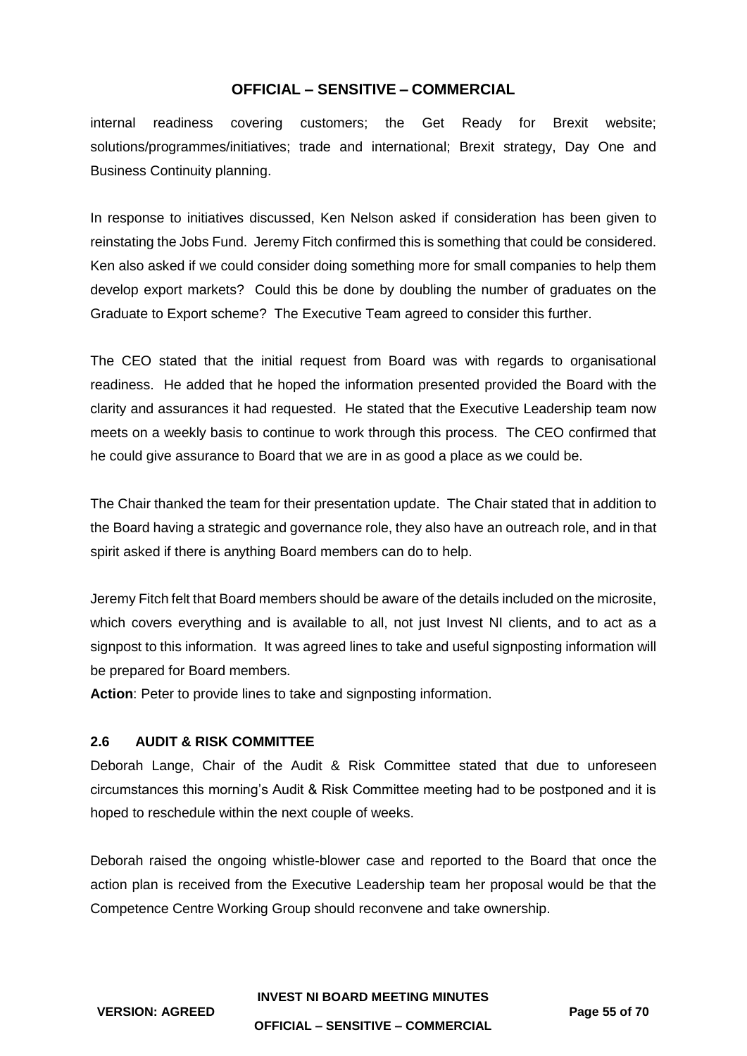internal readiness covering customers; the Get Ready for Brexit website; solutions/programmes/initiatives; trade and international; Brexit strategy, Day One and Business Continuity planning.

In response to initiatives discussed, Ken Nelson asked if consideration has been given to reinstating the Jobs Fund. Jeremy Fitch confirmed this is something that could be considered. Ken also asked if we could consider doing something more for small companies to help them develop export markets? Could this be done by doubling the number of graduates on the Graduate to Export scheme? The Executive Team agreed to consider this further.

The CEO stated that the initial request from Board was with regards to organisational readiness. He added that he hoped the information presented provided the Board with the clarity and assurances it had requested. He stated that the Executive Leadership team now meets on a weekly basis to continue to work through this process. The CEO confirmed that he could give assurance to Board that we are in as good a place as we could be.

The Chair thanked the team for their presentation update. The Chair stated that in addition to the Board having a strategic and governance role, they also have an outreach role, and in that spirit asked if there is anything Board members can do to help.

Jeremy Fitch felt that Board members should be aware of the details included on the microsite, which covers everything and is available to all, not just Invest NI clients, and to act as a signpost to this information. It was agreed lines to take and useful signposting information will be prepared for Board members.

**Action**: Peter to provide lines to take and signposting information.

### 2.6 AUDIT & RISK COMMITTEE

Deborah Lange, Chair of the Audit & Risk Committee stated that due to unforeseen circumstances this morning's Audit & Risk Committee meeting had to be postponed and it is hoped to reschedule within the next couple of weeks.

Deborah raised the ongoing whistle-blower case and reported to the Board that once the action plan is received from the Executive Leadership team her proposal would be that the Competence Centre Working Group should reconvene and take ownership.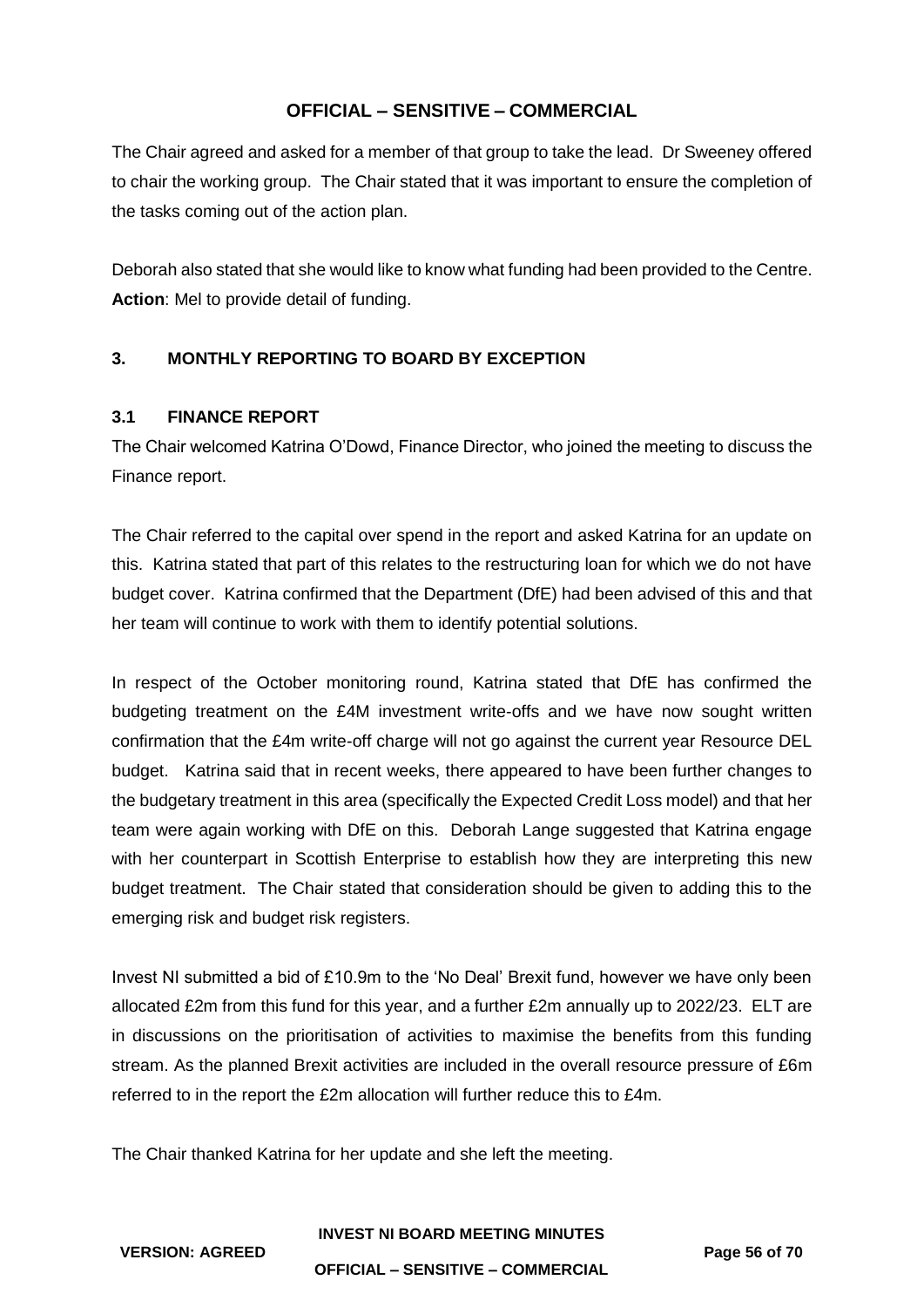The Chair agreed and asked for a member of that group to take the lead. Dr Sweeney offered to chair the working group. The Chair stated that it was important to ensure the completion of the tasks coming out of the action plan.

Deborah also stated that she would like to know what funding had been provided to the Centre. **Action**: Mel to provide detail of funding.

## 3. MONTHLY REPORTING TO BOARD BY EXCEPTION

### 3.1 FINANCE REPORT

The Chair welcomed Katrina O'Dowd, Finance Director, who joined the meeting to discuss the Finance report.

The Chair referred to the capital over spend in the report and asked Katrina for an update on this. Katrina stated that part of this relates to the restructuring loan for which we do not have budget cover. Katrina confirmed that the Department (DfE) had been advised of this and that her team will continue to work with them to identify potential solutions.

In respect of the October monitoring round, Katrina stated that DfE has confirmed the budgeting treatment on the £4M investment write-offs and we have now sought written confirmation that the £4m write-off charge will not go against the current year Resource DEL budget. Katrina said that in recent weeks, there appeared to have been further changes to the budgetary treatment in this area (specifically the Expected Credit Loss model) and that her team were again working with DfE on this. Deborah Lange suggested that Katrina engage with her counterpart in Scottish Enterprise to establish how they are interpreting this new budget treatment. The Chair stated that consideration should be given to adding this to the emerging risk and budget risk registers.

Invest NI submitted a bid of £10.9m to the 'No Deal' Brexit fund, however we have only been allocated £2m from this fund for this year, and a further £2m annually up to 2022/23. ELT are in discussions on the prioritisation of activities to maximise the benefits from this funding stream. As the planned Brexit activities are included in the overall resource pressure of £6m referred to in the report the £2m allocation will further reduce this to £4m.

The Chair thanked Katrina for her update and she left the meeting.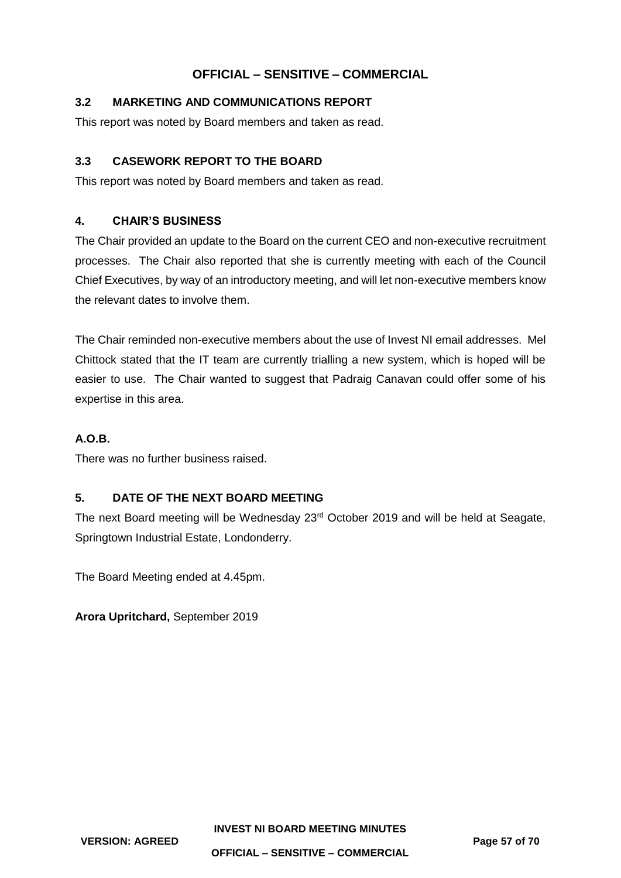### 3.2 MARKETING AND COMMUNICATIONS REPORT

This report was noted by Board members and taken as read.

### 3.3 CASEWORK REPORT TO THE BOARD

This report was noted by Board members and taken as read.

### 4. CHAIR'S BUSINESS

The Chair provided an update to the Board on the current CEO and non-executive recruitment processes. The Chair also reported that she is currently meeting with each of the Council Chief Executives, by way of an introductory meeting, and will let non-executive members know the relevant dates to involve them.

The Chair reminded non-executive members about the use of Invest NI email addresses. Mel Chittock stated that the IT team are currently trialling a new system, which is hoped will be easier to use. The Chair wanted to suggest that Padraig Canavan could offer some of his expertise in this area.

### A.O.B.

There was no further business raised.

### 5. DATE OF THE NEXT BOARD MEETING

The next Board meeting will be Wednesday 23rd October 2019 and will be held at Seagate, Springtown Industrial Estate, Londonderry.

The Board Meeting ended at 4.45pm.

**Arora Upritchard,** September 2019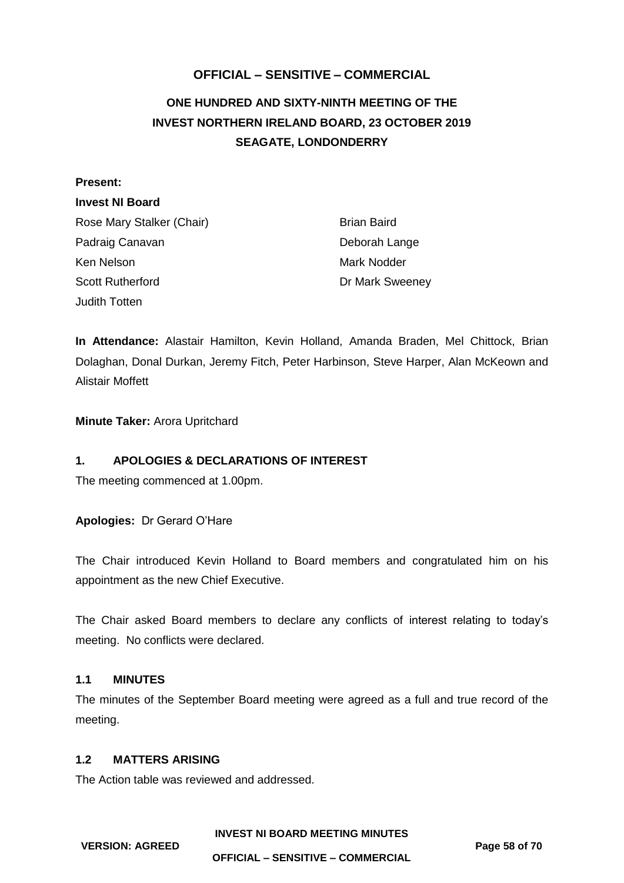**OFFICIAL – SENSITIVE – COMMERCIAL**

# ONE HUNDRED AND SIXTY-NINTH MEETING OF THE INVEST NORTHERN IRELAND BOARD, 23 OCTOBER 2019 SEAGATE, LONDONDERRY

**Present:**

**Invest NI Board**

Rose Mary Stalker (Chair)
Padraig Canavan
Ken Nelson
Scott Rutherford
Judith Totten
Brian Baird
Deborah Lange
Mark Nodder
Dr Mark Sweeney

**In Attendance:** Alastair Hamilton, Kevin Holland, Amanda Braden, Mel Chittock, Brian Dolaghan, Donal Durkan, Jeremy Fitch, Peter Harbinson, Steve Harper, Alan McKeown and Alistair Moffett

**Minute Taker:** Arora Upritchard

## 1. APOLOGIES & DECLARATIONS OF INTEREST

The meeting commenced at 1.00pm.

**Apologies:** Dr Gerard O'Hare

The Chair introduced Kevin Holland to Board members and congratulated him on his appointment as the new Chief Executive.

The Chair asked Board members to declare any conflicts of interest relating to today's meeting. No conflicts were declared.

### 1.1 MINUTES

The minutes of the September Board meeting were agreed as a full and true record of the meeting.

### 1.2 MATTERS ARISING

The Action table was reviewed and addressed.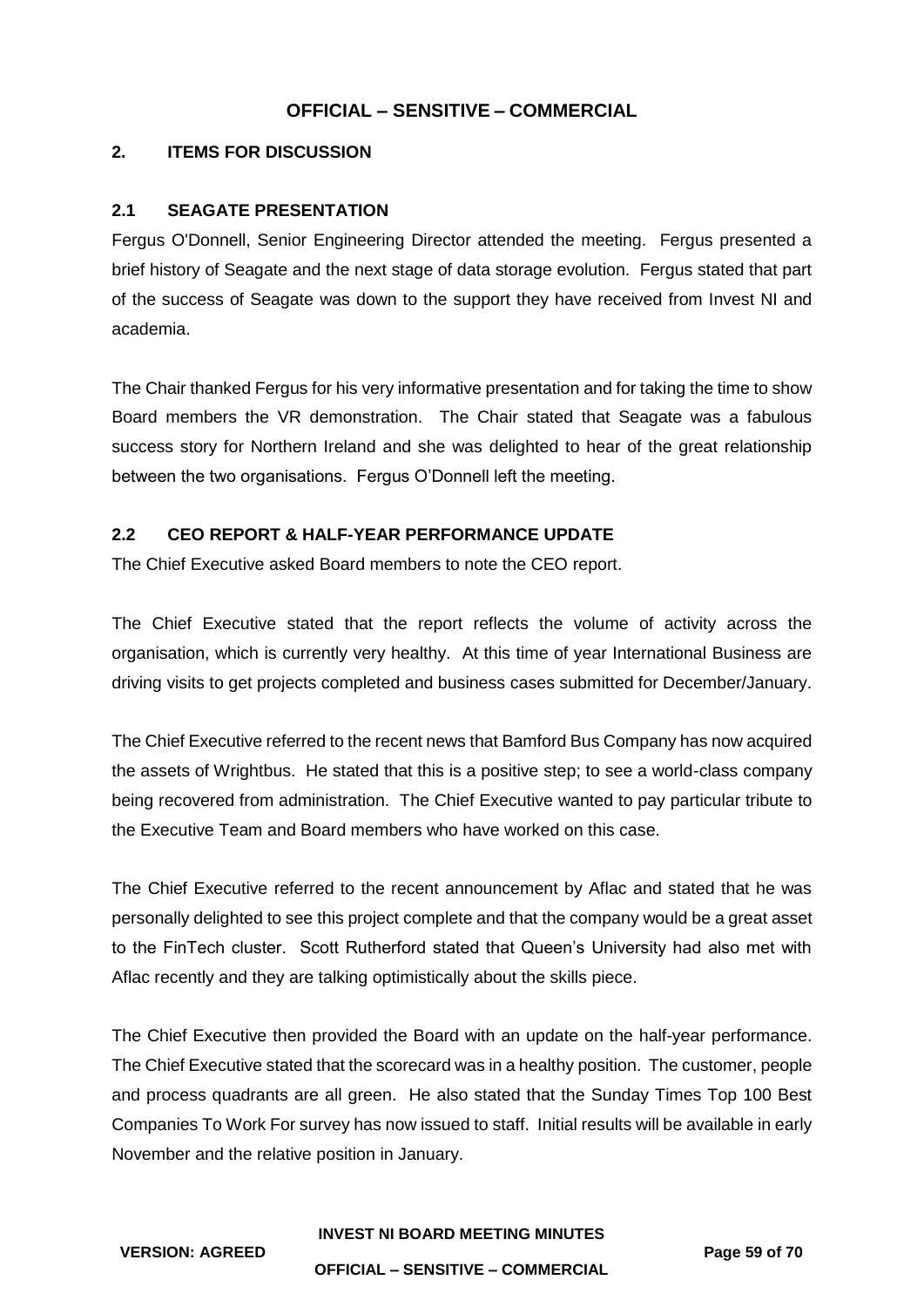## 2. ITEMS FOR DISCUSSION

### 2.1 SEAGATE PRESENTATION

Fergus O'Donnell, Senior Engineering Director attended the meeting. Fergus presented a brief history of Seagate and the next stage of data storage evolution. Fergus stated that part of the success of Seagate was down to the support they have received from Invest NI and academia.

The Chair thanked Fergus for his very informative presentation and for taking the time to show Board members the VR demonstration. The Chair stated that Seagate was a fabulous success story for Northern Ireland and she was delighted to hear of the great relationship between the two organisations. Fergus O'Donnell left the meeting.

### 2.2 CEO REPORT & HALF-YEAR PERFORMANCE UPDATE

The Chief Executive asked Board members to note the CEO report.

The Chief Executive stated that the report reflects the volume of activity across the organisation, which is currently very healthy. At this time of year International Business are driving visits to get projects completed and business cases submitted for December/January.

The Chief Executive referred to the recent news that Bamford Bus Company has now acquired the assets of Wrightbus. He stated that this is a positive step; to see a world-class company being recovered from administration. The Chief Executive wanted to pay particular tribute to the Executive Team and Board members who have worked on this case.

The Chief Executive referred to the recent announcement by Aflac and stated that he was personally delighted to see this project complete and that the company would be a great asset to the FinTech cluster. Scott Rutherford stated that Queen's University had also met with Aflac recently and they are talking optimistically about the skills piece.

The Chief Executive then provided the Board with an update on the half-year performance. The Chief Executive stated that the scorecard was in a healthy position. The customer, people and process quadrants are all green. He also stated that the Sunday Times Top 100 Best Companies To Work For survey has now issued to staff. Initial results will be available in early November and the relative position in January.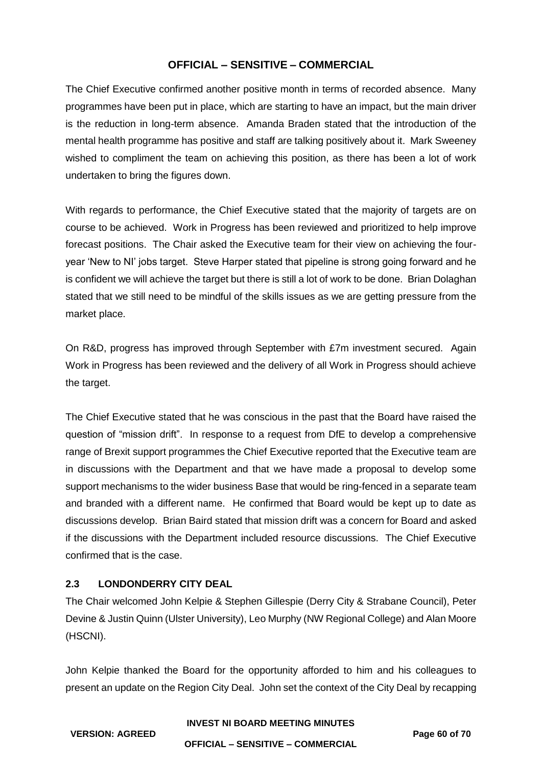The Chief Executive confirmed another positive month in terms of recorded absence. Many programmes have been put in place, which are starting to have an impact, but the main driver is the reduction in long-term absence. Amanda Braden stated that the introduction of the mental health programme has positive and staff are talking positively about it. Mark Sweeney wished to compliment the team on achieving this position, as there has been a lot of work undertaken to bring the figures down.

With regards to performance, the Chief Executive stated that the majority of targets are on course to be achieved. Work in Progress has been reviewed and prioritized to help improve forecast positions. The Chair asked the Executive team for their view on achieving the four-year 'New to NI' jobs target. Steve Harper stated that pipeline is strong going forward and he is confident we will achieve the target but there is still a lot of work to be done. Brian Dolaghan stated that we still need to be mindful of the skills issues as we are getting pressure from the market place.

On R&D, progress has improved through September with £7m investment secured. Again Work in Progress has been reviewed and the delivery of all Work in Progress should achieve the target.

The Chief Executive stated that he was conscious in the past that the Board have raised the question of "mission drift". In response to a request from DfE to develop a comprehensive range of Brexit support programmes the Chief Executive reported that the Executive team are in discussions with the Department and that we have made a proposal to develop some support mechanisms to the wider business Base that would be ring-fenced in a separate team and branded with a different name. He confirmed that Board would be kept up to date as discussions develop. Brian Baird stated that mission drift was a concern for Board and asked if the discussions with the Department included resource discussions. The Chief Executive confirmed that is the case.

### 2.3 LONDONDERRY CITY DEAL

The Chair welcomed John Kelpie & Stephen Gillespie (Derry City & Strabane Council), Peter Devine & Justin Quinn (Ulster University), Leo Murphy (NW Regional College) and Alan Moore (HSCNI).

John Kelpie thanked the Board for the opportunity afforded to him and his colleagues to present an update on the Region City Deal. John set the context of the City Deal by recapping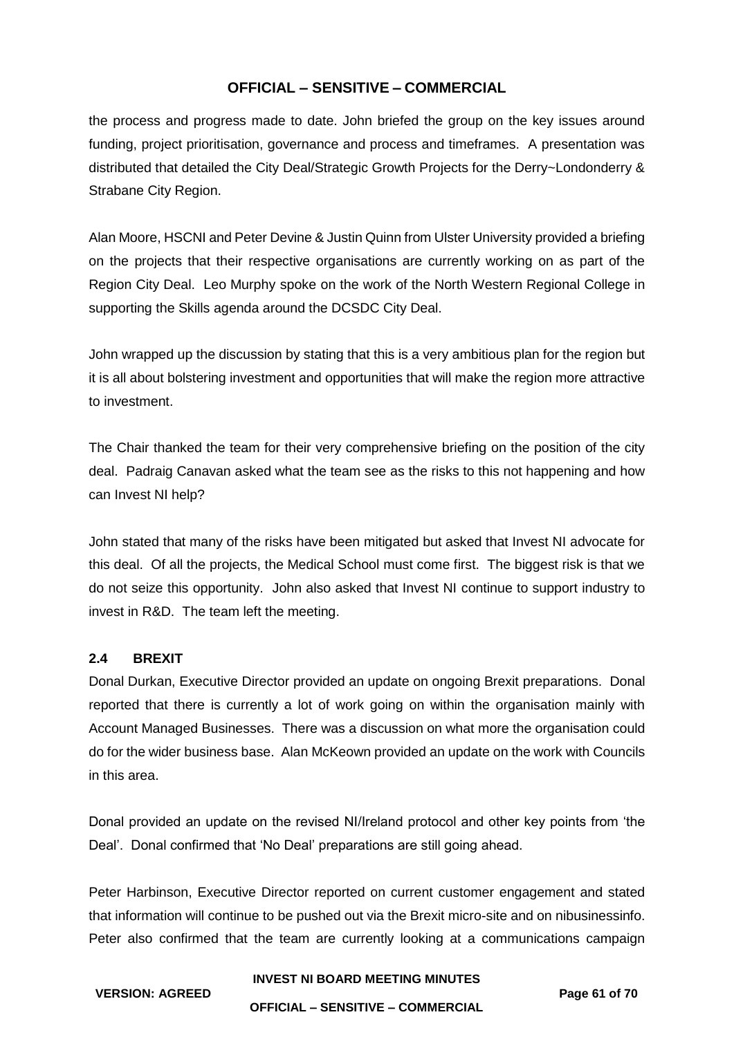the process and progress made to date. John briefed the group on the key issues around funding, project prioritisation, governance and process and timeframes. A presentation was distributed that detailed the City Deal/Strategic Growth Projects for the Derry~Londonderry & Strabane City Region.

Alan Moore, HSCNI and Peter Devine & Justin Quinn from Ulster University provided a briefing on the projects that their respective organisations are currently working on as part of the Region City Deal. Leo Murphy spoke on the work of the North Western Regional College in supporting the Skills agenda around the DCSDC City Deal.

John wrapped up the discussion by stating that this is a very ambitious plan for the region but it is all about bolstering investment and opportunities that will make the region more attractive to investment.

The Chair thanked the team for their very comprehensive briefing on the position of the city deal. Padraig Canavan asked what the team see as the risks to this not happening and how can Invest NI help?

John stated that many of the risks have been mitigated but asked that Invest NI advocate for this deal. Of all the projects, the Medical School must come first. The biggest risk is that we do not seize this opportunity. John also asked that Invest NI continue to support industry to invest in R&D. The team left the meeting.

### 2.4 BREXIT

Donal Durkan, Executive Director provided an update on ongoing Brexit preparations. Donal reported that there is currently a lot of work going on within the organisation mainly with Account Managed Businesses. There was a discussion on what more the organisation could do for the wider business base. Alan McKeown provided an update on the work with Councils in this area.

Donal provided an update on the revised NI/Ireland protocol and other key points from 'the Deal'. Donal confirmed that 'No Deal' preparations are still going ahead.

Peter Harbinson, Executive Director reported on current customer engagement and stated that information will continue to be pushed out via the Brexit micro-site and on nibusinessinfo. Peter also confirmed that the team are currently looking at a communications campaign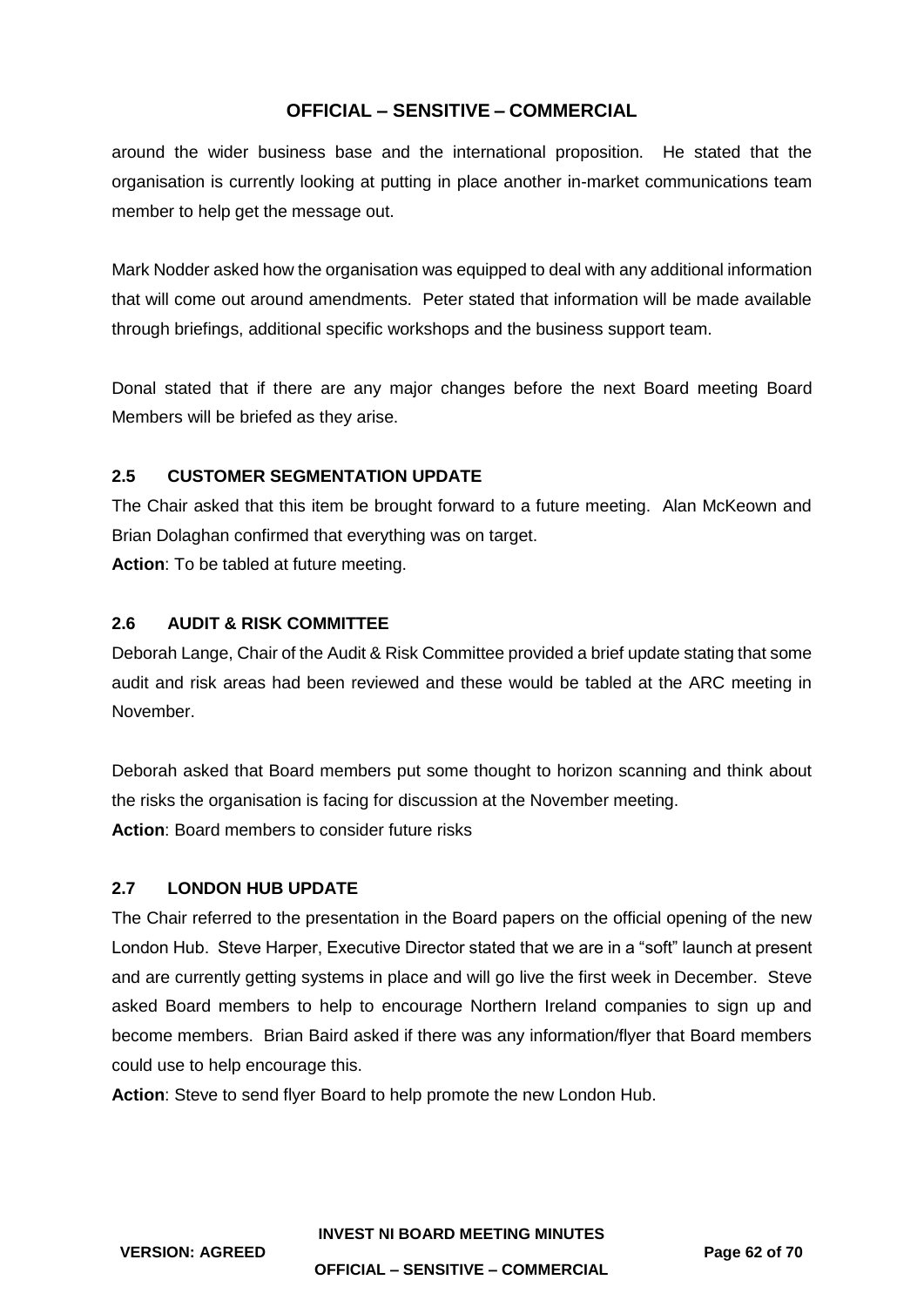around the wider business base and the international proposition. He stated that the organisation is currently looking at putting in place another in-market communications team member to help get the message out.

Mark Nodder asked how the organisation was equipped to deal with any additional information that will come out around amendments. Peter stated that information will be made available through briefings, additional specific workshops and the business support team.

Donal stated that if there are any major changes before the next Board meeting Board Members will be briefed as they arise.

### 2.5 CUSTOMER SEGMENTATION UPDATE

The Chair asked that this item be brought forward to a future meeting. Alan McKeown and Brian Dolaghan confirmed that everything was on target.

**Action**: To be tabled at future meeting.

### 2.6 AUDIT & RISK COMMITTEE

Deborah Lange, Chair of the Audit & Risk Committee provided a brief update stating that some audit and risk areas had been reviewed and these would be tabled at the ARC meeting in November.

Deborah asked that Board members put some thought to horizon scanning and think about the risks the organisation is facing for discussion at the November meeting.

**Action**: Board members to consider future risks

### 2.7 LONDON HUB UPDATE

The Chair referred to the presentation in the Board papers on the official opening of the new London Hub. Steve Harper, Executive Director stated that we are in a "soft" launch at present and are currently getting systems in place and will go live the first week in December. Steve asked Board members to help to encourage Northern Ireland companies to sign up and become members. Brian Baird asked if there was any information/flyer that Board members could use to help encourage this.

**Action**: Steve to send flyer Board to help promote the new London Hub.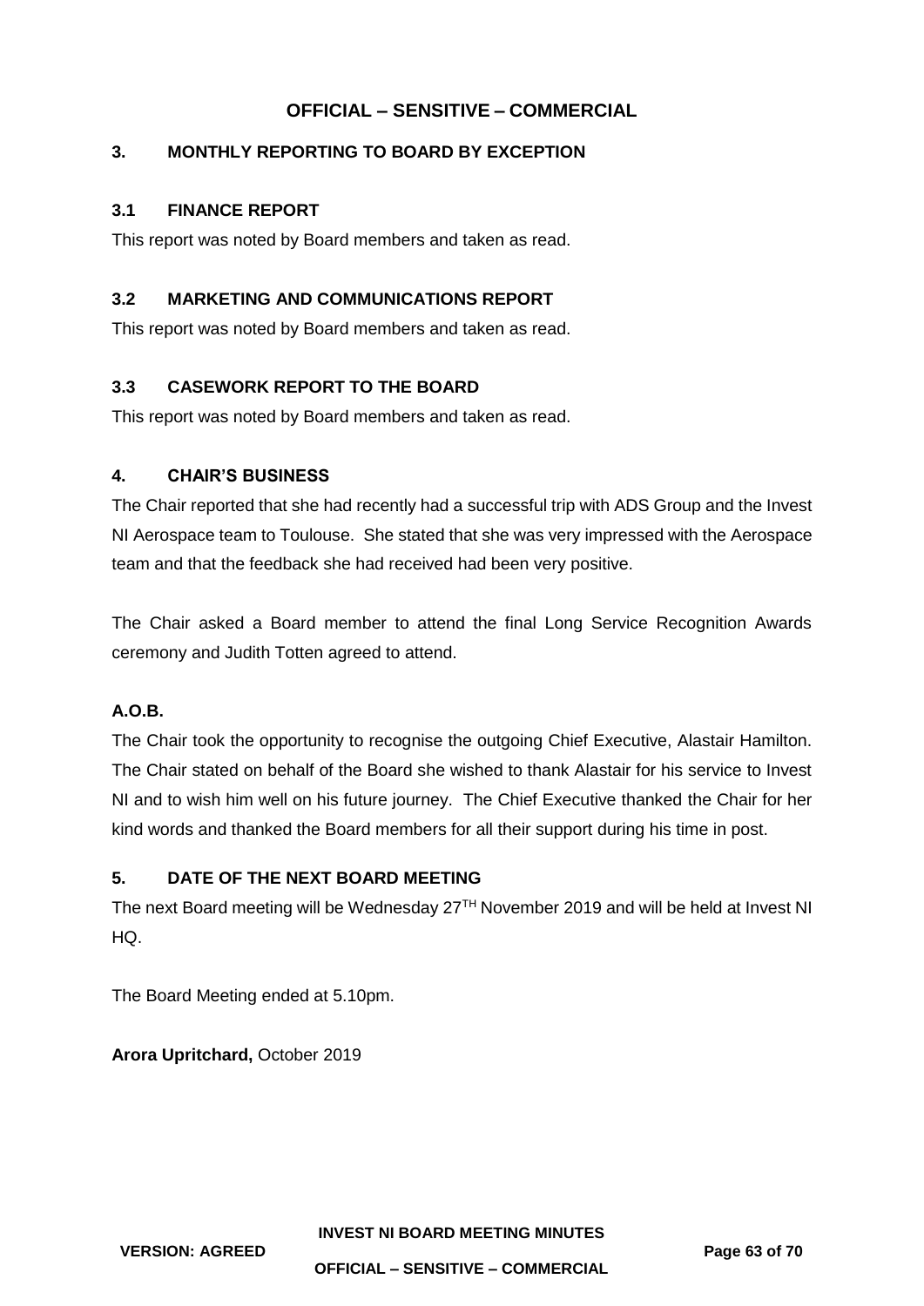## 3. MONTHLY REPORTING TO BOARD BY EXCEPTION

### 3.1 FINANCE REPORT

This report was noted by Board members and taken as read.

### 3.2 MARKETING AND COMMUNICATIONS REPORT

This report was noted by Board members and taken as read.

### 3.3 CASEWORK REPORT TO THE BOARD

This report was noted by Board members and taken as read.

## 4. CHAIR'S BUSINESS

The Chair reported that she had recently had a successful trip with ADS Group and the Invest NI Aerospace team to Toulouse. She stated that she was very impressed with the Aerospace team and that the feedback she had received had been very positive.

The Chair asked a Board member to attend the final Long Service Recognition Awards ceremony and Judith Totten agreed to attend.

### A.O.B.

The Chair took the opportunity to recognise the outgoing Chief Executive, Alastair Hamilton. The Chair stated on behalf of the Board she wished to thank Alastair for his service to Invest NI and to wish him well on his future journey. The Chief Executive thanked the Chair for her kind words and thanked the Board members for all their support during his time in post.

## 5. DATE OF THE NEXT BOARD MEETING

The next Board meeting will be Wednesday 27TH November 2019 and will be held at Invest NI HQ.

The Board Meeting ended at 5.10pm.

**Arora Upritchard,** October 2019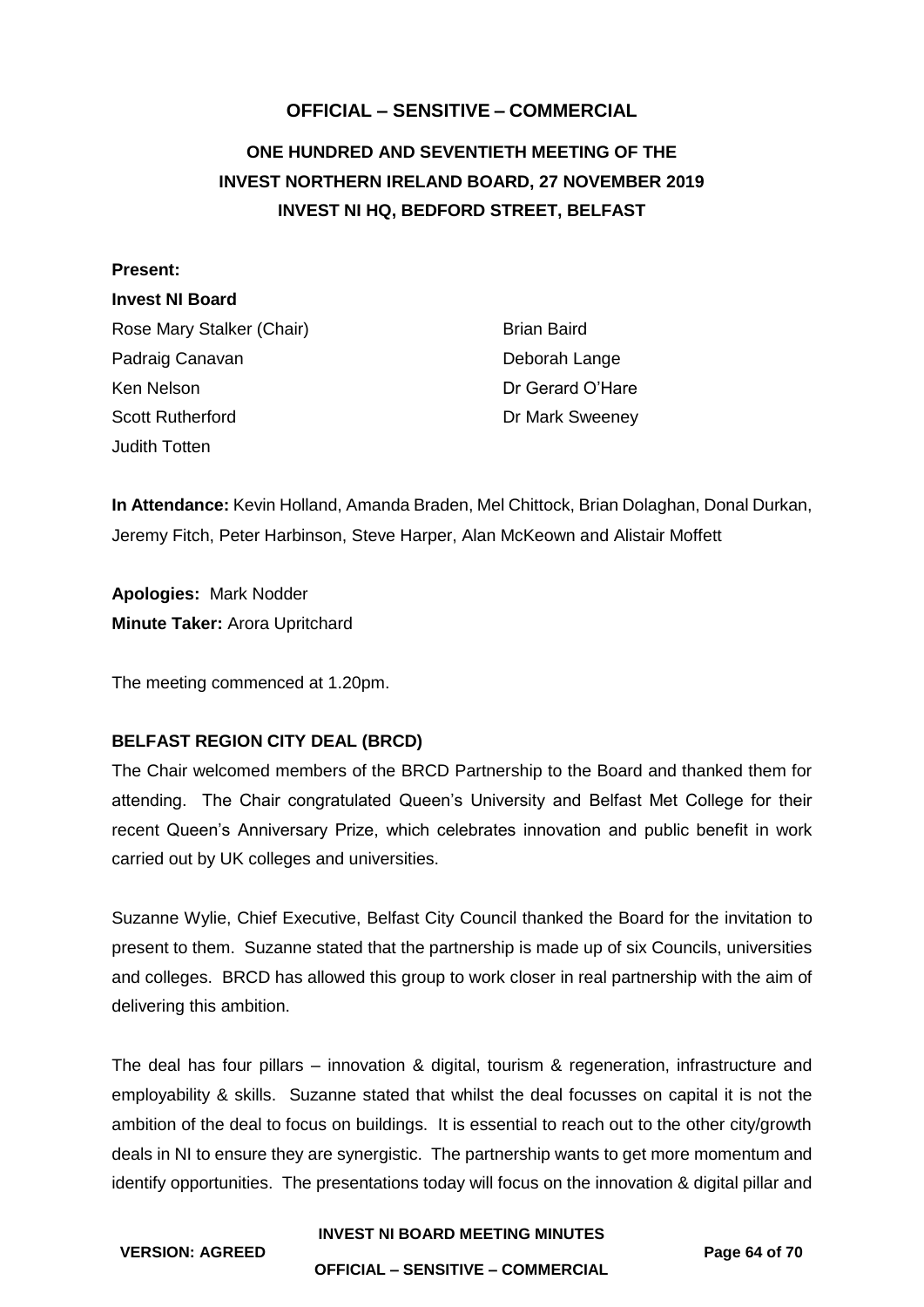**OFFICIAL – SENSITIVE – COMMERCIAL**

# ONE HUNDRED AND SEVENTIETH MEETING OF THE INVEST NORTHERN IRELAND BOARD, 27 NOVEMBER 2019 INVEST NI HQ, BEDFORD STREET, BELFAST

**Present:**

**Invest NI Board**

Rose Mary Stalker (Chair)
Padraig Canavan
Ken Nelson
Scott Rutherford
Judith Totten
Brian Baird
Deborah Lange
Dr Gerard O'Hare
Dr Mark Sweeney

**In Attendance:** Kevin Holland, Amanda Braden, Mel Chittock, Brian Dolaghan, Donal Durkan, Jeremy Fitch, Peter Harbinson, Steve Harper, Alan McKeown and Alistair Moffett

**Apologies:** Mark Nodder

**Minute Taker:** Arora Upritchard

The meeting commenced at 1.20pm.

**BELFAST REGION CITY DEAL (BRCD)**

The Chair welcomed members of the BRCD Partnership to the Board and thanked them for attending. The Chair congratulated Queen's University and Belfast Met College for their recent Queen's Anniversary Prize, which celebrates innovation and public benefit in work carried out by UK colleges and universities.

Suzanne Wylie, Chief Executive, Belfast City Council thanked the Board for the invitation to present to them. Suzanne stated that the partnership is made up of six Councils, universities and colleges. BRCD has allowed this group to work closer in real partnership with the aim of delivering this ambition.

The deal has four pillars – innovation & digital, tourism & regeneration, infrastructure and employability & skills. Suzanne stated that whilst the deal focusses on capital it is not the ambition of the deal to focus on buildings. It is essential to reach out to the other city/growth deals in NI to ensure they are synergistic. The partnership wants to get more momentum and identify opportunities. The presentations today will focus on the innovation & digital pillar and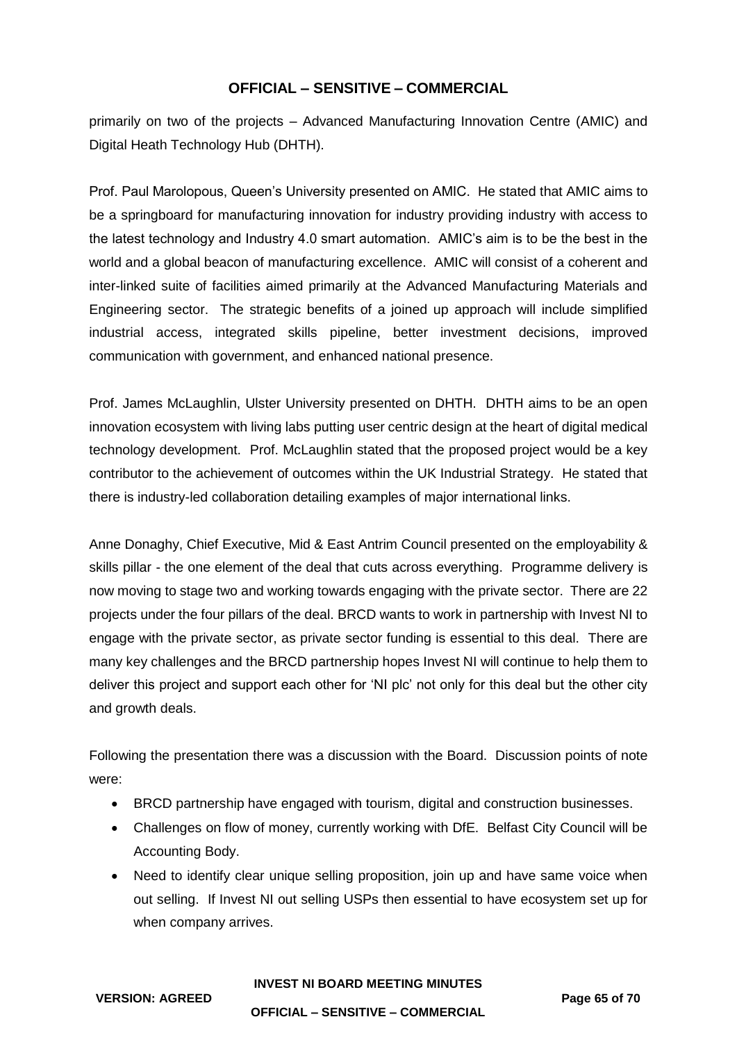primarily on two of the projects – Advanced Manufacturing Innovation Centre (AMIC) and Digital Heath Technology Hub (DHTH).

Prof. Paul Marolopous, Queen's University presented on AMIC. He stated that AMIC aims to be a springboard for manufacturing innovation for industry providing industry with access to the latest technology and Industry 4.0 smart automation. AMIC's aim is to be the best in the world and a global beacon of manufacturing excellence. AMIC will consist of a coherent and inter-linked suite of facilities aimed primarily at the Advanced Manufacturing Materials and Engineering sector. The strategic benefits of a joined up approach will include simplified industrial access, integrated skills pipeline, better investment decisions, improved communication with government, and enhanced national presence.

Prof. James McLaughlin, Ulster University presented on DHTH. DHTH aims to be an open innovation ecosystem with living labs putting user centric design at the heart of digital medical technology development. Prof. McLaughlin stated that the proposed project would be a key contributor to the achievement of outcomes within the UK Industrial Strategy. He stated that there is industry-led collaboration detailing examples of major international links.

Anne Donaghy, Chief Executive, Mid & East Antrim Council presented on the employability & skills pillar - the one element of the deal that cuts across everything. Programme delivery is now moving to stage two and working towards engaging with the private sector. There are 22 projects under the four pillars of the deal. BRCD wants to work in partnership with Invest NI to engage with the private sector, as private sector funding is essential to this deal. There are many key challenges and the BRCD partnership hopes Invest NI will continue to help them to deliver this project and support each other for 'NI plc' not only for this deal but the other city and growth deals.

Following the presentation there was a discussion with the Board. Discussion points of note were:

- BRCD partnership have engaged with tourism, digital and construction businesses.
- Challenges on flow of money, currently working with DfE. Belfast City Council will be Accounting Body.
- Need to identify clear unique selling proposition, join up and have same voice when out selling. If Invest NI out selling USPs then essential to have ecosystem set up for when company arrives.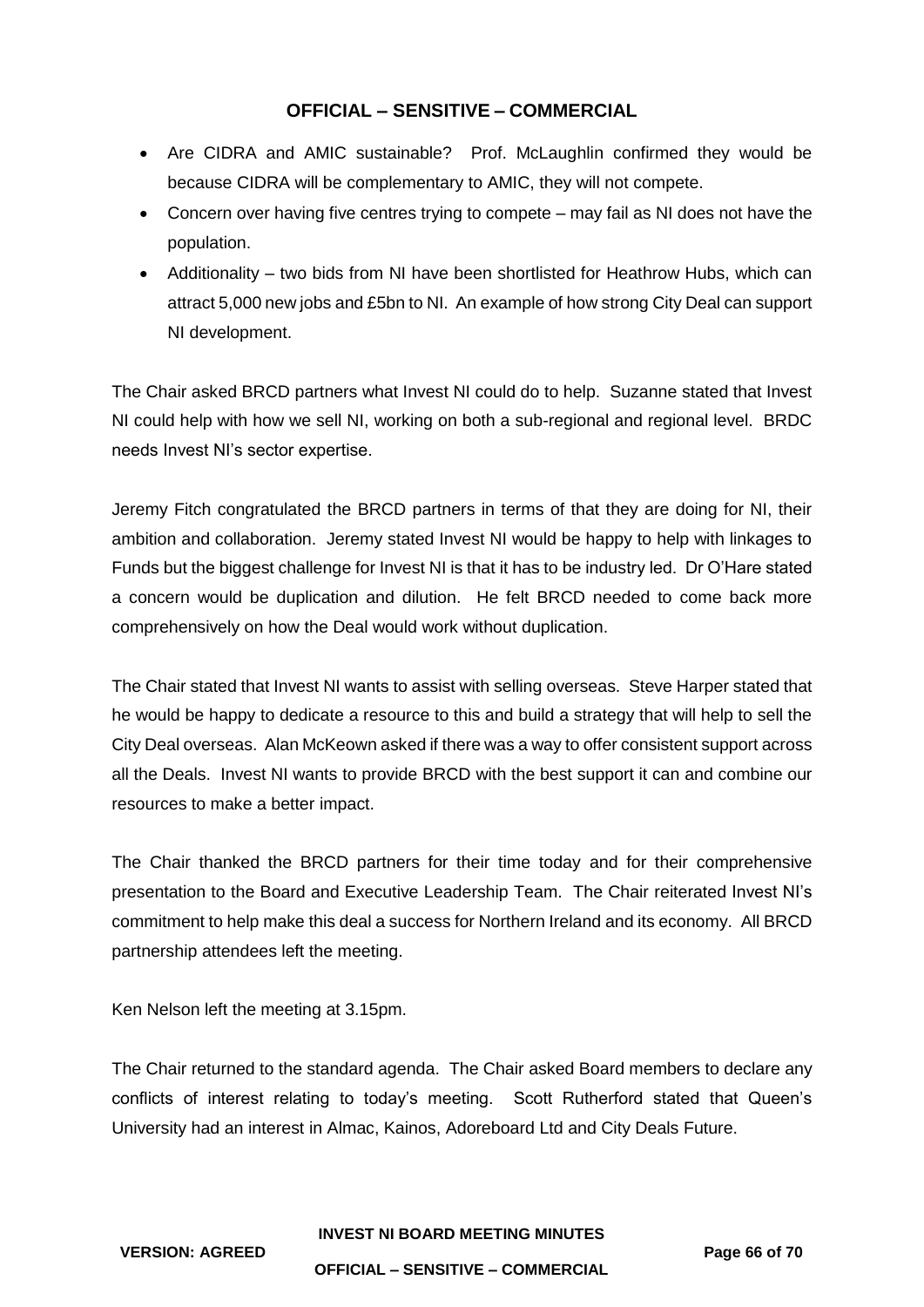- Are CIDRA and AMIC sustainable? Prof. McLaughlin confirmed they would be because CIDRA will be complementary to AMIC, they will not compete.
- Concern over having five centres trying to compete – may fail as NI does not have the population.
- Additionality – two bids from NI have been shortlisted for Heathrow Hubs, which can attract 5,000 new jobs and £5bn to NI. An example of how strong City Deal can support NI development.

The Chair asked BRCD partners what Invest NI could do to help. Suzanne stated that Invest NI could help with how we sell NI, working on both a sub-regional and regional level. BRDC needs Invest NI's sector expertise.

Jeremy Fitch congratulated the BRCD partners in terms of that they are doing for NI, their ambition and collaboration. Jeremy stated Invest NI would be happy to help with linkages to Funds but the biggest challenge for Invest NI is that it has to be industry led. Dr O'Hare stated a concern would be duplication and dilution. He felt BRCD needed to come back more comprehensively on how the Deal would work without duplication.

The Chair stated that Invest NI wants to assist with selling overseas. Steve Harper stated that he would be happy to dedicate a resource to this and build a strategy that will help to sell the City Deal overseas. Alan McKeown asked if there was a way to offer consistent support across all the Deals. Invest NI wants to provide BRCD with the best support it can and combine our resources to make a better impact.

The Chair thanked the BRCD partners for their time today and for their comprehensive presentation to the Board and Executive Leadership Team. The Chair reiterated Invest NI's commitment to help make this deal a success for Northern Ireland and its economy. All BRCD partnership attendees left the meeting.

Ken Nelson left the meeting at 3.15pm.

The Chair returned to the standard agenda. The Chair asked Board members to declare any conflicts of interest relating to today's meeting. Scott Rutherford stated that Queen's University had an interest in Almac, Kainos, Adoreboard Ltd and City Deals Future.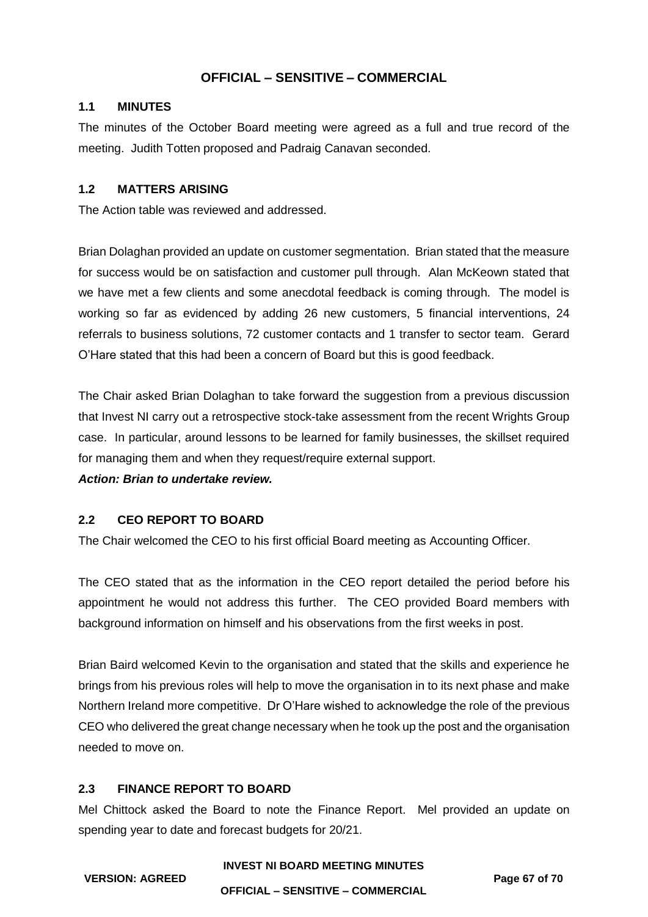### 1.1 MINUTES

The minutes of the October Board meeting were agreed as a full and true record of the meeting. Judith Totten proposed and Padraig Canavan seconded.

### 1.2 MATTERS ARISING

The Action table was reviewed and addressed.

Brian Dolaghan provided an update on customer segmentation. Brian stated that the measure for success would be on satisfaction and customer pull through. Alan McKeown stated that we have met a few clients and some anecdotal feedback is coming through. The model is working so far as evidenced by adding 26 new customers, 5 financial interventions, 24 referrals to business solutions, 72 customer contacts and 1 transfer to sector team. Gerard O'Hare stated that this had been a concern of Board but this is good feedback.

The Chair asked Brian Dolaghan to take forward the suggestion from a previous discussion that Invest NI carry out a retrospective stock-take assessment from the recent Wrights Group case. In particular, around lessons to be learned for family businesses, the skillset required for managing them and when they request/require external support.

***Action: Brian to undertake review.***

### 2.2 CEO REPORT TO BOARD

The Chair welcomed the CEO to his first official Board meeting as Accounting Officer.

The CEO stated that as the information in the CEO report detailed the period before his appointment he would not address this further. The CEO provided Board members with background information on himself and his observations from the first weeks in post.

Brian Baird welcomed Kevin to the organisation and stated that the skills and experience he brings from his previous roles will help to move the organisation in to its next phase and make Northern Ireland more competitive. Dr O'Hare wished to acknowledge the role of the previous CEO who delivered the great change necessary when he took up the post and the organisation needed to move on.

### 2.3 FINANCE REPORT TO BOARD

Mel Chittock asked the Board to note the Finance Report. Mel provided an update on spending year to date and forecast budgets for 20/21.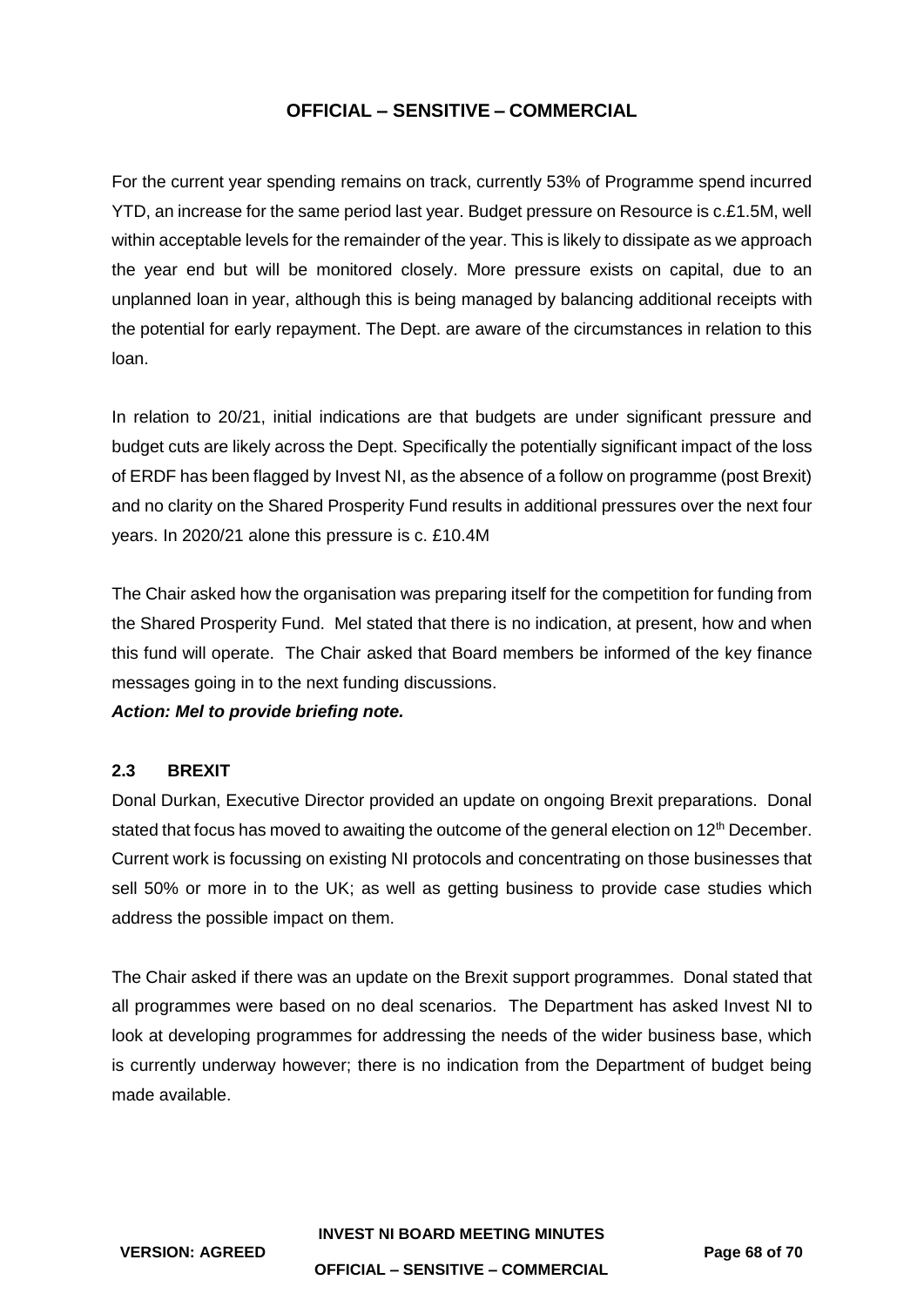For the current year spending remains on track, currently 53% of Programme spend incurred YTD, an increase for the same period last year. Budget pressure on Resource is c.£1.5M, well within acceptable levels for the remainder of the year. This is likely to dissipate as we approach the year end but will be monitored closely. More pressure exists on capital, due to an unplanned loan in year, although this is being managed by balancing additional receipts with the potential for early repayment. The Dept. are aware of the circumstances in relation to this loan.

In relation to 20/21, initial indications are that budgets are under significant pressure and budget cuts are likely across the Dept. Specifically the potentially significant impact of the loss of ERDF has been flagged by Invest NI, as the absence of a follow on programme (post Brexit) and no clarity on the Shared Prosperity Fund results in additional pressures over the next four years. In 2020/21 alone this pressure is c. £10.4M

The Chair asked how the organisation was preparing itself for the competition for funding from the Shared Prosperity Fund. Mel stated that there is no indication, at present, how and when this fund will operate. The Chair asked that Board members be informed of the key finance messages going in to the next funding discussions.

***Action: Mel to provide briefing note.***

### 2.3 BREXIT

Donal Durkan, Executive Director provided an update on ongoing Brexit preparations. Donal stated that focus has moved to awaiting the outcome of the general election on 12th December. Current work is focussing on existing NI protocols and concentrating on those businesses that sell 50% or more in to the UK; as well as getting business to provide case studies which address the possible impact on them.

The Chair asked if there was an update on the Brexit support programmes. Donal stated that all programmes were based on no deal scenarios. The Department has asked Invest NI to look at developing programmes for addressing the needs of the wider business base, which is currently underway however; there is no indication from the Department of budget being made available.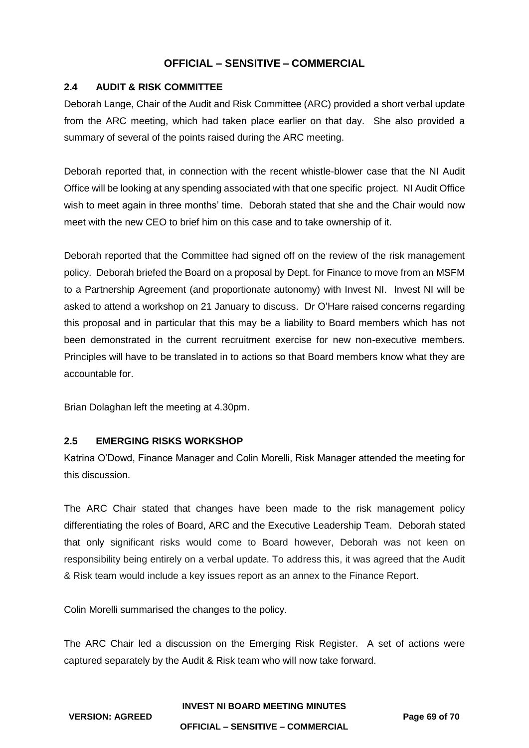## 2.4 AUDIT & RISK COMMITTEE

Deborah Lange, Chair of the Audit and Risk Committee (ARC) provided a short verbal update from the ARC meeting, which had taken place earlier on that day. She also provided a summary of several of the points raised during the ARC meeting.

Deborah reported that, in connection with the recent whistle-blower case that the NI Audit Office will be looking at any spending associated with that one specific project. NI Audit Office wish to meet again in three months' time. Deborah stated that she and the Chair would now meet with the new CEO to brief him on this case and to take ownership of it.

Deborah reported that the Committee had signed off on the review of the risk management policy. Deborah briefed the Board on a proposal by Dept. for Finance to move from an MSFM to a Partnership Agreement (and proportionate autonomy) with Invest NI. Invest NI will be asked to attend a workshop on 21 January to discuss. Dr O'Hare raised concerns regarding this proposal and in particular that this may be a liability to Board members which has not been demonstrated in the current recruitment exercise for new non-executive members. Principles will have to be translated in to actions so that Board members know what they are accountable for.

Brian Dolaghan left the meeting at 4.30pm.

## 2.5 EMERGING RISKS WORKSHOP

Katrina O'Dowd, Finance Manager and Colin Morelli, Risk Manager attended the meeting for this discussion.

The ARC Chair stated that changes have been made to the risk management policy differentiating the roles of Board, ARC and the Executive Leadership Team. Deborah stated that only significant risks would come to Board however, Deborah was not keen on responsibility being entirely on a verbal update. To address this, it was agreed that the Audit & Risk team would include a key issues report as an annex to the Finance Report.

Colin Morelli summarised the changes to the policy.

The ARC Chair led a discussion on the Emerging Risk Register. A set of actions were captured separately by the Audit & Risk team who will now take forward.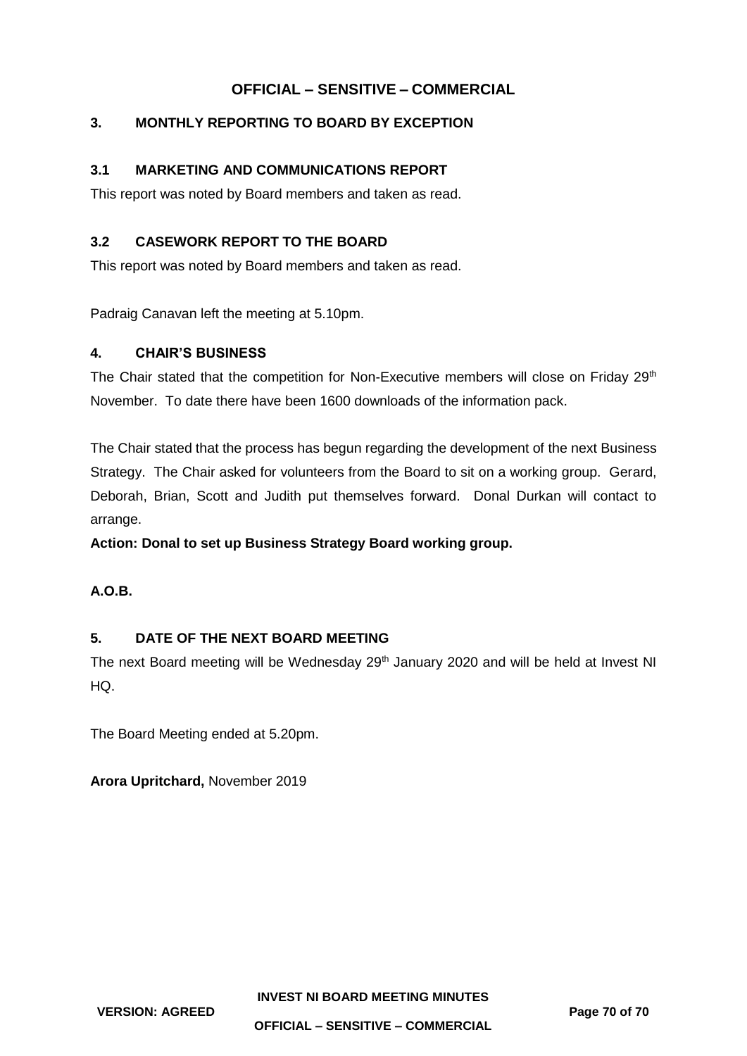**OFFICIAL – SENSITIVE – COMMERCIAL**

## 3. MONTHLY REPORTING TO BOARD BY EXCEPTION

### 3.1 MARKETING AND COMMUNICATIONS REPORT

This report was noted by Board members and taken as read.

### 3.2 CASEWORK REPORT TO THE BOARD

This report was noted by Board members and taken as read.

Padraig Canavan left the meeting at 5.10pm.

## 4. CHAIR'S BUSINESS

The Chair stated that the competition for Non-Executive members will close on Friday 29th November. To date there have been 1600 downloads of the information pack.

The Chair stated that the process has begun regarding the development of the next Business Strategy. The Chair asked for volunteers from the Board to sit on a working group. Gerard, Deborah, Brian, Scott and Judith put themselves forward. Donal Durkan will contact to arrange.

**Action: Donal to set up Business Strategy Board working group.**

**A.O.B.**

## 5. DATE OF THE NEXT BOARD MEETING

The next Board meeting will be Wednesday 29th January 2020 and will be held at Invest NI HQ.

The Board Meeting ended at 5.20pm.

**Arora Upritchard,** November 2019